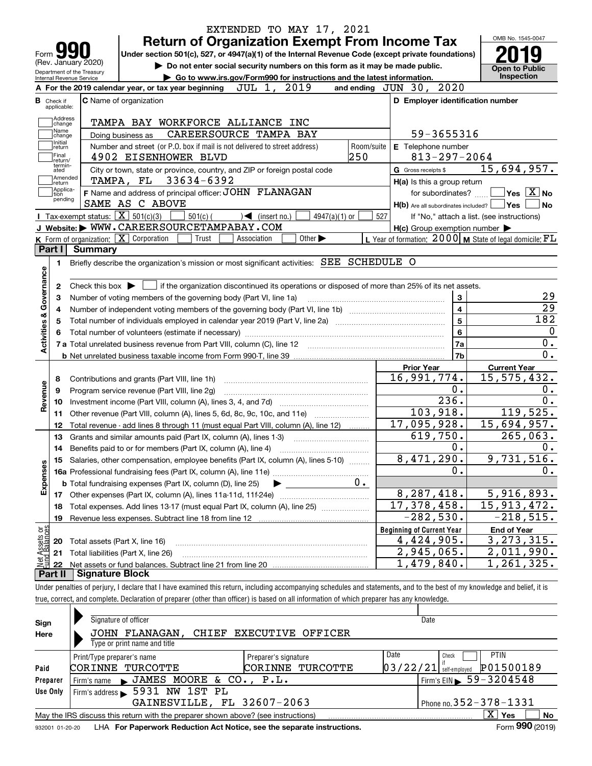EXTENDED TO MAY 17, 2021

Form **990** (Rev. January 2020)

Department of the Treasury
Internal Revenue Service

# Return of Organization Exempt From Income Tax

**Under section 501(c), 527, or 4947(a)(1) of the Internal Revenue Code (except private foundations)**

▶ Do not enter social security numbers on this form as it may be made public.

▶ Go to www.irs.gov/Form990 for instructions and the latest information.

OMB No. 1545-0047

**2019**

**Open to Public Inspection**

**A** For the 2019 calendar year, or tax year beginning JUL 1, 2019 and ending JUN 30, 2020

**B** Check if applicable: Address change, Name change, Initial return, Final return/terminated, Amended return, Application pending

**C** Name of organization: TAMPA BAY WORKFORCE ALLIANCE INC

Doing business as: CAREERSOURCE TAMPA BAY

Number and street (or P.O. box if mail is not delivered to street address): 4902 EISENHOWER BLVD — Room/suite: 250

City or town, state or province, country, and ZIP or foreign postal code: TAMPA, FL 33634-6392

**F** Name and address of principal officer: JOHN FLANAGAN, SAME AS C ABOVE

**D** Employer identification number: 59-3655316

**E** Telephone number: 813-297-2064

**G** Gross receipts $ 15,694,957.

**H(a)** Is this a group return for subordinates? ☐ Yes ☒ No

**H(b)** Are all subordinates included? ☐ Yes ☐ No — If "No," attach a list. (see instructions)

**H(c)** Group exemption number ▶

**I** Tax-exempt status: ☒ 501(c)(3) ☐ 501(c) ( ) ◀ (insert no.) ☐ 4947(a)(1) or ☐ 527

**J** Website: ▶ WWW.CAREERSOURCETAMPABAY.COM

**K** Form of organization: ☒ Corporation ☐ Trust ☐ Association ☐ Other ▶

**L** Year of formation: 2000 **M** State of legal domicile: FL

## Part I Summary

**Activities & Governance**

1. Briefly describe the organization's mission or most significant activities: SEE SCHEDULE O
2. Check this box ▶ ☐ if the organization discontinued its operations or disposed of more than 25% of its net assets.

| Line | Description | Box | Value |
|---|---|---|---|
| 3 | Number of voting members of the governing body (Part VI, line 1a) | 3 | 29 |
| 4 | Number of independent voting members of the governing body (Part VI, line 1b) | 4 | 29 |
| 5 | Total number of individuals employed in calendar year 2019 (Part V, line 2a) | 5 | 182 |
| 6 | Total number of volunteers (estimate if necessary) | 6 | 0 |
| 7a | Total unrelated business revenue from Part VIII, column (C), line 12 | 7a | 0. |
| 7b | Net unrelated business taxable income from Form 990-T, line 39 | 7b | 0. |

| Line | Description | Prior Year | Current Year |
|---|---|---|---|
| **Revenue** | | | |
| 8 | Contributions and grants (Part VIII, line 1h) | 16,991,774. | 15,575,432. |
| 9 | Program service revenue (Part VIII, line 2g) | 0. | 0. |
| 10 | Investment income (Part VIII, column (A), lines 3, 4, and 7d) | 236. | 0. |
| 11 | Other revenue (Part VIII, column (A), lines 5, 6d, 8c, 9c, 10c, and 11e) | 103,918. | 119,525. |
| 12 | Total revenue - add lines 8 through 11 (must equal Part VIII, column (A), line 12) | 17,095,928. | 15,694,957. |
| **Expenses** | | | |
| 13 | Grants and similar amounts paid (Part IX, column (A), lines 1-3) | 619,750. | 265,063. |
| 14 | Benefits paid to or for members (Part IX, column (A), line 4) | 0. | 0. |
| 15 | Salaries, other compensation, employee benefits (Part IX, column (A), lines 5-10) | 8,471,290. | 9,731,516. |
| 16a | Professional fundraising fees (Part IX, column (A), line 11e) | 0. | 0. |
| b | Total fundraising expenses (Part IX, column (D), line 25) ▶ 0. | | |
| 17 | Other expenses (Part IX, column (A), lines 11a-11d, 11f-24e) | 8,287,418. | 5,916,893. |
| 18 | Total expenses. Add lines 13-17 (must equal Part IX, column (A), line 25) | 17,378,458. | 15,913,472. |
| 19 | Revenue less expenses. Subtract line 18 from line 12 | -282,530. | -218,515. |

| Line | Net Assets or Fund Balances | Beginning of Current Year | End of Year |
|---|---|---|---|
| 20 | Total assets (Part X, line 16) | 4,424,905. | 3,273,315. |
| 21 | Total liabilities (Part X, line 26) | 2,945,065. | 2,011,990. |
| 22 | Net assets or fund balances. Subtract line 21 from line 20 | 1,479,840. | 1,261,325. |

## Part II Signature Block

Under penalties of perjury, I declare that I have examined this return, including accompanying schedules and statements, and to the best of my knowledge and belief, it is true, correct, and complete. Declaration of preparer (other than officer) is based on all information of which preparer has any knowledge.

**Sign Here**

Signature of officer — Date

JOHN FLANAGAN, CHIEF EXECUTIVE OFFICER
Type or print name and title

**Paid Preparer Use Only**

| Print/Type preparer's name | Preparer's signature | Date | Check ☐ if self-employed | PTIN |
|---|---|---|---|---|
| CORINNE TURCOTTE | CORINNE TURCOTTE | 03/22/21 | | P01500189 |

Firm's name ▶ JAMES MOORE & CO., P.L. — Firm's EIN ▶ 59-3204548

Firm's address ▶ 5931 NW 1ST PL, GAINESVILLE, FL 32607-2063 — Phone no. 352-378-1331

May the IRS discuss this return with the preparer shown above? (see instructions) ☒ Yes ☐ No

932001 01-20-20 LHA **For Paperwork Reduction Act Notice, see the separate instructions.** Form **990** (2019)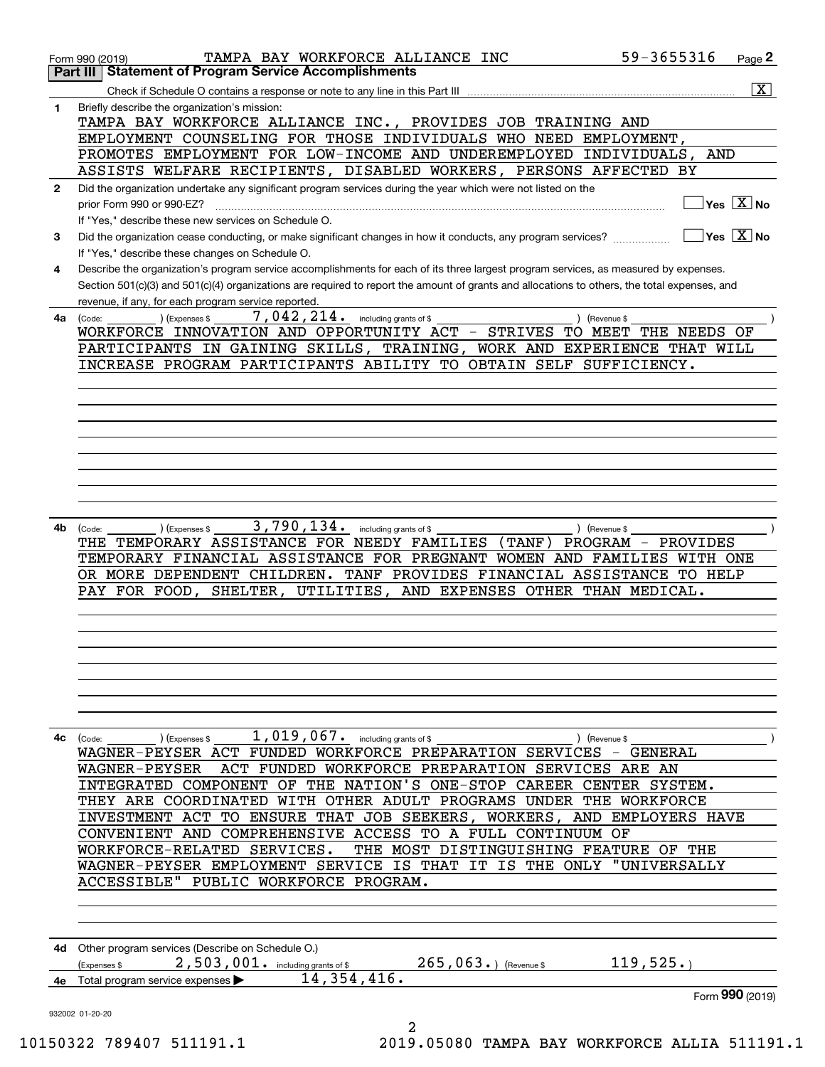Form 990 (2019) TAMPA BAY WORKFORCE ALLIANCE INC 59-3655316 Page 2

## Part III Statement of Program Service Accomplishments

Check if Schedule O contains a response or note to any line in this Part III .......... [X]

**1** Briefly describe the organization's mission:

TAMPA BAY WORKFORCE ALLIANCE INC., PROVIDES JOB TRAINING AND EMPLOYMENT COUNSELING FOR THOSE INDIVIDUALS WHO NEED EMPLOYMENT, PROMOTES EMPLOYMENT FOR LOW-INCOME AND UNDEREMPLOYED INDIVIDUALS, AND ASSISTS WELFARE RECIPIENTS, DISABLED WORKERS, PERSONS AFFECTED BY

**2** Did the organization undertake any significant program services during the year which were not listed on the prior Form 990 or 990-EZ? .......... [ ] Yes [X] No

If "Yes," describe these new services on Schedule O.

**3** Did the organization cease conducting, or make significant changes in how it conducts, any program services? .......... [ ] Yes [X] No

If "Yes," describe these changes on Schedule O.

**4** Describe the organization's program service accomplishments for each of its three largest program services, as measured by expenses. Section 501(c)(3) and 501(c)(4) organizations are required to report the amount of grants and allocations to others, the total expenses, and revenue, if any, for each program service reported.

**4a** (Code: ) (Expenses $ 7,042,214. including grants of $ ) (Revenue $ )

WORKFORCE INNOVATION AND OPPORTUNITY ACT - STRIVES TO MEET THE NEEDS OF PARTICIPANTS IN GAINING SKILLS, TRAINING, WORK AND EXPERIENCE THAT WILL INCREASE PROGRAM PARTICIPANTS ABILITY TO OBTAIN SELF SUFFICIENCY.

**4b** (Code: ) (Expenses $ 3,790,134. including grants of $ ) (Revenue $ )

THE TEMPORARY ASSISTANCE FOR NEEDY FAMILIES (TANF) PROGRAM - PROVIDES TEMPORARY FINANCIAL ASSISTANCE FOR PREGNANT WOMEN AND FAMILIES WITH ONE OR MORE DEPENDENT CHILDREN. TANF PROVIDES FINANCIAL ASSISTANCE TO HELP PAY FOR FOOD, SHELTER, UTILITIES, AND EXPENSES OTHER THAN MEDICAL.

**4c** (Code: ) (Expenses $ 1,019,067. including grants of $ ) (Revenue $ )

WAGNER-PEYSER ACT FUNDED WORKFORCE PREPARATION SERVICES - GENERAL WAGNER-PEYSER ACT FUNDED WORKFORCE PREPARATION SERVICES ARE AN INTEGRATED COMPONENT OF THE NATION'S ONE-STOP CAREER CENTER SYSTEM. THEY ARE COORDINATED WITH OTHER ADULT PROGRAMS UNDER THE WORKFORCE INVESTMENT ACT TO ENSURE THAT JOB SEEKERS, WORKERS, AND EMPLOYERS HAVE CONVENIENT AND COMPREHENSIVE ACCESS TO A FULL CONTINUUM OF WORKFORCE-RELATED SERVICES. THE MOST DISTINGUISHING FEATURE OF THE WAGNER-PEYSER EMPLOYMENT SERVICE IS THAT IT IS THE ONLY "UNIVERSALLY ACCESSIBLE" PUBLIC WORKFORCE PROGRAM.

**4d** Other program services (Describe on Schedule O.)

(Expenses $ 2,503,001. including grants of $ 265,063.) (Revenue $ 119,525.)

**4e** Total program service expenses ▶ 14,354,416.

Form 990 (2019)

932002 01-20-20

10150322 789407 511191.1 2019.05080 TAMPA BAY WORKFORCE ALLIA 511191.1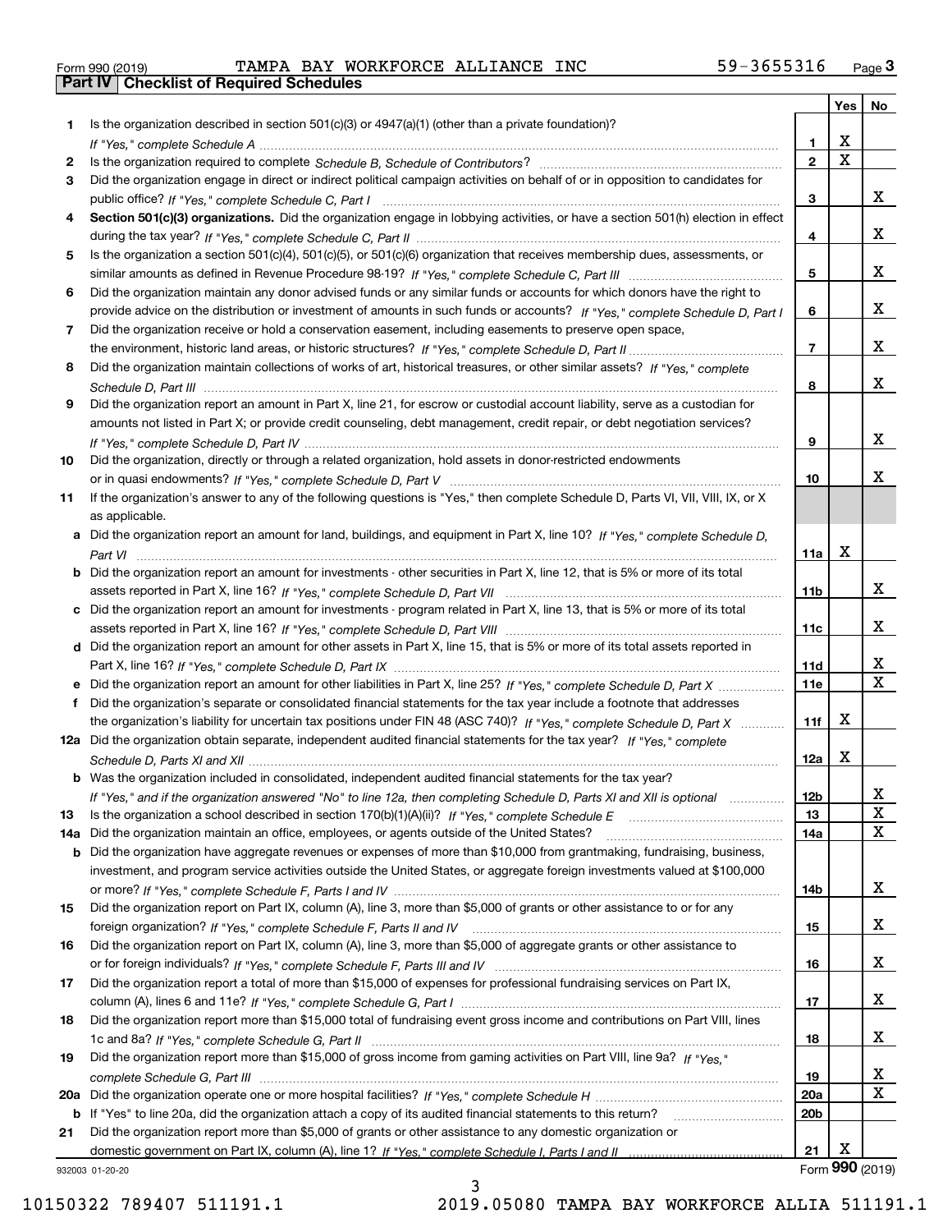Form 990 (2019) TAMPA BAY WORKFORCE ALLIANCE INC 59-3655316

## Part IV Checklist of Required Schedules

| | | | Yes | No |
|---|---|---|---|---|
| 1 | Is the organization described in section 501(c)(3) or 4947(a)(1) (other than a private foundation)? *If "Yes," complete Schedule A* | 1 | X | |
| 2 | Is the organization required to complete *Schedule B, Schedule of Contributors*? | 2 | X | |
| 3 | Did the organization engage in direct or indirect political campaign activities on behalf of or in opposition to candidates for public office? *If "Yes," complete Schedule C, Part I* | 3 | | X |
| 4 | **Section 501(c)(3) organizations.** Did the organization engage in lobbying activities, or have a section 501(h) election in effect during the tax year? *If "Yes," complete Schedule C, Part II* | 4 | | X |
| 5 | Is the organization a section 501(c)(4), 501(c)(5), or 501(c)(6) organization that receives membership dues, assessments, or similar amounts as defined in Revenue Procedure 98-19? *If "Yes," complete Schedule C, Part III* | 5 | | X |
| 6 | Did the organization maintain any donor advised funds or any similar funds or accounts for which donors have the right to provide advice on the distribution or investment of amounts in such funds or accounts? *If "Yes," complete Schedule D, Part I* | 6 | | X |
| 7 | Did the organization receive or hold a conservation easement, including easements to preserve open space, the environment, historic land areas, or historic structures? *If "Yes," complete Schedule D, Part II* | 7 | | X |
| 8 | Did the organization maintain collections of works of art, historical treasures, or other similar assets? *If "Yes," complete Schedule D, Part III* | 8 | | X |
| 9 | Did the organization report an amount in Part X, line 21, for escrow or custodial account liability, serve as a custodian for amounts not listed in Part X; or provide credit counseling, debt management, credit repair, or debt negotiation services? *If "Yes," complete Schedule D, Part IV* | 9 | | X |
| 10 | Did the organization, directly or through a related organization, hold assets in donor-restricted endowments or in quasi endowments? *If "Yes," complete Schedule D, Part V* | 10 | | X |
| 11 | If the organization's answer to any of the following questions is "Yes," then complete Schedule D, Parts VI, VII, VIII, IX, or X as applicable. | | | |
| a | Did the organization report an amount for land, buildings, and equipment in Part X, line 10? *If "Yes," complete Schedule D, Part VI* | 11a | X | |
| b | Did the organization report an amount for investments - other securities in Part X, line 12, that is 5% or more of its total assets reported in Part X, line 16? *If "Yes," complete Schedule D, Part VII* | 11b | | X |
| c | Did the organization report an amount for investments - program related in Part X, line 13, that is 5% or more of its total assets reported in Part X, line 16? *If "Yes," complete Schedule D, Part VIII* | 11c | | X |
| d | Did the organization report an amount for other assets in Part X, line 15, that is 5% or more of its total assets reported in Part X, line 16? *If "Yes," complete Schedule D, Part IX* | 11d | | X |
| e | Did the organization report an amount for other liabilities in Part X, line 25? *If "Yes," complete Schedule D, Part X* | 11e | | X |
| f | Did the organization's separate or consolidated financial statements for the tax year include a footnote that addresses the organization's liability for uncertain tax positions under FIN 48 (ASC 740)? *If "Yes," complete Schedule D, Part X* | 11f | X | |
| 12a | Did the organization obtain separate, independent audited financial statements for the tax year? *If "Yes," complete Schedule D, Parts XI and XII* | 12a | X | |
| b | Was the organization included in consolidated, independent audited financial statements for the tax year? *If "Yes," and if the organization answered "No" to line 12a, then completing Schedule D, Parts XI and XII is optional* | 12b | | X |
| 13 | Is the organization a school described in section 170(b)(1)(A)(ii)? *If "Yes," complete Schedule E* | 13 | | X |
| 14a | Did the organization maintain an office, employees, or agents outside of the United States? | 14a | | X |
| b | Did the organization have aggregate revenues or expenses of more than $10,000 from grantmaking, fundraising, business, investment, and program service activities outside the United States, or aggregate foreign investments valued at $100,000 or more? *If "Yes," complete Schedule F, Parts I and IV* | 14b | | X |
| 15 | Did the organization report on Part IX, column (A), line 3, more than $5,000 of grants or other assistance to or for any foreign organization? *If "Yes," complete Schedule F, Parts II and IV* | 15 | | X |
| 16 | Did the organization report on Part IX, column (A), line 3, more than $5,000 of aggregate grants or other assistance to or for foreign individuals? *If "Yes," complete Schedule F, Parts III and IV* | 16 | | X |
| 17 | Did the organization report a total of more than $15,000 of expenses for professional fundraising services on Part IX, column (A), lines 6 and 11e? *If "Yes," complete Schedule G, Part I* | 17 | | X |
| 18 | Did the organization report more than $15,000 total of fundraising event gross income and contributions on Part VIII, lines 1c and 8a? *If "Yes," complete Schedule G, Part II* | 18 | | X |
| 19 | Did the organization report more than $15,000 of gross income from gaming activities on Part VIII, line 9a? *If "Yes," complete Schedule G, Part III* | 19 | | X |
| 20a | Did the organization operate one or more hospital facilities? *If "Yes," complete Schedule H* | 20a | | X |
| b | If "Yes" to line 20a, did the organization attach a copy of its audited financial statements to this return? | 20b | | |
| 21 | Did the organization report more than $5,000 of grants or other assistance to any domestic organization or domestic government on Part IX, column (A), line 1? *If "Yes," complete Schedule I, Parts I and II* | 21 | X | |

932003 01-20-20 Form **990** (2019)

10150322 789407 511191.1 2019.05080 TAMPA BAY WORKFORCE ALLIA 511191.1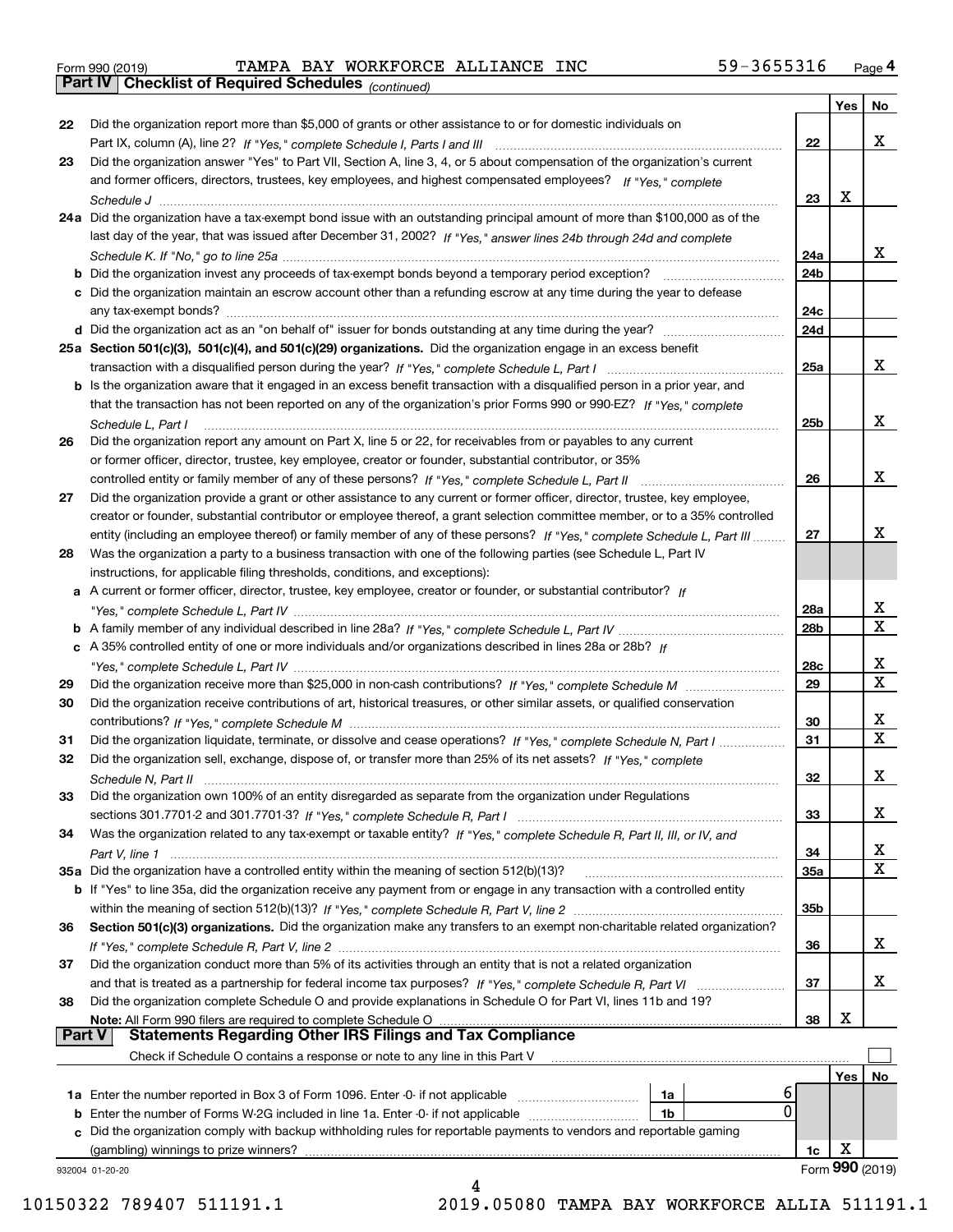Form 990 (2019) TAMPA BAY WORKFORCE ALLIANCE INC 59-3655316 Page 4

## Part IV Checklist of Required Schedules *(continued)*

| | | | Yes | No |
|---|---|---|---|---|
| 22 | Did the organization report more than $5,000 of grants or other assistance to or for domestic individuals on Part IX, column (A), line 2? *If "Yes," complete Schedule I, Parts I and III* | 22 | | X |
| 23 | Did the organization answer "Yes" to Part VII, Section A, line 3, 4, or 5 about compensation of the organization's current and former officers, directors, trustees, key employees, and highest compensated employees? *If "Yes," complete Schedule J* | 23 | X | |
| 24a | Did the organization have a tax-exempt bond issue with an outstanding principal amount of more than $100,000 as of the last day of the year, that was issued after December 31, 2002? *If "Yes," answer lines 24b through 24d and complete Schedule K. If "No," go to line 25a* | 24a | | X |
| b | Did the organization invest any proceeds of tax-exempt bonds beyond a temporary period exception? | 24b | | |
| c | Did the organization maintain an escrow account other than a refunding escrow at any time during the year to defease any tax-exempt bonds? | 24c | | |
| d | Did the organization act as an "on behalf of" issuer for bonds outstanding at any time during the year? | 24d | | |
| 25a | **Section 501(c)(3), 501(c)(4), and 501(c)(29) organizations.** Did the organization engage in an excess benefit transaction with a disqualified person during the year? *If "Yes," complete Schedule L, Part I* | 25a | | X |
| b | Is the organization aware that it engaged in an excess benefit transaction with a disqualified person in a prior year, and that the transaction has not been reported on any of the organization's prior Forms 990 or 990-EZ? *If "Yes," complete Schedule L, Part I* | 25b | | X |
| 26 | Did the organization report any amount on Part X, line 5 or 22, for receivables from or payables to any current or former officer, director, trustee, key employee, creator or founder, substantial contributor, or 35% controlled entity or family member of any of these persons? *If "Yes," complete Schedule L, Part II* | 26 | | X |
| 27 | Did the organization provide a grant or other assistance to any current or former officer, director, trustee, key employee, creator or founder, substantial contributor or employee thereof, a grant selection committee member, or to a 35% controlled entity (including an employee thereof) or family member of any of these persons? *If "Yes," complete Schedule L, Part III* | 27 | | X |
| 28 | Was the organization a party to a business transaction with one of the following parties (see Schedule L, Part IV instructions, for applicable filing thresholds, conditions, and exceptions): | | | |
| a | A current or former officer, director, trustee, key employee, creator or founder, or substantial contributor? *If "Yes," complete Schedule L, Part IV* | 28a | | X |
| b | A family member of any individual described in line 28a? *If "Yes," complete Schedule L, Part IV* | 28b | | X |
| c | A 35% controlled entity of one or more individuals and/or organizations described in lines 28a or 28b? *If "Yes," complete Schedule L, Part IV* | 28c | | X |
| 29 | Did the organization receive more than $25,000 in non-cash contributions? *If "Yes," complete Schedule M* | 29 | | X |
| 30 | Did the organization receive contributions of art, historical treasures, or other similar assets, or qualified conservation contributions? *If "Yes," complete Schedule M* | 30 | | X |
| 31 | Did the organization liquidate, terminate, or dissolve and cease operations? *If "Yes," complete Schedule N, Part I* | 31 | | X |
| 32 | Did the organization sell, exchange, dispose of, or transfer more than 25% of its net assets? *If "Yes," complete Schedule N, Part II* | 32 | | X |
| 33 | Did the organization own 100% of an entity disregarded as separate from the organization under Regulations sections 301.7701-2 and 301.7701-3? *If "Yes," complete Schedule R, Part I* | 33 | | X |
| 34 | Was the organization related to any tax-exempt or taxable entity? *If "Yes," complete Schedule R, Part II, III, or IV, and Part V, line 1* | 34 | | X |
| 35a | Did the organization have a controlled entity within the meaning of section 512(b)(13)? | 35a | | X |
| b | If "Yes" to line 35a, did the organization receive any payment from or engage in any transaction with a controlled entity within the meaning of section 512(b)(13)? *If "Yes," complete Schedule R, Part V, line 2* | 35b | | |
| 36 | **Section 501(c)(3) organizations.** Did the organization make any transfers to an exempt non-charitable related organization? *If "Yes," complete Schedule R, Part V, line 2* | 36 | | X |
| 37 | Did the organization conduct more than 5% of its activities through an entity that is not a related organization and that is treated as a partnership for federal income tax purposes? *If "Yes," complete Schedule R, Part VI* | 37 | | X |
| 38 | Did the organization complete Schedule O and provide explanations in Schedule O for Part VI, lines 11b and 19? **Note:** All Form 990 filers are required to complete Schedule O | 38 | X | |

## Part V Statements Regarding Other IRS Filings and Tax Compliance

Check if Schedule O contains a response or note to any line in this Part V ☐

| | | | | | Yes | No |
|---|---|---|---|---|---|---|
| 1a | Enter the number reported in Box 3 of Form 1096. Enter -0- if not applicable | 1a | 6 | | | |
| b | Enter the number of Forms W-2G included in line 1a. Enter -0- if not applicable | 1b | 0 | | | |
| c | Did the organization comply with backup withholding rules for reportable payments to vendors and reportable gaming (gambling) winnings to prize winners? | | | 1c | X | |

932004 01-20-20 Form **990** (2019)

10150322 789407 511191.1 2019.05080 TAMPA BAY WORKFORCE ALLIA 511191.1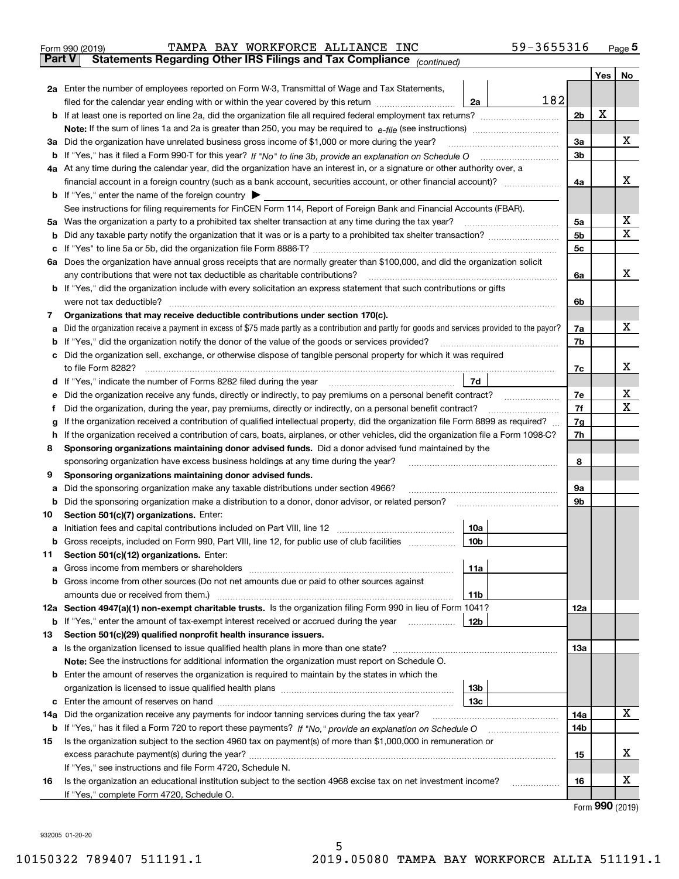Form 990 (2019) TAMPA BAY WORKFORCE ALLIANCE INC 59-3655316

**Part V Statements Regarding Other IRS Filings and Tax Compliance** *(continued)*

| | | | | Yes | No |
|---|---|---|---|---|---|
| **2a** | Enter the number of employees reported on Form W-3, Transmittal of Wage and Tax Statements, filed for the calendar year ending with or within the year covered by this return | **2a** 182 | | | |
| **b** | If at least one is reported on line 2a, did the organization file all required federal employment tax returns? | | **2b** | X | |
| | **Note:** If the sum of lines 1a and 2a is greater than 250, you may be required to *e-file* (see instructions) | | | | |
| **3a** | Did the organization have unrelated business gross income of $1,000 or more during the year? | | **3a** | | X |
| **b** | If "Yes," has it filed a Form 990-T for this year? *If "No" to line 3b, provide an explanation on Schedule O* | | **3b** | | |
| **4a** | At any time during the calendar year, did the organization have an interest in, or a signature or other authority over, a financial account in a foreign country (such as a bank account, securities account, or other financial account)? | | **4a** | | X |
| **b** | If "Yes," enter the name of the foreign country ▶ | | | | |
| | See instructions for filing requirements for FinCEN Form 114, Report of Foreign Bank and Financial Accounts (FBAR). | | | | |
| **5a** | Was the organization a party to a prohibited tax shelter transaction at any time during the tax year? | | **5a** | | X |
| **b** | Did any taxable party notify the organization that it was or is a party to a prohibited tax shelter transaction? | | **5b** | | X |
| **c** | If "Yes" to line 5a or 5b, did the organization file Form 8886-T? | | **5c** | | |
| **6a** | Does the organization have annual gross receipts that are normally greater than $100,000, and did the organization solicit any contributions that were not tax deductible as charitable contributions? | | **6a** | | X |
| **b** | If "Yes," did the organization include with every solicitation an express statement that such contributions or gifts were not tax deductible? | | **6b** | | |
| **7** | **Organizations that may receive deductible contributions under section 170(c).** | | | | |
| **a** | Did the organization receive a payment in excess of $75 made partly as a contribution and partly for goods and services provided to the payor? | | **7a** | | X |
| **b** | If "Yes," did the organization notify the donor of the value of the goods or services provided? | | **7b** | | |
| **c** | Did the organization sell, exchange, or otherwise dispose of tangible personal property for which it was required to file Form 8282? | | **7c** | | X |
| **d** | If "Yes," indicate the number of Forms 8282 filed during the year | **7d** | | | |
| **e** | Did the organization receive any funds, directly or indirectly, to pay premiums on a personal benefit contract? | | **7e** | | X |
| **f** | Did the organization, during the year, pay premiums, directly or indirectly, on a personal benefit contract? | | **7f** | | X |
| **g** | If the organization received a contribution of qualified intellectual property, did the organization file Form 8899 as required? | | **7g** | | |
| **h** | If the organization received a contribution of cars, boats, airplanes, or other vehicles, did the organization file a Form 1098-C? | | **7h** | | |
| **8** | **Sponsoring organizations maintaining donor advised funds.** Did a donor advised fund maintained by the sponsoring organization have excess business holdings at any time during the year? | | **8** | | |
| **9** | **Sponsoring organizations maintaining donor advised funds.** | | | | |
| **a** | Did the sponsoring organization make any taxable distributions under section 4966? | | **9a** | | |
| **b** | Did the sponsoring organization make a distribution to a donor, donor advisor, or related person? | | **9b** | | |
| **10** | **Section 501(c)(7) organizations.** Enter: | | | | |
| **a** | Initiation fees and capital contributions included on Part VIII, line 12 | **10a** | | | |
| **b** | Gross receipts, included on Form 990, Part VIII, line 12, for public use of club facilities | **10b** | | | |
| **11** | **Section 501(c)(12) organizations.** Enter: | | | | |
| **a** | Gross income from members or shareholders | **11a** | | | |
| **b** | Gross income from other sources (Do not net amounts due or paid to other sources against amounts due or received from them.) | **11b** | | | |
| **12a** | **Section 4947(a)(1) non-exempt charitable trusts.** Is the organization filing Form 990 in lieu of Form 1041? | | **12a** | | |
| **b** | If "Yes," enter the amount of tax-exempt interest received or accrued during the year | **12b** | | | |
| **13** | **Section 501(c)(29) qualified nonprofit health insurance issuers.** | | | | |
| **a** | Is the organization licensed to issue qualified health plans in more than one state? | | **13a** | | |
| | **Note:** See the instructions for additional information the organization must report on Schedule O. | | | | |
| **b** | Enter the amount of reserves the organization is required to maintain by the states in which the organization is licensed to issue qualified health plans | **13b** | | | |
| **c** | Enter the amount of reserves on hand | **13c** | | | |
| **14a** | Did the organization receive any payments for indoor tanning services during the tax year? | | **14a** | | X |
| **b** | If "Yes," has it filed a Form 720 to report these payments? *If "No," provide an explanation on Schedule O* | | **14b** | | |
| **15** | Is the organization subject to the section 4960 tax on payment(s) of more than $1,000,000 in remuneration or excess parachute payment(s) during the year? | | **15** | | X |
| | If "Yes," see instructions and file Form 4720, Schedule N. | | | | |
| **16** | Is the organization an educational institution subject to the section 4968 excise tax on net investment income? | | **16** | | X |
| | If "Yes," complete Form 4720, Schedule O. | | | | |

Form **990** (2019)

932005 01-20-20

10150322 789407 511191.1 2019.05080 TAMPA BAY WORKFORCE ALLIA 511191.1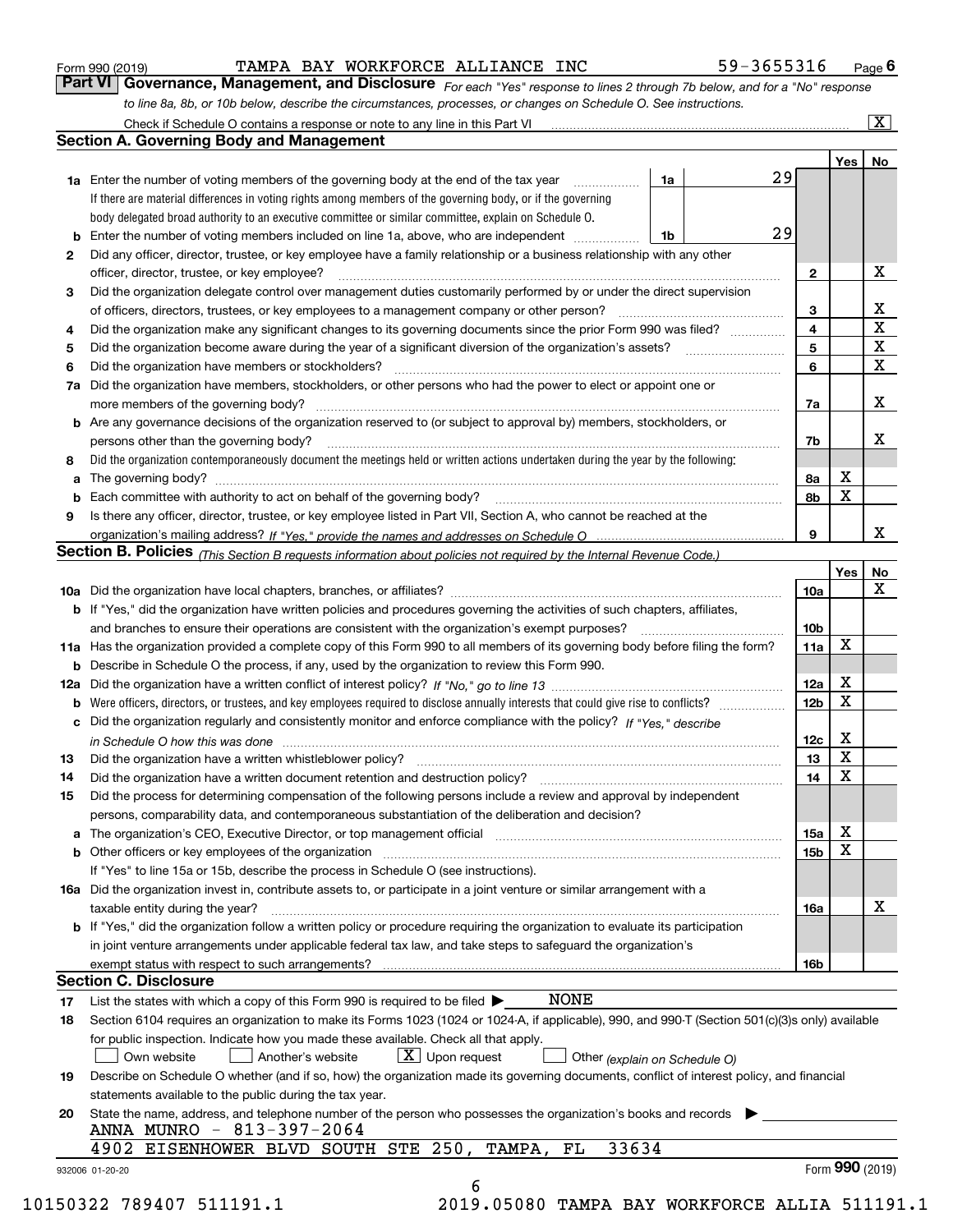Form 990 (2019) TAMPA BAY WORKFORCE ALLIANCE INC 59-3655316 Page 6

**Part VI Governance, Management, and Disclosure** *For each "Yes" response to lines 2 through 7b below, and for a "No" response to line 8a, 8b, or 10b below, describe the circumstances, processes, or changes on Schedule O. See instructions.*

Check if Schedule O contains a response or note to any line in this Part VI [X]

## Section A. Governing Body and Management

| | | | | Yes | No |
|---|---|---|---|---|---|
| **1a** | Enter the number of voting members of the governing body at the end of the tax year (1a) | 29 | | | |
| | If there are material differences in voting rights among members of the governing body, or if the governing body delegated broad authority to an executive committee or similar committee, explain on Schedule O. | | | | |
| **b** | Enter the number of voting members included on line 1a, above, who are independent (1b) | 29 | | | |
| **2** | Did any officer, director, trustee, or key employee have a family relationship or a business relationship with any other officer, director, trustee, or key employee? | | 2 | | X |
| **3** | Did the organization delegate control over management duties customarily performed by or under the direct supervision of officers, directors, trustees, or key employees to a management company or other person? | | 3 | | X |
| **4** | Did the organization make any significant changes to its governing documents since the prior Form 990 was filed? | | 4 | | X |
| **5** | Did the organization become aware during the year of a significant diversion of the organization's assets? | | 5 | | X |
| **6** | Did the organization have members or stockholders? | | 6 | | X |
| **7a** | Did the organization have members, stockholders, or other persons who had the power to elect or appoint one or more members of the governing body? | | 7a | | X |
| **b** | Are any governance decisions of the organization reserved to (or subject to approval by) members, stockholders, or persons other than the governing body? | | 7b | | X |
| **8** | Did the organization contemporaneously document the meetings held or written actions undertaken during the year by the following: | | | | |
| **a** | The governing body? | | 8a | X | |
| **b** | Each committee with authority to act on behalf of the governing body? | | 8b | X | |
| **9** | Is there any officer, director, trustee, or key employee listed in Part VII, Section A, who cannot be reached at the organization's mailing address? *If "Yes," provide the names and addresses on Schedule O* | | 9 | | X |

## Section B. Policies *(This Section B requests information about policies not required by the Internal Revenue Code.)*

| | | | Yes | No |
|---|---|---|---|---|
| **10a** | Did the organization have local chapters, branches, or affiliates? | 10a | | X |
| **b** | If "Yes," did the organization have written policies and procedures governing the activities of such chapters, affiliates, and branches to ensure their operations are consistent with the organization's exempt purposes? | 10b | | |
| **11a** | Has the organization provided a complete copy of this Form 990 to all members of its governing body before filing the form? | 11a | X | |
| **b** | Describe in Schedule O the process, if any, used by the organization to review this Form 990. | | | |
| **12a** | Did the organization have a written conflict of interest policy? *If "No," go to line 13* | 12a | X | |
| **b** | Were officers, directors, or trustees, and key employees required to disclose annually interests that could give rise to conflicts? | 12b | X | |
| **c** | Did the organization regularly and consistently monitor and enforce compliance with the policy? *If "Yes," describe in Schedule O how this was done* | 12c | X | |
| **13** | Did the organization have a written whistleblower policy? | 13 | X | |
| **14** | Did the organization have a written document retention and destruction policy? | 14 | X | |
| **15** | Did the process for determining compensation of the following persons include a review and approval by independent persons, comparability data, and contemporaneous substantiation of the deliberation and decision? | | | |
| **a** | The organization's CEO, Executive Director, or top management official | 15a | X | |
| **b** | Other officers or key employees of the organization | 15b | X | |
| | If "Yes" to line 15a or 15b, describe the process in Schedule O (see instructions). | | | |
| **16a** | Did the organization invest in, contribute assets to, or participate in a joint venture or similar arrangement with a taxable entity during the year? | 16a | | X |
| **b** | If "Yes," did the organization follow a written policy or procedure requiring the organization to evaluate its participation in joint venture arrangements under applicable federal tax law, and take steps to safeguard the organization's exempt status with respect to such arrangements? | 16b | | |

## Section C. Disclosure

**17** List the states with which a copy of this Form 990 is required to be filed ▶ NONE

**18** Section 6104 requires an organization to make its Forms 1023 (1024 or 1024-A, if applicable), 990, and 990-T (Section 501(c)(3)s only) available for public inspection. Indicate how you made these available. Check all that apply.

[ ] Own website [ ] Another's website [X] Upon request [ ] Other *(explain on Schedule O)*

**19** Describe on Schedule O whether (and if so, how) the organization made its governing documents, conflict of interest policy, and financial statements available to the public during the tax year.

**20** State the name, address, and telephone number of the person who possesses the organization's books and records ▶

ANNA MUNRO - 813-397-2064
4902 EISENHOWER BLVD SOUTH STE 250, TAMPA, FL 33634

932006 01-20-20 Form **990** (2019)

10150322 789407 511191.1 2019.05080 TAMPA BAY WORKFORCE ALLIA 511191.1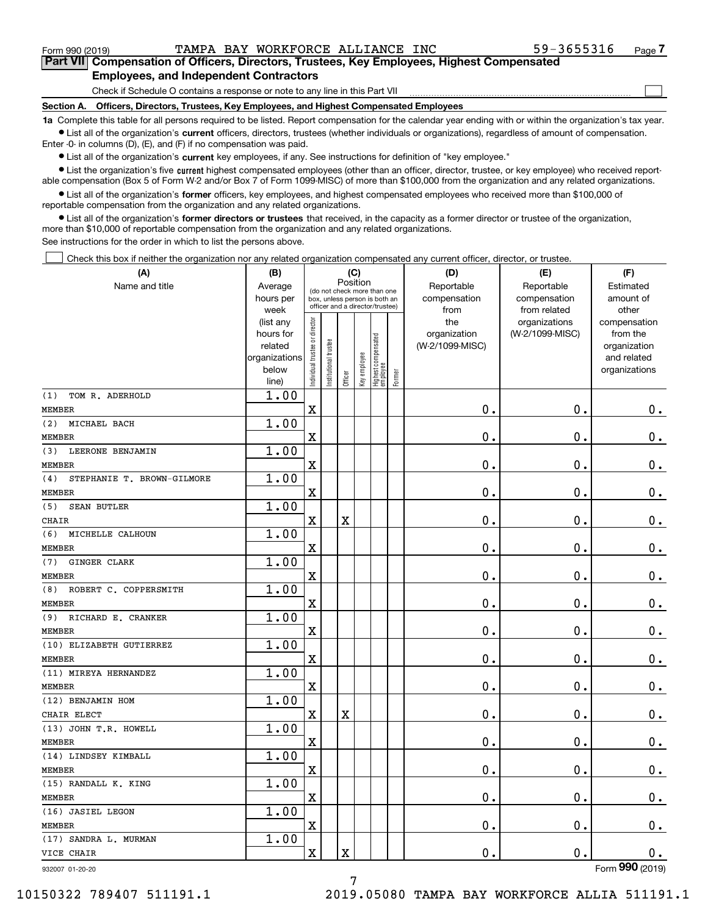Form 990 (2019) TAMPA BAY WORKFORCE ALLIANCE INC 59-3655316 Page 7

**Part VII Compensation of Officers, Directors, Trustees, Key Employees, Highest Compensated Employees, and Independent Contractors**

Check if Schedule O contains a response or note to any line in this Part VII ☐

**Section A. Officers, Directors, Trustees, Key Employees, and Highest Compensated Employees**

**1a** Complete this table for all persons required to be listed. Report compensation for the calendar year ending with or within the organization's tax year.

- List all of the organization's **current** officers, directors, trustees (whether individuals or organizations), regardless of amount of compensation. Enter -0- in columns (D), (E), and (F) if no compensation was paid.
- List all of the organization's **current** key employees, if any. See instructions for definition of "key employee."
- List the organization's five **current** highest compensated employees (other than an officer, director, trustee, or key employee) who received reportable compensation (Box 5 of Form W-2 and/or Box 7 of Form 1099-MISC) of more than $100,000 from the organization and any related organizations.
- List all of the organization's **former** officers, key employees, and highest compensated employees who received more than $100,000 of reportable compensation from the organization and any related organizations.
- List all of the organization's **former directors or trustees** that received, in the capacity as a former director or trustee of the organization, more than $10,000 of reportable compensation from the organization and any related organizations.

See instructions for the order in which to list the persons above.

☐ Check this box if neither the organization nor any related organization compensated any current officer, director, or trustee.

| (A) Name and title | (B) Average hours per week (list any hours for related organizations below line) | (C) Position: Individual trustee or director | Institutional trustee | Officer | Key employee | Highest compensated employee | Former | (D) Reportable compensation from the organization (W-2/1099-MISC) | (E) Reportable compensation from related organizations (W-2/1099-MISC) | (F) Estimated amount of other compensation from the organization and related organizations |
|---|---|---|---|---|---|---|---|---|---|---|
| (1) TOM R. ADERHOLD<br>MEMBER | 1.00 | X | | | | | | 0. | 0. | 0. |
| (2) MICHAEL BACH<br>MEMBER | 1.00 | X | | | | | | 0. | 0. | 0. |
| (3) LEERONE BENJAMIN<br>MEMBER | 1.00 | X | | | | | | 0. | 0. | 0. |
| (4) STEPHANIE T. BROWN-GILMORE<br>MEMBER | 1.00 | X | | | | | | 0. | 0. | 0. |
| (5) SEAN BUTLER<br>CHAIR | 1.00 | X | | X | | | | 0. | 0. | 0. |
| (6) MICHELLE CALHOUN<br>MEMBER | 1.00 | X | | | | | | 0. | 0. | 0. |
| (7) GINGER CLARK<br>MEMBER | 1.00 | X | | | | | | 0. | 0. | 0. |
| (8) ROBERT C. COPPERSMITH<br>MEMBER | 1.00 | X | | | | | | 0. | 0. | 0. |
| (9) RICHARD E. CRANKER<br>MEMBER | 1.00 | X | | | | | | 0. | 0. | 0. |
| (10) ELIZABETH GUTIERREZ<br>MEMBER | 1.00 | X | | | | | | 0. | 0. | 0. |
| (11) MIREYA HERNANDEZ<br>MEMBER | 1.00 | X | | | | | | 0. | 0. | 0. |
| (12) BENJAMIN HOM<br>CHAIR ELECT | 1.00 | X | | X | | | | 0. | 0. | 0. |
| (13) JOHN T.R. HOWELL<br>MEMBER | 1.00 | X | | | | | | 0. | 0. | 0. |
| (14) LINDSEY KIMBALL<br>MEMBER | 1.00 | X | | | | | | 0. | 0. | 0. |
| (15) RANDALL K. KING<br>MEMBER | 1.00 | X | | | | | | 0. | 0. | 0. |
| (16) JASIEL LEGON<br>MEMBER | 1.00 | X | | | | | | 0. | 0. | 0. |
| (17) SANDRA L. MURMAN<br>VICE CHAIR | 1.00 | X | | X | | | | 0. | 0. | 0. |

932007 01-20-20 Form 990 (2019)

10150322 789407 511191.1 2019.05080 TAMPA BAY WORKFORCE ALLIA 511191.1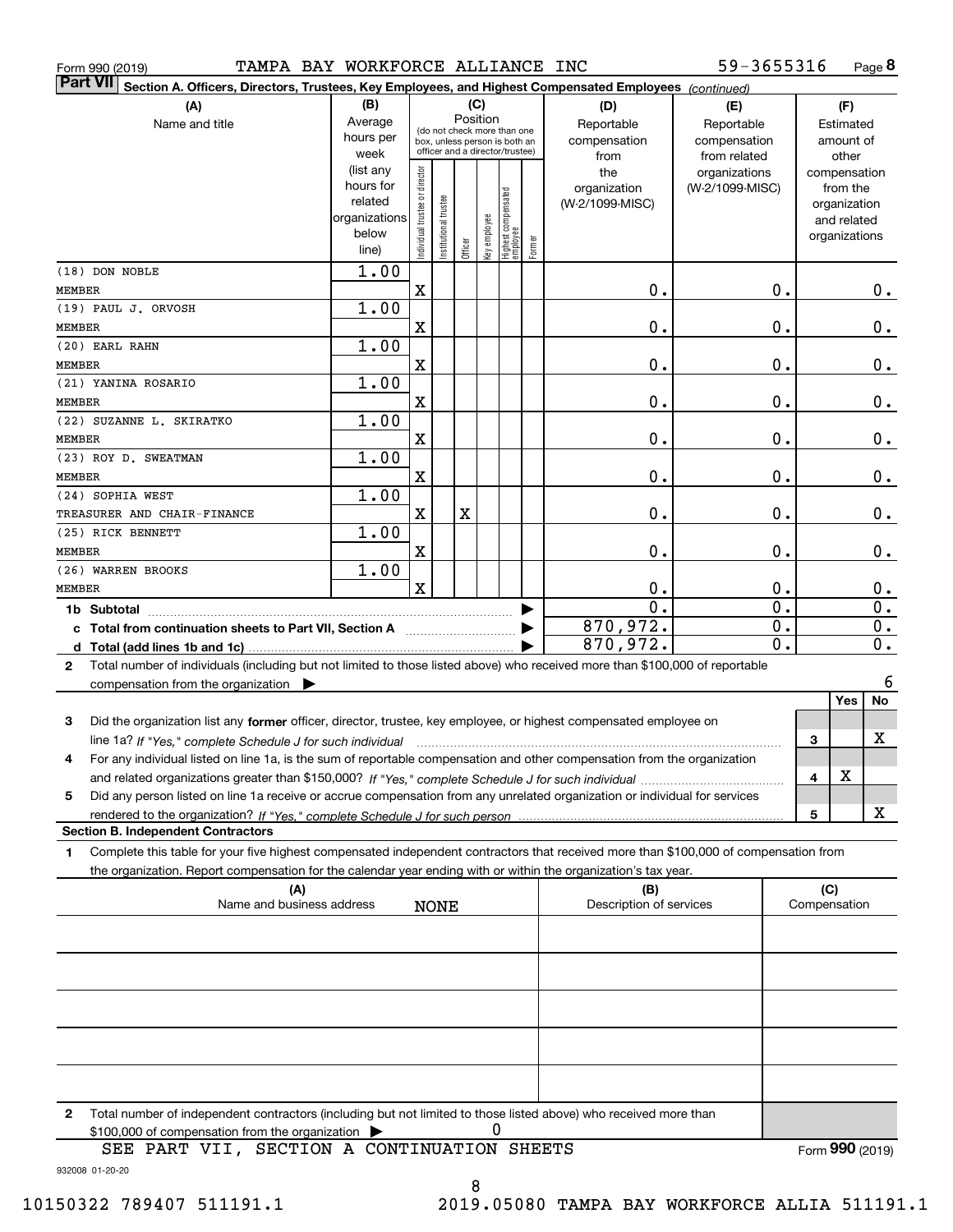Form 990 (2019) TAMPA BAY WORKFORCE ALLIANCE INC 59-3655316

**Part VII Section A. Officers, Directors, Trustees, Key Employees, and Highest Compensated Employees** *(continued)*

| (A) Name and title | (B) Average hours per week (list any hours for related organizations below line) | (C) Position: Individual trustee or director | Institutional trustee | Officer | Key employee | Highest compensated employee | Former | (D) Reportable compensation from the organization (W-2/1099-MISC) | (E) Reportable compensation from related organizations (W-2/1099-MISC) | (F) Estimated amount of other compensation from the organization and related organizations |
|---|---|---|---|---|---|---|---|---|---|---|
| (18) DON NOBLE<br>MEMBER | 1.00 | X | | | | | | 0. | 0. | 0. |
| (19) PAUL J. ORVOSH<br>MEMBER | 1.00 | X | | | | | | 0. | 0. | 0. |
| (20) EARL RAHN<br>MEMBER | 1.00 | X | | | | | | 0. | 0. | 0. |
| (21) YANINA ROSARIO<br>MEMBER | 1.00 | X | | | | | | 0. | 0. | 0. |
| (22) SUZANNE L. SKIRATKO<br>MEMBER | 1.00 | X | | | | | | 0. | 0. | 0. |
| (23) ROY D. SWEATMAN<br>MEMBER | 1.00 | X | | | | | | 0. | 0. | 0. |
| (24) SOPHIA WEST<br>TREASURER AND CHAIR-FINANCE | 1.00 | X | | X | | | | 0. | 0. | 0. |
| (25) RICK BENNETT<br>MEMBER | 1.00 | X | | | | | | 0. | 0. | 0. |
| (26) WARREN BROOKS<br>MEMBER | 1.00 | X | | | | | | 0. | 0. | 0. |
| **1b Subtotal** | | | | | | | | 0. | 0. | 0. |
| **c Total from continuation sheets to Part VII, Section A** | | | | | | | | 870,972. | 0. | 0. |
| **d Total (add lines 1b and 1c)** | | | | | | | | 870,972. | 0. | 0. |

**2** Total number of individuals (including but not limited to those listed above) who received more than $100,000 of reportable compensation from the organization ▶ 6

| | | Yes | No |
|---|---|---|---|
| **3** Did the organization list any **former** officer, director, trustee, key employee, or highest compensated employee on line 1a? *If "Yes," complete Schedule J for such individual* | 3 | | X |
| **4** For any individual listed on line 1a, is the sum of reportable compensation and other compensation from the organization and related organizations greater than $150,000? *If "Yes," complete Schedule J for such individual* | 4 | X | |
| **5** Did any person listed on line 1a receive or accrue compensation from any unrelated organization or individual for services rendered to the organization? *If "Yes," complete Schedule J for such person* | 5 | | X |

**Section B. Independent Contractors**

**1** Complete this table for your five highest compensated independent contractors that received more than $100,000 of compensation from the organization. Report compensation for the calendar year ending with or within the organization's tax year.

| (A) Name and business address | (B) Description of services | (C) Compensation |
|---|---|---|
| NONE | | |
| | | |
| | | |
| | | |
| | | |

**2** Total number of independent contractors (including but not limited to those listed above) who received more than $100,000 of compensation from the organization ▶ 0

SEE PART VII, SECTION A CONTINUATION SHEETS

Form **990** (2019)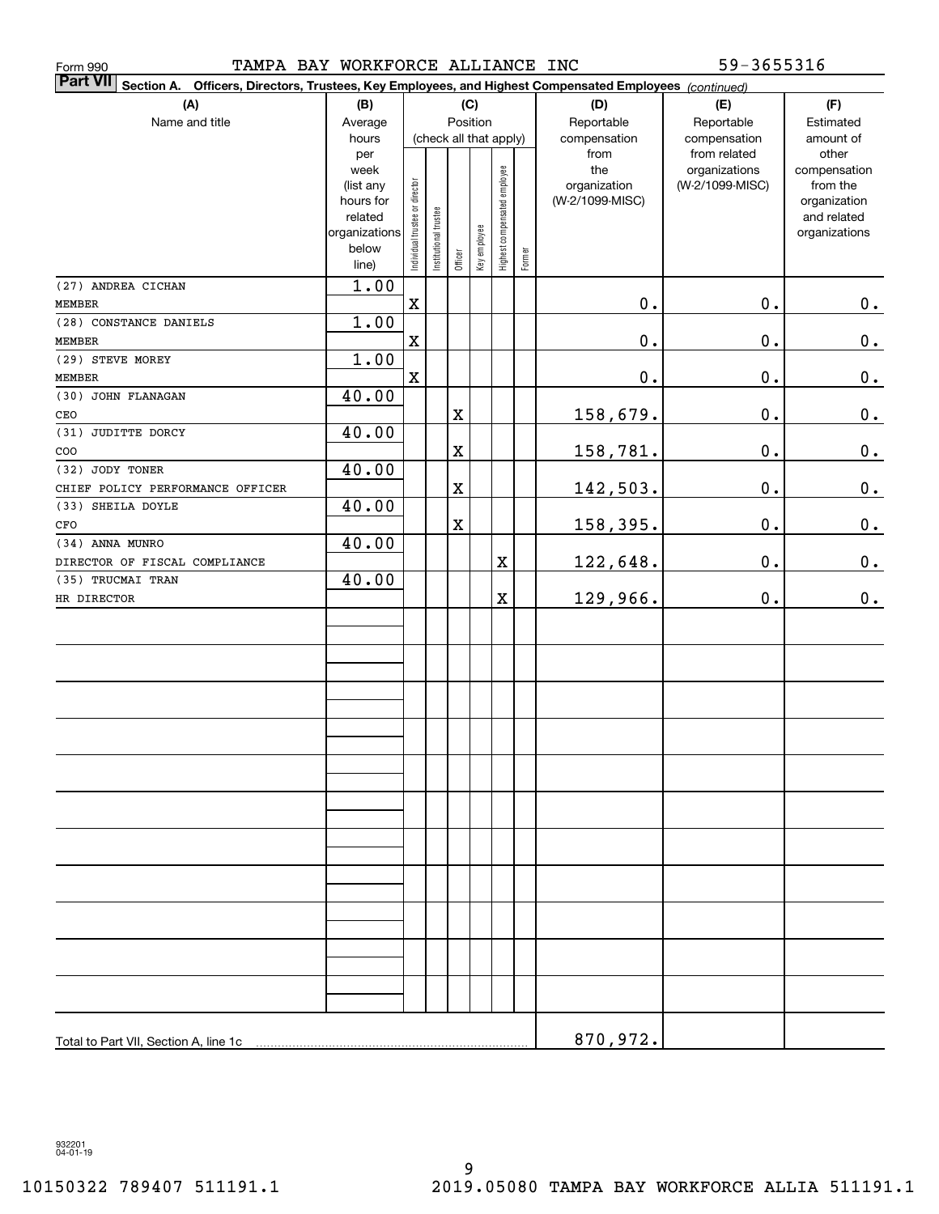Form 990 TAMPA BAY WORKFORCE ALLIANCE INC 59-3655316

**Part VII Section A. Officers, Directors, Trustees, Key Employees, and Highest Compensated Employees** *(continued)*

| (A) Name and title | (B) Average hours per week (list any hours for related organizations below line) | (C) Position (check all that apply): Individual trustee or director | Institutional trustee | Officer | Key employee | Highest compensated employee | Former | (D) Reportable compensation from the organization (W-2/1099-MISC) | (E) Reportable compensation from related organizations (W-2/1099-MISC) | (F) Estimated amount of other compensation from the organization and related organizations |
|---|---|---|---|---|---|---|---|---|---|---|
| (27) ANDREA CICHAN<br>MEMBER | 1.00 | X | | | | | | 0. | 0. | 0. |
| (28) CONSTANCE DANIELS<br>MEMBER | 1.00 | X | | | | | | 0. | 0. | 0. |
| (29) STEVE MOREY<br>MEMBER | 1.00 | X | | | | | | 0. | 0. | 0. |
| (30) JOHN FLANAGAN<br>CEO | 40.00 | | | X | | | | 158,679. | 0. | 0. |
| (31) JUDITTE DORCY<br>COO | 40.00 | | | X | | | | 158,781. | 0. | 0. |
| (32) JODY TONER<br>CHIEF POLICY PERFORMANCE OFFICER | 40.00 | | | X | | | | 142,503. | 0. | 0. |
| (33) SHEILA DOYLE<br>CFO | 40.00 | | | X | | | | 158,395. | 0. | 0. |
| (34) ANNA MUNRO<br>DIRECTOR OF FISCAL COMPLIANCE | 40.00 | | | | | X | | 122,648. | 0. | 0. |
| (35) TRUCMAI TRAN<br>HR DIRECTOR | 40.00 | | | | | X | | 129,966. | 0. | 0. |
| Total to Part VII, Section A, line 1c | | | | | | | | 870,972. | | |

932201 04-01-19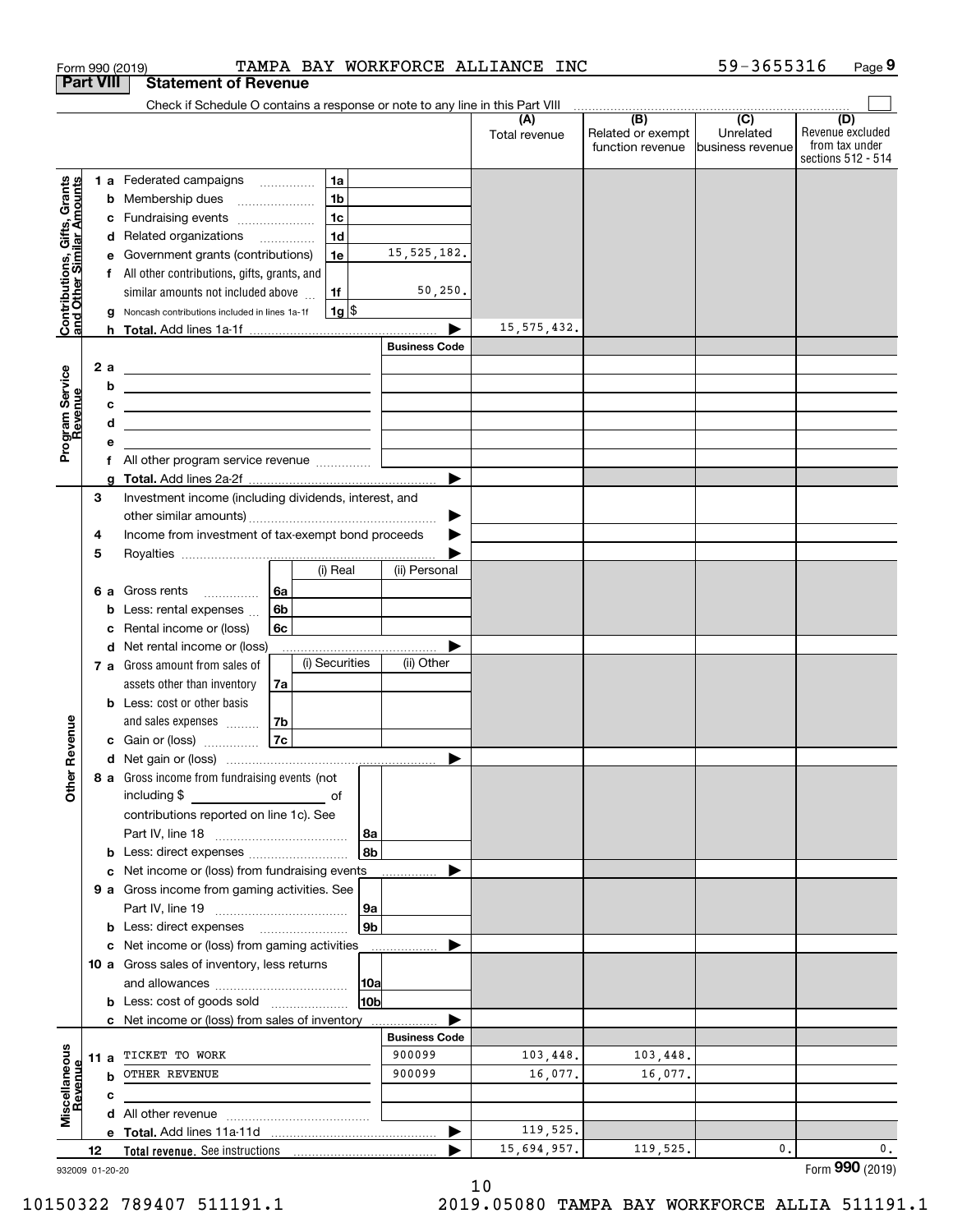Form 990 (2019) TAMPA BAY WORKFORCE ALLIANCE INC 59-3655316 Page 9

## Part VIII Statement of Revenue

Check if Schedule O contains a response or note to any line in this Part VIII

| | | | (A) Total revenue | (B) Related or exempt function revenue | (C) Unrelated business revenue | (D) Revenue excluded from tax under sections 512 - 514 |
|---|---|---|---|---|---|---|
| **Contributions, Gifts, Grants and Other Similar Amounts** | 1 a Federated campaigns | 1a | | | | |
| | b Membership dues | 1b | | | | |
| | c Fundraising events | 1c | | | | |
| | d Related organizations | 1d | | | | |
| | e Government grants (contributions) | 1e 15,525,182. | | | | |
| | f All other contributions, gifts, grants, and similar amounts not included above | 1f 50,250. | | | | |
| | g Noncash contributions included in lines 1a-1f | 1g $ | | | | |
| | h **Total.** Add lines 1a-1f | | 15,575,432. | | | |
| **Program Service Revenue** | | **Business Code** | | | | |
| | 2 a | | | | | |
| | b | | | | | |
| | c | | | | | |
| | d | | | | | |
| | e | | | | | |
| | f All other program service revenue | | | | | |
| | g **Total.** Add lines 2a-2f | | | | | |
| **Other Revenue** | 3 Investment income (including dividends, interest, and other similar amounts) | | | | | |
| | 4 Income from investment of tax-exempt bond proceeds | | | | | |
| | 5 Royalties | | | | | |
| | | (i) Real / (ii) Personal | | | | |
| | 6 a Gross rents | 6a | | | | |
| | b Less: rental expenses | 6b | | | | |
| | c Rental income or (loss) | 6c | | | | |
| | d Net rental income or (loss) | | | | | |
| | | (i) Securities / (ii) Other | | | | |
| | 7 a Gross amount from sales of assets other than inventory | 7a | | | | |
| | b Less: cost or other basis and sales expenses | 7b | | | | |
| | c Gain or (loss) | 7c | | | | |
| | d Net gain or (loss) | | | | | |
| | 8 a Gross income from fundraising events (not including $ of contributions reported on line 1c). See Part IV, line 18 | 8a | | | | |
| | b Less: direct expenses | 8b | | | | |
| | c Net income or (loss) from fundraising events | | | | | |
| | 9 a Gross income from gaming activities. See Part IV, line 19 | 9a | | | | |
| | b Less: direct expenses | 9b | | | | |
| | c Net income or (loss) from gaming activities | | | | | |
| | 10 a Gross sales of inventory, less returns and allowances | 10a | | | | |
| | b Less: cost of goods sold | 10b | | | | |
| | c Net income or (loss) from sales of inventory | | | | | |
| **Miscellaneous Revenue** | | **Business Code** | | | | |
| | 11 a TICKET TO WORK | 900099 | 103,448. | 103,448. | | |
| | b OTHER REVENUE | 900099 | 16,077. | 16,077. | | |
| | c | | | | | |
| | d All other revenue | | | | | |
| | e **Total.** Add lines 11a-11d | | 119,525. | | | |
| | 12 **Total revenue.** See instructions | | 15,694,957. | 119,525. | 0. | 0. |

932009 01-20-20 Form **990** (2019)

10150322 789407 511191.1 2019.05080 TAMPA BAY WORKFORCE ALLIA 511191.1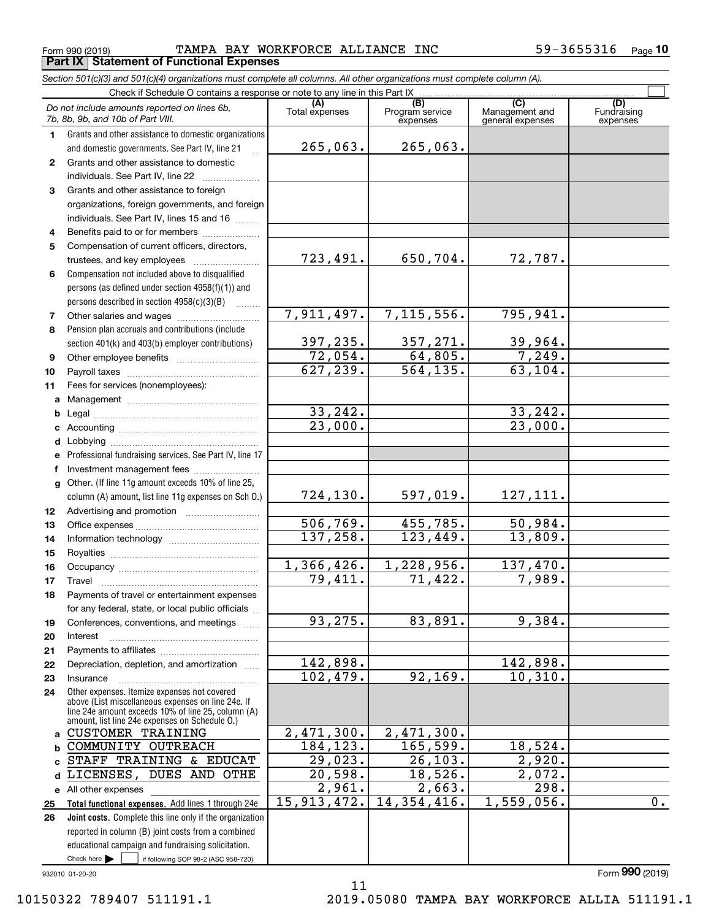Form 990 (2019) TAMPA BAY WORKFORCE ALLIANCE INC 59-3655316 Page **10**

## Part IX Statement of Functional Expenses

*Section 501(c)(3) and 501(c)(4) organizations must complete all columns. All other organizations must complete column (A).*

Check if Schedule O contains a response or note to any line in this Part IX

| *Do not include amounts reported on lines 6b, 7b, 8b, 9b, and 10b of Part VIII.* | (A) Total expenses | (B) Program service expenses | (C) Management and general expenses | (D) Fundraising expenses |
|---|---|---|---|---|
| **1** Grants and other assistance to domestic organizations and domestic governments. See Part IV, line 21 | 265,063. | 265,063. | | |
| **2** Grants and other assistance to domestic individuals. See Part IV, line 22 | | | | |
| **3** Grants and other assistance to foreign organizations, foreign governments, and foreign individuals. See Part IV, lines 15 and 16 | | | | |
| **4** Benefits paid to or for members | | | | |
| **5** Compensation of current officers, directors, trustees, and key employees | 723,491. | 650,704. | 72,787. | |
| **6** Compensation not included above to disqualified persons (as defined under section 4958(f)(1)) and persons described in section 4958(c)(3)(B) | | | | |
| **7** Other salaries and wages | 7,911,497. | 7,115,556. | 795,941. | |
| **8** Pension plan accruals and contributions (include section 401(k) and 403(b) employer contributions) | 397,235. | 357,271. | 39,964. | |
| **9** Other employee benefits | 72,054. | 64,805. | 7,249. | |
| **10** Payroll taxes | 627,239. | 564,135. | 63,104. | |
| **11** Fees for services (nonemployees): | | | | |
| **a** Management | | | | |
| **b** Legal | 33,242. | | 33,242. | |
| **c** Accounting | 23,000. | | 23,000. | |
| **d** Lobbying | | | | |
| **e** Professional fundraising services. See Part IV, line 17 | | | | |
| **f** Investment management fees | | | | |
| **g** Other. (If line 11g amount exceeds 10% of line 25, column (A) amount, list line 11g expenses on Sch O.) | 724,130. | 597,019. | 127,111. | |
| **12** Advertising and promotion | | | | |
| **13** Office expenses | 506,769. | 455,785. | 50,984. | |
| **14** Information technology | 137,258. | 123,449. | 13,809. | |
| **15** Royalties | | | | |
| **16** Occupancy | 1,366,426. | 1,228,956. | 137,470. | |
| **17** Travel | 79,411. | 71,422. | 7,989. | |
| **18** Payments of travel or entertainment expenses for any federal, state, or local public officials | | | | |
| **19** Conferences, conventions, and meetings | 93,275. | 83,891. | 9,384. | |
| **20** Interest | | | | |
| **21** Payments to affiliates | | | | |
| **22** Depreciation, depletion, and amortization | 142,898. | | 142,898. | |
| **23** Insurance | 102,479. | 92,169. | 10,310. | |
| **24** Other expenses. Itemize expenses not covered above (List miscellaneous expenses on line 24e. If line 24e amount exceeds 10% of line 25, column (A) amount, list line 24e expenses on Schedule O.) | | | | |
| **a** CUSTOMER TRAINING | 2,471,300. | 2,471,300. | | |
| **b** COMMUNITY OUTREACH | 184,123. | 165,599. | 18,524. | |
| **c** STAFF TRAINING & EDUCAT | 29,023. | 26,103. | 2,920. | |
| **d** LICENSES, DUES AND OTHE | 20,598. | 18,526. | 2,072. | |
| **e** All other expenses | 2,961. | 2,663. | 298. | |
| **25** **Total functional expenses.** Add lines 1 through 24e | 15,913,472. | 14,354,416. | 1,559,056. | 0. |
| **26** **Joint costs.** Complete this line only if the organization reported in column (B) joint costs from a combined educational campaign and fundraising solicitation. Check here ☐ if following SOP 98-2 (ASC 958-720) | | | | |

932010 01-20-20 Form **990** (2019)

10150322 789407 511191.1 2019.05080 TAMPA BAY WORKFORCE ALLIA 511191.1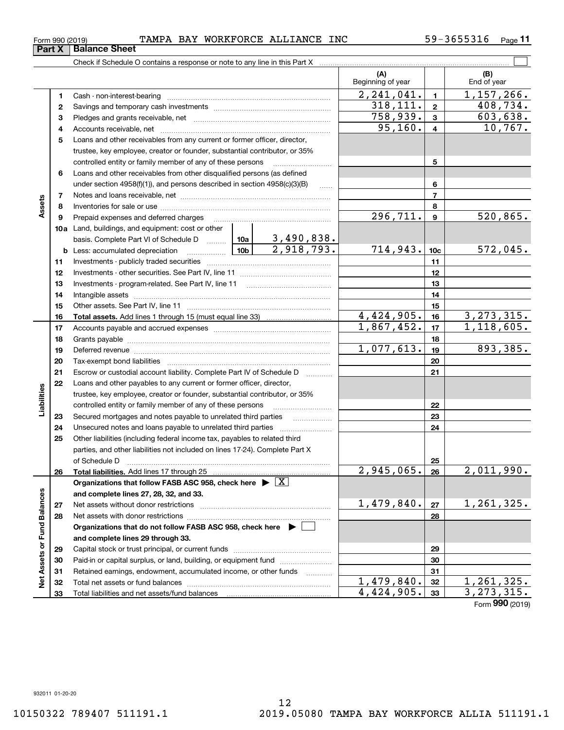Form 990 (2019) TAMPA BAY WORKFORCE ALLIANCE INC 59-3655316 Page 11

## Part X Balance Sheet

Check if Schedule O contains a response or note to any line in this Part X

| | | | | | (A) Beginning of year | | (B) End of year |
|---|---|---|---|---|---|---|---|
| Assets | 1 | Cash - non-interest-bearing | | | 2,241,041. | 1 | 1,157,266. |
| | 2 | Savings and temporary cash investments | | | 318,111. | 2 | 408,734. |
| | 3 | Pledges and grants receivable, net | | | 758,939. | 3 | 603,638. |
| | 4 | Accounts receivable, net | | | 95,160. | 4 | 10,767. |
| | 5 | Loans and other receivables from any current or former officer, director, trustee, key employee, creator or founder, substantial contributor, or 35% controlled entity or family member of any of these persons | | | | 5 | |
| | 6 | Loans and other receivables from other disqualified persons (as defined under section 4958(f)(1)), and persons described in section 4958(c)(3)(B) | | | | 6 | |
| | 7 | Notes and loans receivable, net | | | | 7 | |
| | 8 | Inventories for sale or use | | | | 8 | |
| | 9 | Prepaid expenses and deferred charges | | | 296,711. | 9 | 520,865. |
| | 10a | Land, buildings, and equipment: cost or other basis. Complete Part VI of Schedule D | 10a | 3,490,838. | | | |
| | b | Less: accumulated depreciation | 10b | 2,918,793. | 714,943. | 10c | 572,045. |
| | 11 | Investments - publicly traded securities | | | | 11 | |
| | 12 | Investments - other securities. See Part IV, line 11 | | | | 12 | |
| | 13 | Investments - program-related. See Part IV, line 11 | | | | 13 | |
| | 14 | Intangible assets | | | | 14 | |
| | 15 | Other assets. See Part IV, line 11 | | | | 15 | |
| | 16 | **Total assets.** Add lines 1 through 15 (must equal line 33) | | | 4,424,905. | 16 | 3,273,315. |
| Liabilities | 17 | Accounts payable and accrued expenses | | | 1,867,452. | 17 | 1,118,605. |
| | 18 | Grants payable | | | | 18 | |
| | 19 | Deferred revenue | | | 1,077,613. | 19 | 893,385. |
| | 20 | Tax-exempt bond liabilities | | | | 20 | |
| | 21 | Escrow or custodial account liability. Complete Part IV of Schedule D | | | | 21 | |
| | 22 | Loans and other payables to any current or former officer, director, trustee, key employee, creator or founder, substantial contributor, or 35% controlled entity or family member of any of these persons | | | | 22 | |
| | 23 | Secured mortgages and notes payable to unrelated third parties | | | | 23 | |
| | 24 | Unsecured notes and loans payable to unrelated third parties | | | | 24 | |
| | 25 | Other liabilities (including federal income tax, payables to related third parties, and other liabilities not included on lines 17-24). Complete Part X of Schedule D | | | | 25 | |
| | 26 | **Total liabilities.** Add lines 17 through 25 | | | 2,945,065. | 26 | 2,011,990. |
| Net Assets or Fund Balances | | **Organizations that follow FASB ASC 958, check here** ▶ [X] **and complete lines 27, 28, 32, and 33.** | | | | | |
| | 27 | Net assets without donor restrictions | | | 1,479,840. | 27 | 1,261,325. |
| | 28 | Net assets with donor restrictions | | | | 28 | |
| | | **Organizations that do not follow FASB ASC 958, check here** ▶ [ ] **and complete lines 29 through 33.** | | | | | |
| | 29 | Capital stock or trust principal, or current funds | | | | 29 | |
| | 30 | Paid-in or capital surplus, or land, building, or equipment fund | | | | 30 | |
| | 31 | Retained earnings, endowment, accumulated income, or other funds | | | | 31 | |
| | 32 | Total net assets or fund balances | | | 1,479,840. | 32 | 1,261,325. |
| | 33 | Total liabilities and net assets/fund balances | | | 4,424,905. | 33 | 3,273,315. |

Form **990** (2019)

932011 01-20-20

10150322 789407 511191.1 2019.05080 TAMPA BAY WORKFORCE ALLIA 511191.1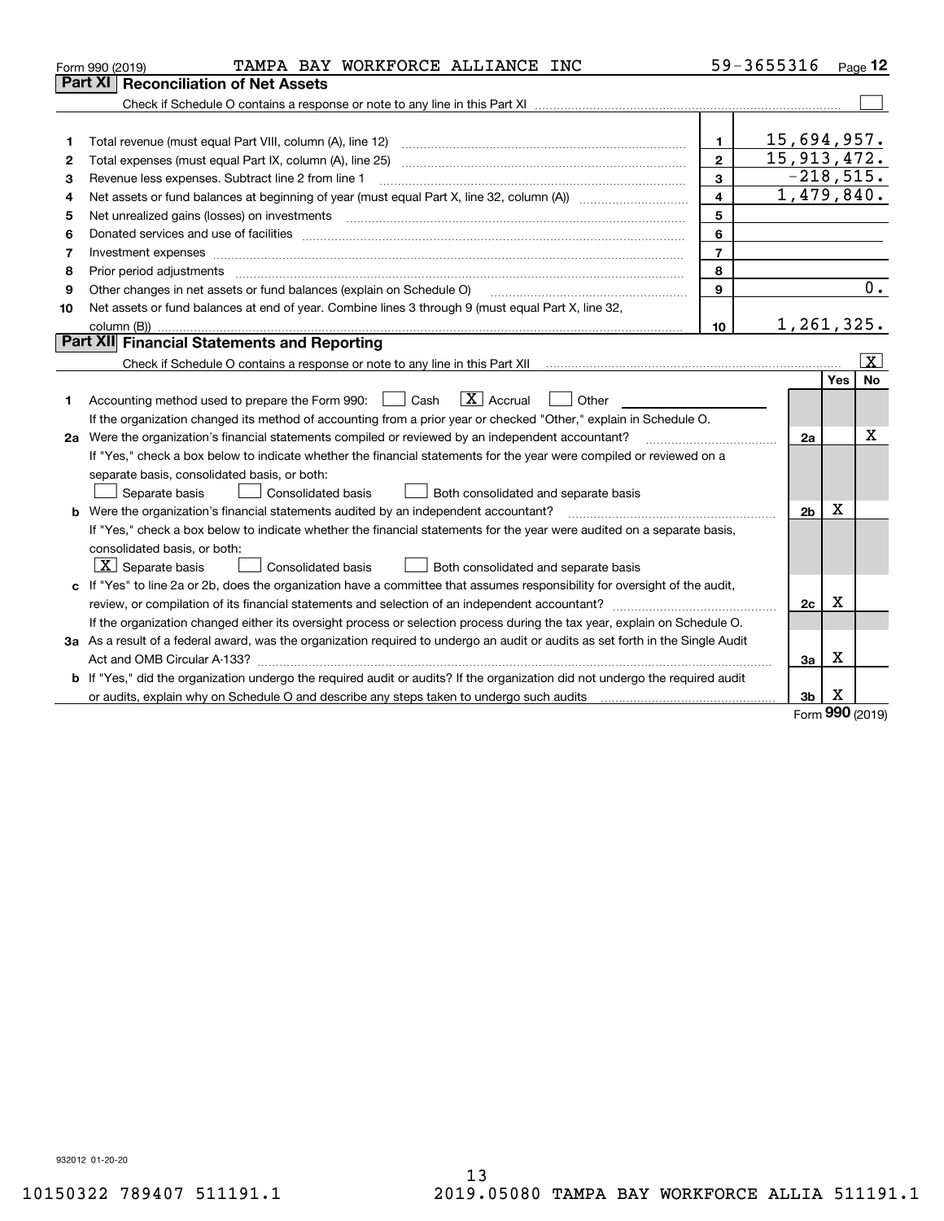Form 990 (2019) TAMPA BAY WORKFORCE ALLIANCE INC 59-3655316 Page 12

## Part XI Reconciliation of Net Assets

Check if Schedule O contains a response or note to any line in this Part XI ☐

| | | | |
|---|---|---|---|
| 1 | Total revenue (must equal Part VIII, column (A), line 12) | 1 | 15,694,957. |
| 2 | Total expenses (must equal Part IX, column (A), line 25) | 2 | 15,913,472. |
| 3 | Revenue less expenses. Subtract line 2 from line 1 | 3 | -218,515. |
| 4 | Net assets or fund balances at beginning of year (must equal Part X, line 32, column (A)) | 4 | 1,479,840. |
| 5 | Net unrealized gains (losses) on investments | 5 | |
| 6 | Donated services and use of facilities | 6 | |
| 7 | Investment expenses | 7 | |
| 8 | Prior period adjustments | 8 | |
| 9 | Other changes in net assets or fund balances (explain on Schedule O) | 9 | 0. |
| 10 | Net assets or fund balances at end of year. Combine lines 3 through 9 (must equal Part X, line 32, column (B)) | 10 | 1,261,325. |

## Part XII Financial Statements and Reporting

Check if Schedule O contains a response or note to any line in this Part XII ☒

| | | | Yes | No |
|---|---|---|---|---|
| 1 | Accounting method used to prepare the Form 990: ☐ Cash ☒ Accrual ☐ Other<br>If the organization changed its method of accounting from a prior year or checked "Other," explain in Schedule O. | | | |
| 2a | Were the organization's financial statements compiled or reviewed by an independent accountant? | 2a | | X |
| | If "Yes," check a box below to indicate whether the financial statements for the year were compiled or reviewed on a separate basis, consolidated basis, or both:<br>☐ Separate basis ☐ Consolidated basis ☐ Both consolidated and separate basis | | | |
| b | Were the organization's financial statements audited by an independent accountant? | 2b | X | |
| | If "Yes," check a box below to indicate whether the financial statements for the year were audited on a separate basis, consolidated basis, or both:<br>☒ Separate basis ☐ Consolidated basis ☐ Both consolidated and separate basis | | | |
| c | If "Yes" to line 2a or 2b, does the organization have a committee that assumes responsibility for oversight of the audit, review, or compilation of its financial statements and selection of an independent accountant? | 2c | X | |
| | If the organization changed either its oversight process or selection process during the tax year, explain on Schedule O. | | | |
| 3a | As a result of a federal award, was the organization required to undergo an audit or audits as set forth in the Single Audit Act and OMB Circular A-133? | 3a | X | |
| b | If "Yes," did the organization undergo the required audit or audits? If the organization did not undergo the required audit or audits, explain why on Schedule O and describe any steps taken to undergo such audits | 3b | X | |

Form 990 (2019)

932012 01-20-20

10150322 789407 511191.1 2019.05080 TAMPA BAY WORKFORCE ALLIA 511191.1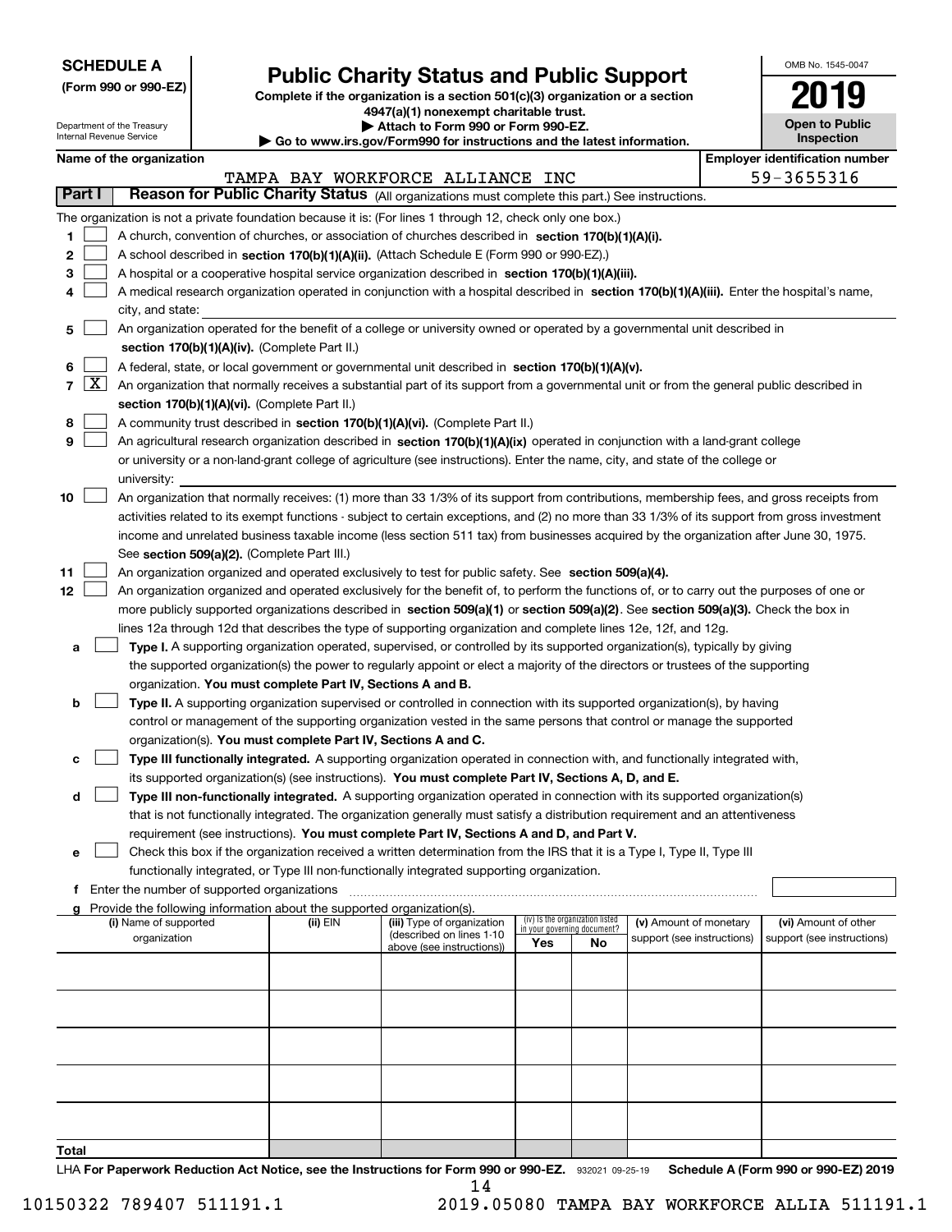**SCHEDULE A**
**(Form 990 or 990-EZ)**

Department of the Treasury
Internal Revenue Service

# Public Charity Status and Public Support

**Complete if the organization is a section 501(c)(3) organization or a section 4947(a)(1) nonexempt charitable trust.**
**▶ Attach to Form 990 or Form 990-EZ.**
**▶ Go to www.irs.gov/Form990 for instructions and the latest information.**

OMB No. 1545-0047
**2019**
**Open to Public Inspection**

**Name of the organization:** TAMPA BAY WORKFORCE ALLIANCE INC
**Employer identification number:** 59-3655316

## Part I — Reason for Public Charity Status (All organizations must complete this part.) See instructions.

The organization is not a private foundation because it is: (For lines 1 through 12, check only one box.)

1. [ ] A church, convention of churches, or association of churches described in **section 170(b)(1)(A)(i).**
2. [ ] A school described in **section 170(b)(1)(A)(ii).** (Attach Schedule E (Form 990 or 990-EZ).)
3. [ ] A hospital or a cooperative hospital service organization described in **section 170(b)(1)(A)(iii).**
4. [ ] A medical research organization operated in conjunction with a hospital described in **section 170(b)(1)(A)(iii).** Enter the hospital's name, city, and state:
5. [ ] An organization operated for the benefit of a college or university owned or operated by a governmental unit described in **section 170(b)(1)(A)(iv).** (Complete Part II.)
6. [ ] A federal, state, or local government or governmental unit described in **section 170(b)(1)(A)(v).**
7. [X] An organization that normally receives a substantial part of its support from a governmental unit or from the general public described in **section 170(b)(1)(A)(vi).** (Complete Part II.)
8. [ ] A community trust described in **section 170(b)(1)(A)(vi).** (Complete Part II.)
9. [ ] An agricultural research organization described in **section 170(b)(1)(A)(ix)** operated in conjunction with a land-grant college or university or a non-land-grant college of agriculture (see instructions). Enter the name, city, and state of the college or university:
10. [ ] An organization that normally receives: (1) more than 33 1/3% of its support from contributions, membership fees, and gross receipts from activities related to its exempt functions - subject to certain exceptions, and (2) no more than 33 1/3% of its support from gross investment income and unrelated business taxable income (less section 511 tax) from businesses acquired by the organization after June 30, 1975. See **section 509(a)(2).** (Complete Part III.)
11. [ ] An organization organized and operated exclusively to test for public safety. See **section 509(a)(4).**
12. [ ] An organization organized and operated exclusively for the benefit of, to perform the functions of, or to carry out the purposes of one or more publicly supported organizations described in **section 509(a)(1)** or **section 509(a)(2)**. See **section 509(a)(3).** Check the box in lines 12a through 12d that describes the type of supporting organization and complete lines 12e, 12f, and 12g.
   - **a** [ ] **Type I.** A supporting organization operated, supervised, or controlled by its supported organization(s), typically by giving the supported organization(s) the power to regularly appoint or elect a majority of the directors or trustees of the supporting organization. **You must complete Part IV, Sections A and B.**
   - **b** [ ] **Type II.** A supporting organization supervised or controlled in connection with its supported organization(s), by having control or management of the supporting organization vested in the same persons that control or manage the supported organization(s). **You must complete Part IV, Sections A and C.**
   - **c** [ ] **Type III functionally integrated.** A supporting organization operated in connection with, and functionally integrated with, its supported organization(s) (see instructions). **You must complete Part IV, Sections A, D, and E.**
   - **d** [ ] **Type III non-functionally integrated.** A supporting organization operated in connection with its supported organization(s) that is not functionally integrated. The organization generally must satisfy a distribution requirement and an attentiveness requirement (see instructions). **You must complete Part IV, Sections A and D, and Part V.**
   - **e** [ ] Check this box if the organization received a written determination from the IRS that it is a Type I, Type II, Type III functionally integrated, or Type III non-functionally integrated supporting organization.
   - **f** Enter the number of supported organizations
   - **g** Provide the following information about the supported organization(s).

| (i) Name of supported organization | (ii) EIN | (iii) Type of organization (described on lines 1-10 above (see instructions)) | (iv) Is the organization listed in your governing document? Yes | No | (v) Amount of monetary support (see instructions) | (vi) Amount of other support (see instructions) |
|---|---|---|---|---|---|---|
| | | | | | | |
| | | | | | | |
| | | | | | | |
| | | | | | | |
| | | | | | | |
| **Total** | | | | | | |

LHA **For Paperwork Reduction Act Notice, see the Instructions for Form 990 or 990-EZ.** 932021 09-25-19 **Schedule A (Form 990 or 990-EZ) 2019**

10150322 789407 511191.1 2019.05080 TAMPA BAY WORKFORCE ALLIA 511191.1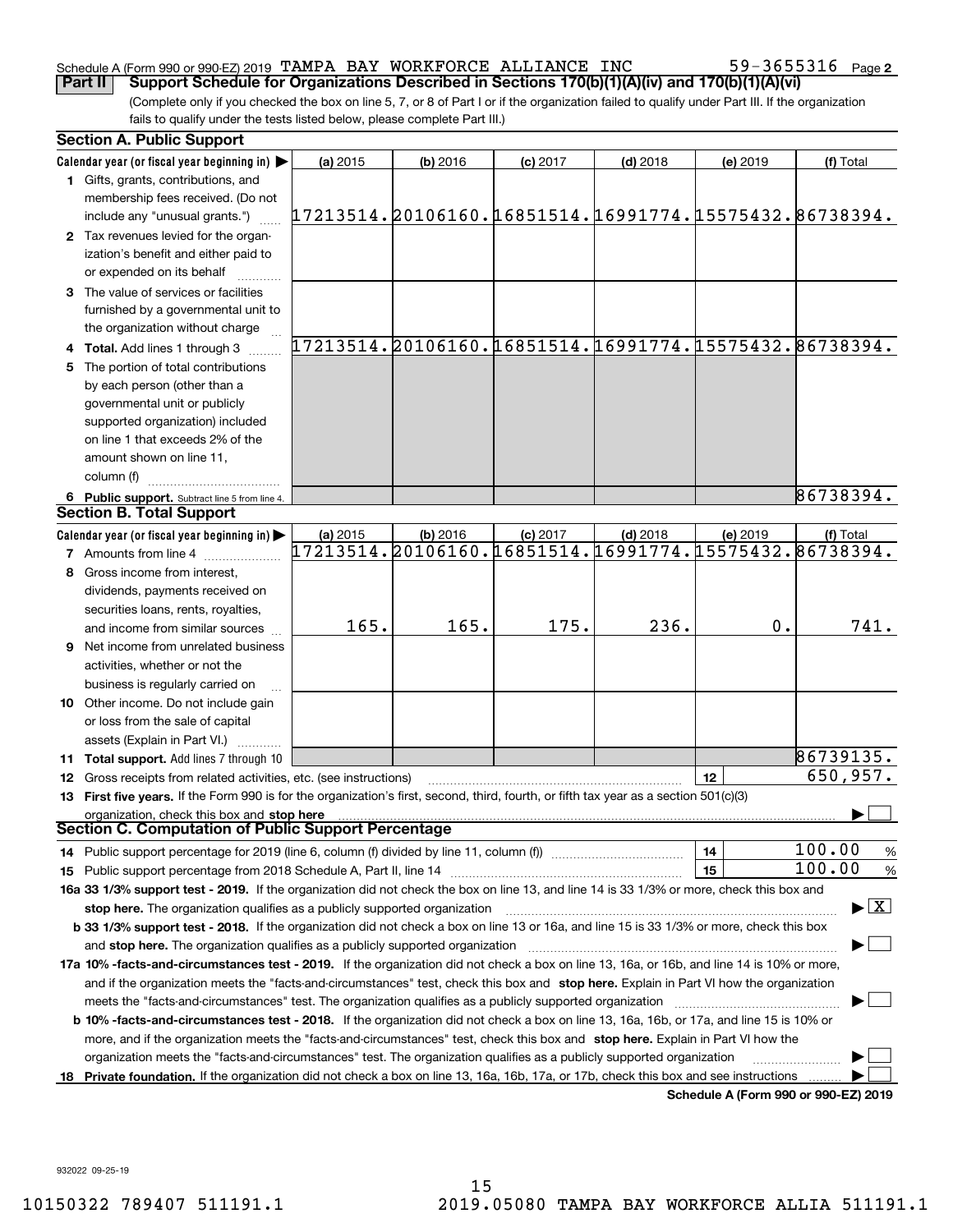Schedule A (Form 990 or 990-EZ) 2019 TAMPA BAY WORKFORCE ALLIANCE INC 59-3655316 Page 2

**Part II** **Support Schedule for Organizations Described in Sections 170(b)(1)(A)(iv) and 170(b)(1)(A)(vi)**

(Complete only if you checked the box on line 5, 7, or 8 of Part I or if the organization failed to qualify under Part III. If the organization fails to qualify under the tests listed below, please complete Part III.)

### Section A. Public Support

| Calendar year (or fiscal year beginning in) ▶ | (a) 2015 | (b) 2016 | (c) 2017 | (d) 2018 | (e) 2019 | (f) Total |
|---|---|---|---|---|---|---|
| **1** Gifts, grants, contributions, and membership fees received. (Do not include any "unusual grants.") | 17213514. | 20106160. | 16851514. | 16991774. | 15575432. | 86738394. |
| **2** Tax revenues levied for the organization's benefit and either paid to or expended on its behalf | | | | | | |
| **3** The value of services or facilities furnished by a governmental unit to the organization without charge | | | | | | |
| **4 Total.** Add lines 1 through 3 | 17213514. | 20106160. | 16851514. | 16991774. | 15575432. | 86738394. |
| **5** The portion of total contributions by each person (other than a governmental unit or publicly supported organization) included on line 1 that exceeds 2% of the amount shown on line 11, column (f) | | | | | | |
| **6 Public support.** Subtract line 5 from line 4. | | | | | | 86738394. |

### Section B. Total Support

| Calendar year (or fiscal year beginning in) ▶ | (a) 2015 | (b) 2016 | (c) 2017 | (d) 2018 | (e) 2019 | (f) Total |
|---|---|---|---|---|---|---|
| **7** Amounts from line 4 | 17213514. | 20106160. | 16851514. | 16991774. | 15575432. | 86738394. |
| **8** Gross income from interest, dividends, payments received on securities loans, rents, royalties, and income from similar sources | 165. | 165. | 175. | 236. | 0. | 741. |
| **9** Net income from unrelated business activities, whether or not the business is regularly carried on | | | | | | |
| **10** Other income. Do not include gain or loss from the sale of capital assets (Explain in Part VI.) | | | | | | |
| **11 Total support.** Add lines 7 through 10 | | | | | | 86739135. |
| **12** Gross receipts from related activities, etc. (see instructions) | | | | | **12** | 650,957. |

**13 First five years.** If the Form 990 is for the organization's first, second, third, fourth, or fifth tax year as a section 501(c)(3) organization, check this box and **stop here** ▶ ☐

### Section C. Computation of Public Support Percentage

| | | |
|---|---|---|
| **14** Public support percentage for 2019 (line 6, column (f) divided by line 11, column (f)) | **14** | 100.00 % |
| **15** Public support percentage from 2018 Schedule A, Part II, line 14 | **15** | 100.00 % |

**16a 33 1/3% support test - 2019.** If the organization did not check the box on line 13, and line 14 is 33 1/3% or more, check this box and **stop here.** The organization qualifies as a publicly supported organization ▶ ☒

**b 33 1/3% support test - 2018.** If the organization did not check a box on line 13 or 16a, and line 15 is 33 1/3% or more, check this box and **stop here.** The organization qualifies as a publicly supported organization ▶ ☐

**17a 10% -facts-and-circumstances test - 2019.** If the organization did not check a box on line 13, 16a, or 16b, and line 14 is 10% or more, and if the organization meets the "facts-and-circumstances" test, check this box and **stop here.** Explain in Part VI how the organization meets the "facts-and-circumstances" test. The organization qualifies as a publicly supported organization ▶ ☐

**b 10% -facts-and-circumstances test - 2018.** If the organization did not check a box on line 13, 16a, 16b, or 17a, and line 15 is 10% or more, and if the organization meets the "facts-and-circumstances" test, check this box and **stop here.** Explain in Part VI how the organization meets the "facts-and-circumstances" test. The organization qualifies as a publicly supported organization ▶ ☐

**18 Private foundation.** If the organization did not check a box on line 13, 16a, 16b, 17a, or 17b, check this box and see instructions ▶ ☐

**Schedule A (Form 990 or 990-EZ) 2019**

932022 09-25-19

10150322 789407 511191.1 2019.05080 TAMPA BAY WORKFORCE ALLIA 511191.1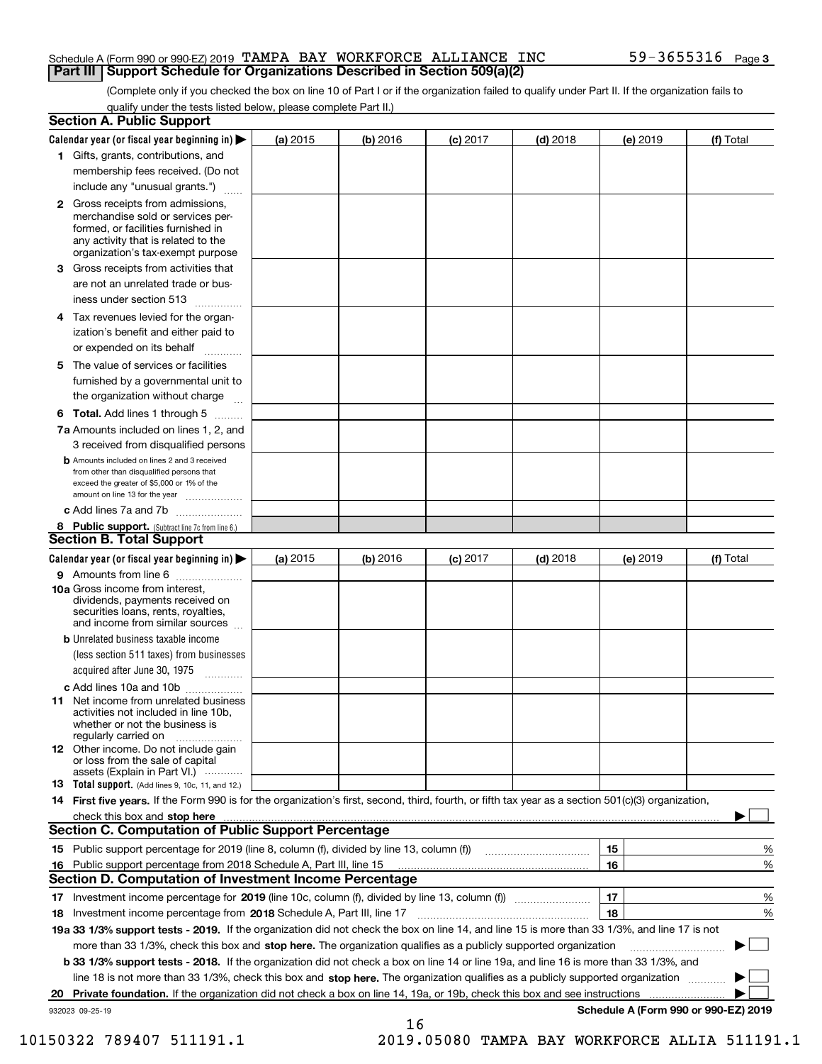Schedule A (Form 990 or 990-EZ) 2019 TAMPA BAY WORKFORCE ALLIANCE INC 59-3655316 Page 3

## Part III Support Schedule for Organizations Described in Section 509(a)(2)

(Complete only if you checked the box on line 10 of Part I or if the organization failed to qualify under Part II. If the organization fails to qualify under the tests listed below, please complete Part II.)

### Section A. Public Support

| Calendar year (or fiscal year beginning in) ▶ | (a) 2015 | (b) 2016 | (c) 2017 | (d) 2018 | (e) 2019 | (f) Total |
|---|---|---|---|---|---|---|
| **1** Gifts, grants, contributions, and membership fees received. (Do not include any "unusual grants.") | | | | | | |
| **2** Gross receipts from admissions, merchandise sold or services performed, or facilities furnished in any activity that is related to the organization's tax-exempt purpose | | | | | | |
| **3** Gross receipts from activities that are not an unrelated trade or business under section 513 | | | | | | |
| **4** Tax revenues levied for the organization's benefit and either paid to or expended on its behalf | | | | | | |
| **5** The value of services or facilities furnished by a governmental unit to the organization without charge | | | | | | |
| **6 Total.** Add lines 1 through 5 | | | | | | |
| **7a** Amounts included on lines 1, 2, and 3 received from disqualified persons | | | | | | |
| **b** Amounts included on lines 2 and 3 received from other than disqualified persons that exceed the greater of $5,000 or 1% of the amount on line 13 for the year | | | | | | |
| **c** Add lines 7a and 7b | | | | | | |
| **8 Public support.** (Subtract line 7c from line 6.) | | | | | | |

### Section B. Total Support

| Calendar year (or fiscal year beginning in) ▶ | (a) 2015 | (b) 2016 | (c) 2017 | (d) 2018 | (e) 2019 | (f) Total |
|---|---|---|---|---|---|---|
| **9** Amounts from line 6 | | | | | | |
| **10a** Gross income from interest, dividends, payments received on securities loans, rents, royalties, and income from similar sources | | | | | | |
| **b** Unrelated business taxable income (less section 511 taxes) from businesses acquired after June 30, 1975 | | | | | | |
| **c** Add lines 10a and 10b | | | | | | |
| **11** Net income from unrelated business activities not included in line 10b, whether or not the business is regularly carried on | | | | | | |
| **12** Other income. Do not include gain or loss from the sale of capital assets (Explain in Part VI.) | | | | | | |
| **13 Total support.** (Add lines 9, 10c, 11, and 12.) | | | | | | |

**14 First five years.** If the Form 990 is for the organization's first, second, third, fourth, or fifth tax year as a section 501(c)(3) organization, check this box and **stop here** ▶ ☐

### Section C. Computation of Public Support Percentage

| | | | |
|---|---|---|---|
| **15** Public support percentage for 2019 (line 8, column (f), divided by line 13, column (f)) | 15 | | % |
| **16** Public support percentage from 2018 Schedule A, Part III, line 15 | 16 | | % |

### Section D. Computation of Investment Income Percentage

| | | | |
|---|---|---|---|
| **17** Investment income percentage for **2019** (line 10c, column (f), divided by line 13, column (f)) | 17 | | % |
| **18** Investment income percentage from **2018** Schedule A, Part III, line 17 | 18 | | % |

**19a 33 1/3% support tests - 2019.** If the organization did not check the box on line 14, and line 15 is more than 33 1/3%, and line 17 is not more than 33 1/3%, check this box and **stop here.** The organization qualifies as a publicly supported organization ▶ ☐

**b 33 1/3% support tests - 2018.** If the organization did not check a box on line 14 or line 19a, and line 16 is more than 33 1/3%, and line 18 is not more than 33 1/3%, check this box and **stop here.** The organization qualifies as a publicly supported organization ▶ ☐

**20 Private foundation.** If the organization did not check a box on line 14, 19a, or 19b, check this box and see instructions ▶ ☐

932023 09-25-19 **Schedule A (Form 990 or 990-EZ) 2019**

10150322 789407 511191.1 2019.05080 TAMPA BAY WORKFORCE ALLIA 511191.1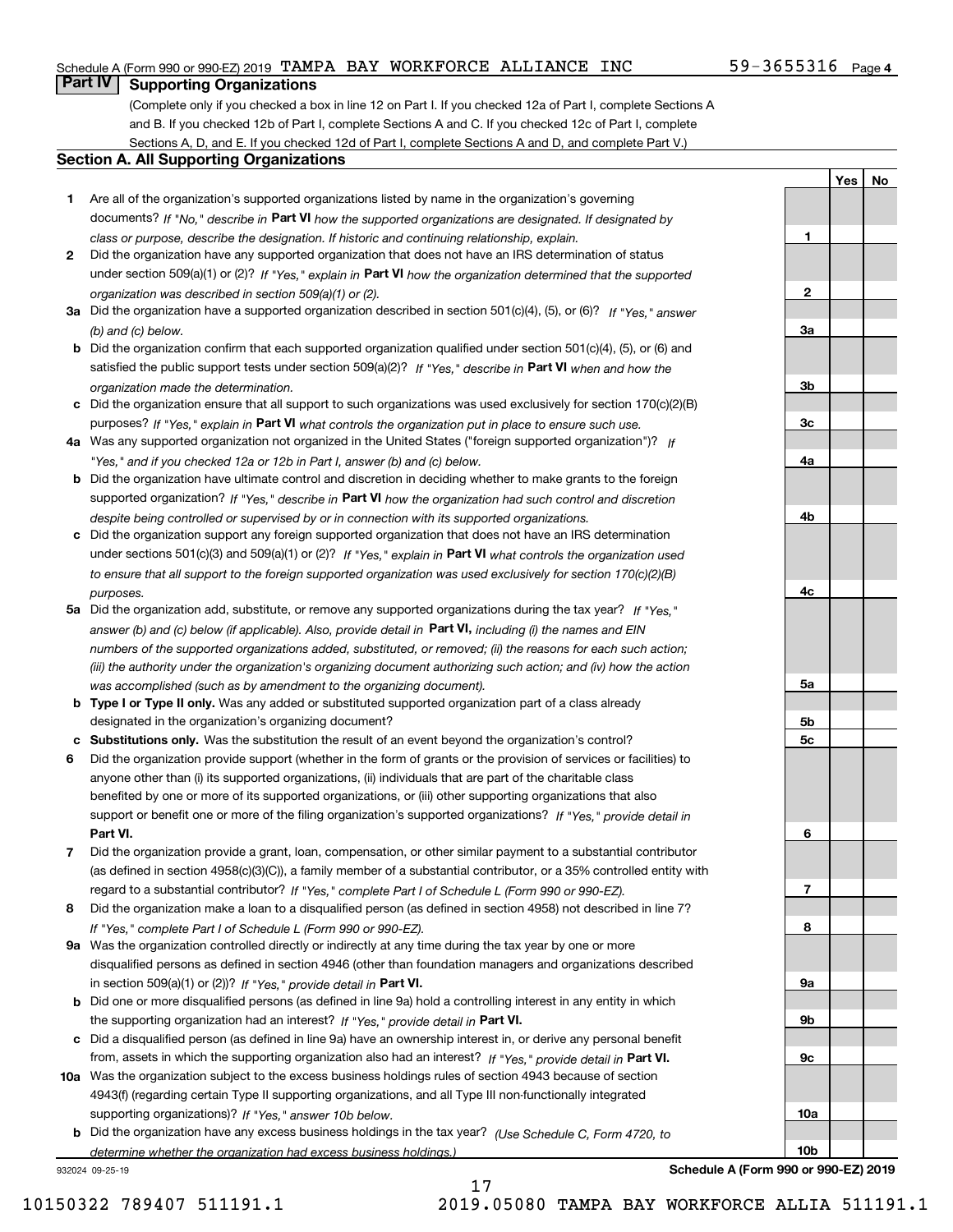Schedule A (Form 990 or 990-EZ) 2019 TAMPA BAY WORKFORCE ALLIANCE INC 59-3655316 Page 4

## Part IV Supporting Organizations

(Complete only if you checked a box in line 12 on Part I. If you checked 12a of Part I, complete Sections A and B. If you checked 12b of Part I, complete Sections A and C. If you checked 12c of Part I, complete Sections A, D, and E. If you checked 12d of Part I, complete Sections A and D, and complete Part V.)

### Section A. All Supporting Organizations

| | | | Yes | No |
|---|---|---|---|---|
| **1** | Are all of the organization's supported organizations listed by name in the organization's governing documents? *If "No," describe in* **Part VI** *how the supported organizations are designated. If designated by class or purpose, describe the designation. If historic and continuing relationship, explain.* | 1 | | |
| **2** | Did the organization have any supported organization that does not have an IRS determination of status under section 509(a)(1) or (2)? *If "Yes," explain in* **Part VI** *how the organization determined that the supported organization was described in section 509(a)(1) or (2).* | 2 | | |
| **3a** | Did the organization have a supported organization described in section 501(c)(4), (5), or (6)? *If "Yes," answer (b) and (c) below.* | 3a | | |
| **b** | Did the organization confirm that each supported organization qualified under section 501(c)(4), (5), or (6) and satisfied the public support tests under section 509(a)(2)? *If "Yes," describe in* **Part VI** *when and how the organization made the determination.* | 3b | | |
| **c** | Did the organization ensure that all support to such organizations was used exclusively for section 170(c)(2)(B) purposes? *If "Yes," explain in* **Part VI** *what controls the organization put in place to ensure such use.* | 3c | | |
| **4a** | Was any supported organization not organized in the United States ("foreign supported organization")? *If "Yes," and if you checked 12a or 12b in Part I, answer (b) and (c) below.* | 4a | | |
| **b** | Did the organization have ultimate control and discretion in deciding whether to make grants to the foreign supported organization? *If "Yes," describe in* **Part VI** *how the organization had such control and discretion despite being controlled or supervised by or in connection with its supported organizations.* | 4b | | |
| **c** | Did the organization support any foreign supported organization that does not have an IRS determination under sections 501(c)(3) and 509(a)(1) or (2)? *If "Yes," explain in* **Part VI** *what controls the organization used to ensure that all support to the foreign supported organization was used exclusively for section 170(c)(2)(B) purposes.* | 4c | | |
| **5a** | Did the organization add, substitute, or remove any supported organizations during the tax year? *If "Yes," answer (b) and (c) below (if applicable). Also, provide detail in* **Part VI,** *including (i) the names and EIN numbers of the supported organizations added, substituted, or removed; (ii) the reasons for each such action; (iii) the authority under the organization's organizing document authorizing such action; and (iv) how the action was accomplished (such as by amendment to the organizing document).* | 5a | | |
| **b** | **Type I or Type II only.** Was any added or substituted supported organization part of a class already designated in the organization's organizing document? | 5b | | |
| **c** | **Substitutions only.** Was the substitution the result of an event beyond the organization's control? | 5c | | |
| **6** | Did the organization provide support (whether in the form of grants or the provision of services or facilities) to anyone other than (i) its supported organizations, (ii) individuals that are part of the charitable class benefited by one or more of its supported organizations, or (iii) other supporting organizations that also support or benefit one or more of the filing organization's supported organizations? *If "Yes," provide detail in* **Part VI.** | 6 | | |
| **7** | Did the organization provide a grant, loan, compensation, or other similar payment to a substantial contributor (as defined in section 4958(c)(3)(C)), a family member of a substantial contributor, or a 35% controlled entity with regard to a substantial contributor? *If "Yes," complete Part I of Schedule L (Form 990 or 990-EZ).* | 7 | | |
| **8** | Did the organization make a loan to a disqualified person (as defined in section 4958) not described in line 7? *If "Yes," complete Part I of Schedule L (Form 990 or 990-EZ).* | 8 | | |
| **9a** | Was the organization controlled directly or indirectly at any time during the tax year by one or more disqualified persons as defined in section 4946 (other than foundation managers and organizations described in section 509(a)(1) or (2))? *If "Yes," provide detail in* **Part VI.** | 9a | | |
| **b** | Did one or more disqualified persons (as defined in line 9a) hold a controlling interest in any entity in which the supporting organization had an interest? *If "Yes," provide detail in* **Part VI.** | 9b | | |
| **c** | Did a disqualified person (as defined in line 9a) have an ownership interest in, or derive any personal benefit from, assets in which the supporting organization also had an interest? *If "Yes," provide detail in* **Part VI.** | 9c | | |
| **10a** | Was the organization subject to the excess business holdings rules of section 4943 because of section 4943(f) (regarding certain Type II supporting organizations, and all Type III non-functionally integrated supporting organizations)? *If "Yes," answer 10b below.* | 10a | | |
| **b** | Did the organization have any excess business holdings in the tax year? *(Use Schedule C, Form 4720, to determine whether the organization had excess business holdings.)* | 10b | | |

932024 09-25-19 **Schedule A (Form 990 or 990-EZ) 2019**

10150322 789407 511191.1 2019.05080 TAMPA BAY WORKFORCE ALLIA 511191.1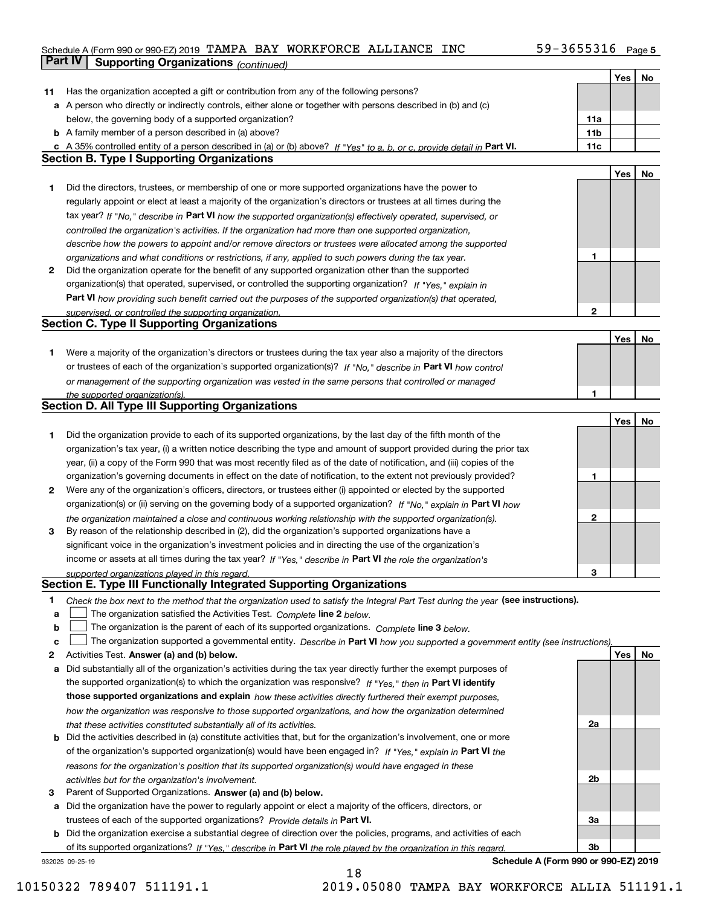Schedule A (Form 990 or 990-EZ) 2019 TAMPA BAY WORKFORCE ALLIANCE INC 59-3655316 Page 5

## Part IV Supporting Organizations *(continued)*

| | | | Yes | No |
|---|---|---|---|---|
| **11** | Has the organization accepted a gift or contribution from any of the following persons? | | | |
| **a** | A person who directly or indirectly controls, either alone or together with persons described in (b) and (c) below, the governing body of a supported organization? | **11a** | | |
| **b** | A family member of a person described in (a) above? | **11b** | | |
| **c** | A 35% controlled entity of a person described in (a) or (b) above? *If "Yes" to a, b, or c, provide detail in* **Part VI.** | **11c** | | |

### Section B. Type I Supporting Organizations

| | | | Yes | No |
|---|---|---|---|---|
| **1** | Did the directors, trustees, or membership of one or more supported organizations have the power to regularly appoint or elect at least a majority of the organization's directors or trustees at all times during the tax year? *If "No," describe in* **Part VI** *how the supported organization(s) effectively operated, supervised, or controlled the organization's activities. If the organization had more than one supported organization, describe how the powers to appoint and/or remove directors or trustees were allocated among the supported organizations and what conditions or restrictions, if any, applied to such powers during the tax year.* | **1** | | |
| **2** | Did the organization operate for the benefit of any supported organization other than the supported organization(s) that operated, supervised, or controlled the supporting organization? *If "Yes," explain in* **Part VI** *how providing such benefit carried out the purposes of the supported organization(s) that operated, supervised, or controlled the supporting organization.* | **2** | | |

### Section C. Type II Supporting Organizations

| | | | Yes | No |
|---|---|---|---|---|
| **1** | Were a majority of the organization's directors or trustees during the tax year also a majority of the directors or trustees of each of the organization's supported organization(s)? *If "No," describe in* **Part VI** *how control or management of the supporting organization was vested in the same persons that controlled or managed the supported organization(s).* | **1** | | |

### Section D. All Type III Supporting Organizations

| | | | Yes | No |
|---|---|---|---|---|
| **1** | Did the organization provide to each of its supported organizations, by the last day of the fifth month of the organization's tax year, (i) a written notice describing the type and amount of support provided during the prior tax year, (ii) a copy of the Form 990 that was most recently filed as of the date of notification, and (iii) copies of the organization's governing documents in effect on the date of notification, to the extent not previously provided? | **1** | | |
| **2** | Were any of the organization's officers, directors, or trustees either (i) appointed or elected by the supported organization(s) or (ii) serving on the governing body of a supported organization? *If "No," explain in* **Part VI** *how the organization maintained a close and continuous working relationship with the supported organization(s).* | **2** | | |
| **3** | By reason of the relationship described in (2), did the organization's supported organizations have a significant voice in the organization's investment policies and in directing the use of the organization's income or assets at all times during the tax year? *If "Yes," describe in* **Part VI** *the role the organization's supported organizations played in this regard.* | **3** | | |

### Section E. Type III Functionally Integrated Supporting Organizations

**1** *Check the box next to the method that the organization used to satisfy the Integral Part Test during the year* **(see instructions).**

**a** ☐ The organization satisfied the Activities Test. *Complete* **line 2** *below.*

**b** ☐ The organization is the parent of each of its supported organizations. *Complete* **line 3** *below.*

**c** ☐ The organization supported a governmental entity. *Describe in* **Part VI** *how you supported a government entity (see instructions).*

| | | | Yes | No |
|---|---|---|---|---|
| **2** | Activities Test. **Answer (a) and (b) below.** | | | |
| **a** | Did substantially all of the organization's activities during the tax year directly further the exempt purposes of the supported organization(s) to which the organization was responsive? *If "Yes," then in* **Part VI identify those supported organizations and explain** *how these activities directly furthered their exempt purposes, how the organization was responsive to those supported organizations, and how the organization determined that these activities constituted substantially all of its activities.* | **2a** | | |
| **b** | Did the activities described in (a) constitute activities that, but for the organization's involvement, one or more of the organization's supported organization(s) would have been engaged in? *If "Yes," explain in* **Part VI** *the reasons for the organization's position that its supported organization(s) would have engaged in these activities but for the organization's involvement.* | **2b** | | |
| **3** | Parent of Supported Organizations. **Answer (a) and (b) below.** | | | |
| **a** | Did the organization have the power to regularly appoint or elect a majority of the officers, directors, or trustees of each of the supported organizations? *Provide details in* **Part VI.** | **3a** | | |
| **b** | Did the organization exercise a substantial degree of direction over the policies, programs, and activities of each of its supported organizations? *If "Yes," describe in* **Part VI** *the role played by the organization in this regard.* | **3b** | | |

932025 09-25-19 **Schedule A (Form 990 or 990-EZ) 2019**

10150322 789407 511191.1 2019.05080 TAMPA BAY WORKFORCE ALLIA 511191.1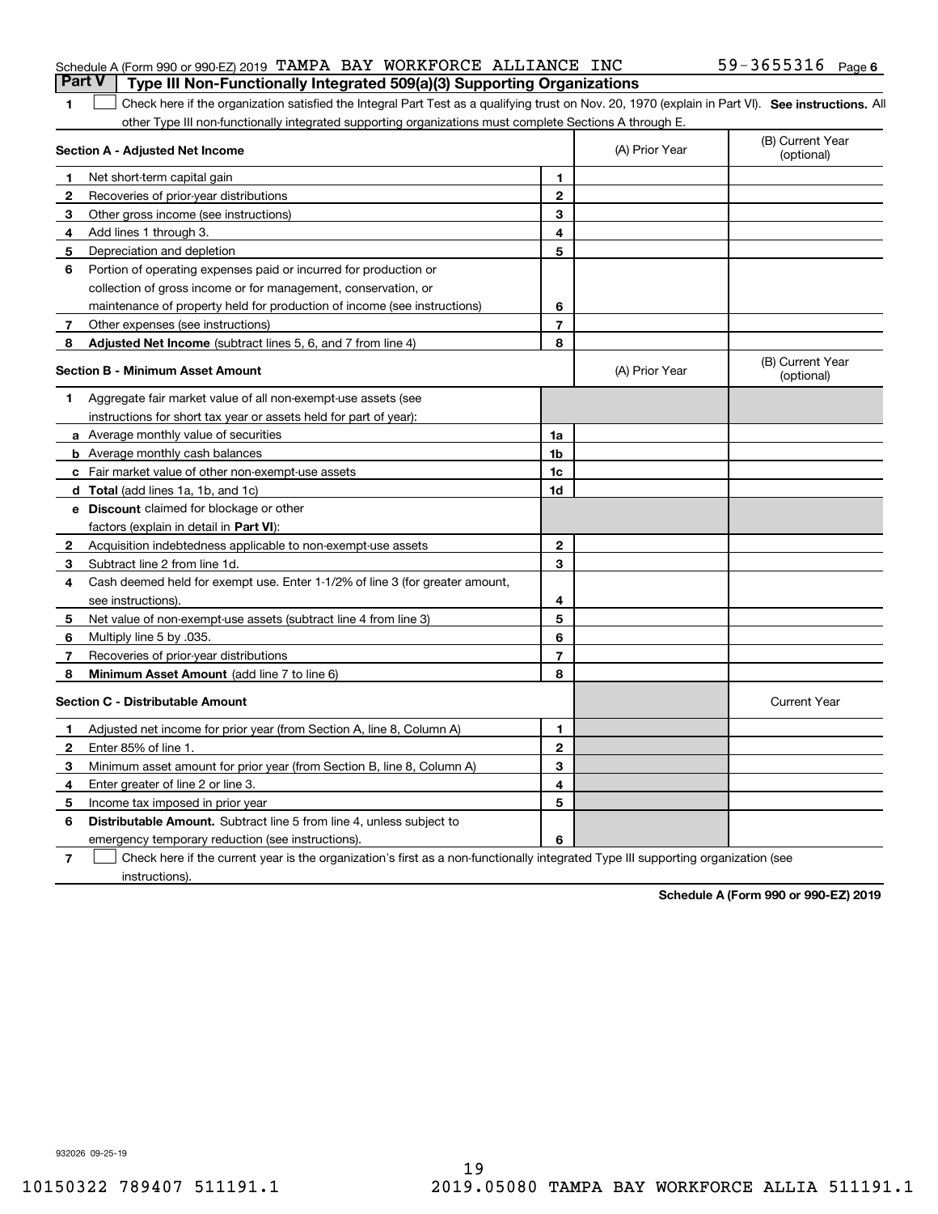Schedule A (Form 990 or 990-EZ) 2019 TAMPA BAY WORKFORCE ALLIANCE INC 59-3655316 Page 6

## Part V Type III Non-Functionally Integrated 509(a)(3) Supporting Organizations

1 ☐ Check here if the organization satisfied the Integral Part Test as a qualifying trust on Nov. 20, 1970 (explain in Part VI). **See instructions.** All other Type III non-functionally integrated supporting organizations must complete Sections A through E.

| **Section A - Adjusted Net Income** | | | (A) Prior Year | (B) Current Year (optional) |
|---|---|---|---|---|
| 1 | Net short-term capital gain | 1 | | |
| 2 | Recoveries of prior-year distributions | 2 | | |
| 3 | Other gross income (see instructions) | 3 | | |
| 4 | Add lines 1 through 3. | 4 | | |
| 5 | Depreciation and depletion | 5 | | |
| 6 | Portion of operating expenses paid or incurred for production or collection of gross income or for management, conservation, or maintenance of property held for production of income (see instructions) | 6 | | |
| 7 | Other expenses (see instructions) | 7 | | |
| 8 | **Adjusted Net Income** (subtract lines 5, 6, and 7 from line 4) | 8 | | |

| **Section B - Minimum Asset Amount** | | | (A) Prior Year | (B) Current Year (optional) |
|---|---|---|---|---|
| 1 | Aggregate fair market value of all non-exempt-use assets (see instructions for short tax year or assets held for part of year): | | | |
| a | Average monthly value of securities | 1a | | |
| b | Average monthly cash balances | 1b | | |
| c | Fair market value of other non-exempt-use assets | 1c | | |
| d | **Total** (add lines 1a, 1b, and 1c) | 1d | | |
| e | **Discount** claimed for blockage or other factors (explain in detail in **Part VI**): | | | |
| 2 | Acquisition indebtedness applicable to non-exempt-use assets | 2 | | |
| 3 | Subtract line 2 from line 1d. | 3 | | |
| 4 | Cash deemed held for exempt use. Enter 1-1/2% of line 3 (for greater amount, see instructions). | 4 | | |
| 5 | Net value of non-exempt-use assets (subtract line 4 from line 3) | 5 | | |
| 6 | Multiply line 5 by .035. | 6 | | |
| 7 | Recoveries of prior-year distributions | 7 | | |
| 8 | **Minimum Asset Amount** (add line 7 to line 6) | 8 | | |

| **Section C - Distributable Amount** | | | | Current Year |
|---|---|---|---|---|
| 1 | Adjusted net income for prior year (from Section A, line 8, Column A) | 1 | | |
| 2 | Enter 85% of line 1. | 2 | | |
| 3 | Minimum asset amount for prior year (from Section B, line 8, Column A) | 3 | | |
| 4 | Enter greater of line 2 or line 3. | 4 | | |
| 5 | Income tax imposed in prior year | 5 | | |
| 6 | **Distributable Amount.** Subtract line 5 from line 4, unless subject to emergency temporary reduction (see instructions). | 6 | | |

7 ☐ Check here if the current year is the organization's first as a non-functionally integrated Type III supporting organization (see instructions).

**Schedule A (Form 990 or 990-EZ) 2019**

932026 09-25-19

10150322 789407 511191.1 2019.05080 TAMPA BAY WORKFORCE ALLIA 511191.1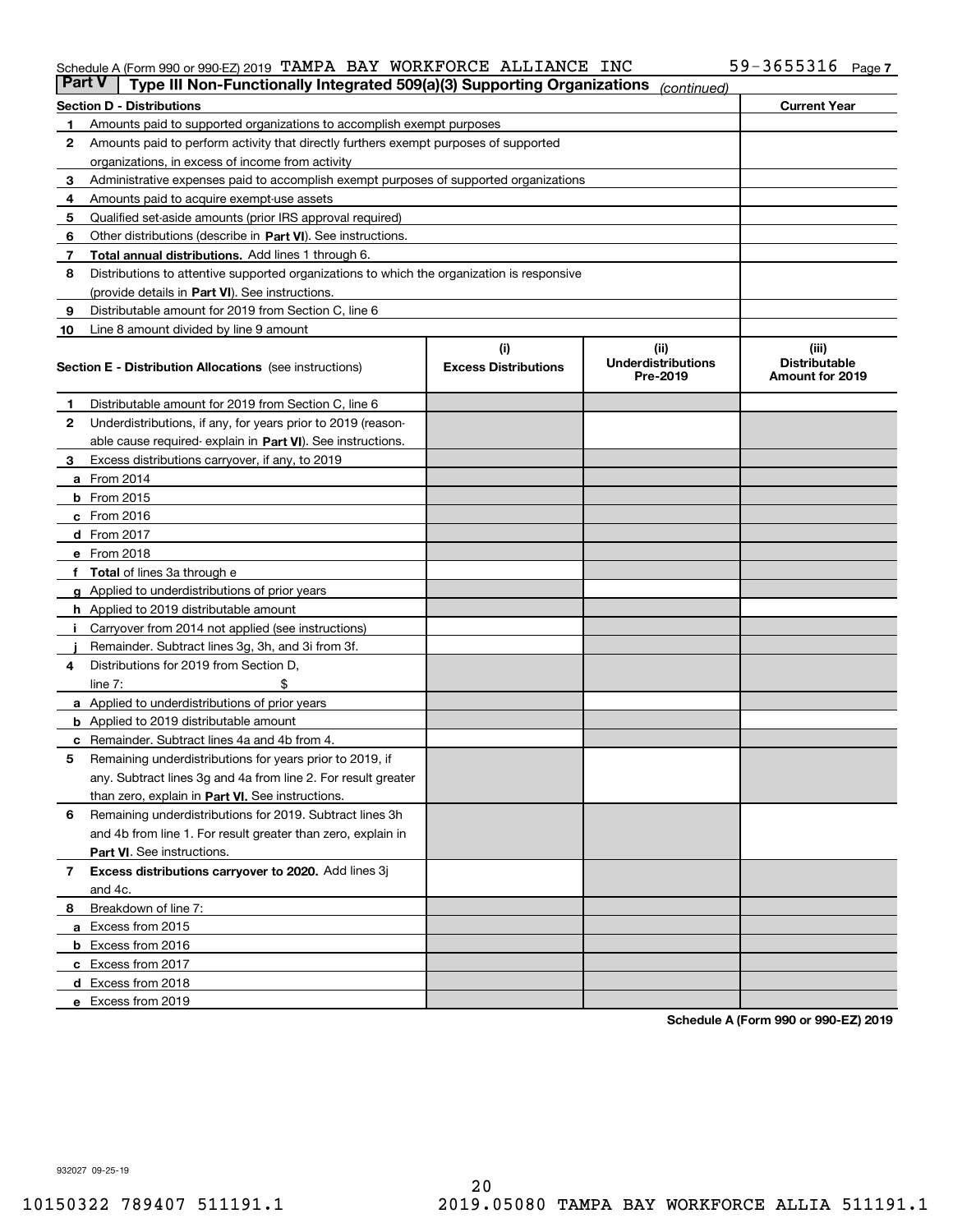Schedule A (Form 990 or 990-EZ) 2019 TAMPA BAY WORKFORCE ALLIANCE INC 59-3655316 Page 7

## Part V Type III Non-Functionally Integrated 509(a)(3) Supporting Organizations *(continued)*

| Section D - Distributions | | Current Year |
|---|---|---|
| 1 | Amounts paid to supported organizations to accomplish exempt purposes | |
| 2 | Amounts paid to perform activity that directly furthers exempt purposes of supported organizations, in excess of income from activity | |
| 3 | Administrative expenses paid to accomplish exempt purposes of supported organizations | |
| 4 | Amounts paid to acquire exempt-use assets | |
| 5 | Qualified set-aside amounts (prior IRS approval required) | |
| 6 | Other distributions (describe in **Part VI**). See instructions. | |
| 7 | **Total annual distributions.** Add lines 1 through 6. | |
| 8 | Distributions to attentive supported organizations to which the organization is responsive (provide details in **Part VI**). See instructions. | |
| 9 | Distributable amount for 2019 from Section C, line 6 | |
| 10 | Line 8 amount divided by line 9 amount | |

| Section E - Distribution Allocations (see instructions) | (i) Excess Distributions | (ii) Underdistributions Pre-2019 | (iii) Distributable Amount for 2019 |
|---|---|---|---|
| **1** Distributable amount for 2019 from Section C, line 6 | | | |
| **2** Underdistributions, if any, for years prior to 2019 (reasonable cause required- explain in **Part VI**). See instructions. | | | |
| **3** Excess distributions carryover, if any, to 2019 | | | |
| **a** From 2014 | | | |
| **b** From 2015 | | | |
| **c** From 2016 | | | |
| **d** From 2017 | | | |
| **e** From 2018 | | | |
| **f** **Total** of lines 3a through e | | | |
| **g** Applied to underdistributions of prior years | | | |
| **h** Applied to 2019 distributable amount | | | |
| **i** Carryover from 2014 not applied (see instructions) | | | |
| **j** Remainder. Subtract lines 3g, 3h, and 3i from 3f. | | | |
| **4** Distributions for 2019 from Section D, line 7: $ | | | |
| **a** Applied to underdistributions of prior years | | | |
| **b** Applied to 2019 distributable amount | | | |
| **c** Remainder. Subtract lines 4a and 4b from 4. | | | |
| **5** Remaining underdistributions for years prior to 2019, if any. Subtract lines 3g and 4a from line 2. For result greater than zero, explain in **Part VI.** See instructions. | | | |
| **6** Remaining underdistributions for 2019. Subtract lines 3h and 4b from line 1. For result greater than zero, explain in **Part VI**. See instructions. | | | |
| **7** **Excess distributions carryover to 2020.** Add lines 3j and 4c. | | | |
| **8** Breakdown of line 7: | | | |
| **a** Excess from 2015 | | | |
| **b** Excess from 2016 | | | |
| **c** Excess from 2017 | | | |
| **d** Excess from 2018 | | | |
| **e** Excess from 2019 | | | |

**Schedule A (Form 990 or 990-EZ) 2019**

932027 09-25-19

10150322 789407 511191.1 2019.05080 TAMPA BAY WORKFORCE ALLIA 511191.1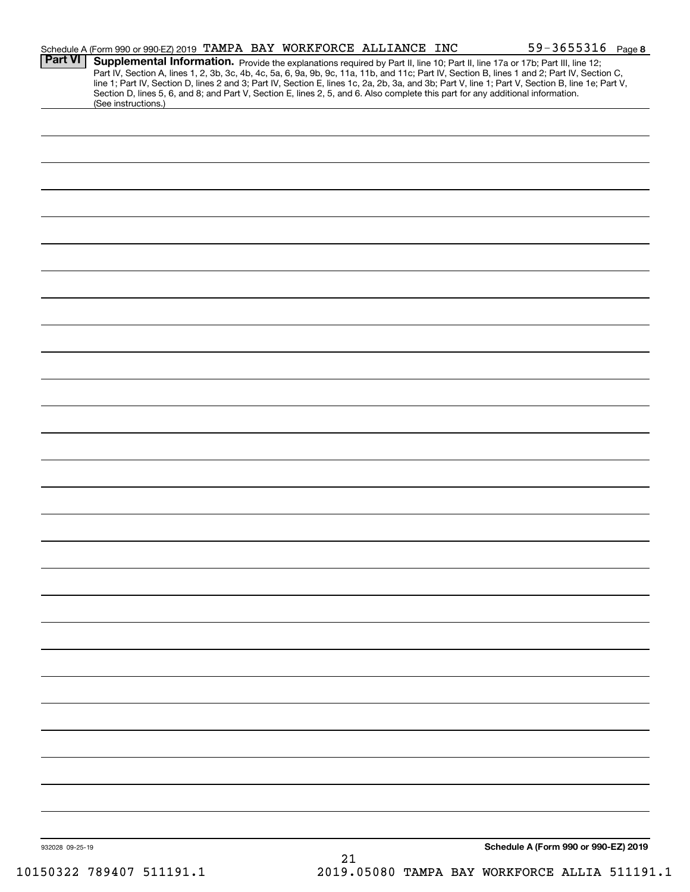Schedule A (Form 990 or 990-EZ) 2019 TAMPA BAY WORKFORCE ALLIANCE INC 59-3655316 Page 8

**Part VI** **Supplemental Information.** Provide the explanations required by Part II, line 10; Part II, line 17a or 17b; Part III, line 12; Part IV, Section A, lines 1, 2, 3b, 3c, 4b, 4c, 5a, 6, 9a, 9b, 9c, 11a, 11b, and 11c; Part IV, Section B, lines 1 and 2; Part IV, Section C, line 1; Part IV, Section D, lines 2 and 3; Part IV, Section E, lines 1c, 2a, 2b, 3a, and 3b; Part V, line 1; Part V, Section B, line 1e; Part V, Section D, lines 5, 6, and 8; and Part V, Section E, lines 2, 5, and 6. Also complete this part for any additional information. (See instructions.)

932028 09-25-19

**Schedule A (Form 990 or 990-EZ) 2019**

10150322 789407 511191.1 2019.05080 TAMPA BAY WORKFORCE ALLIA 511191.1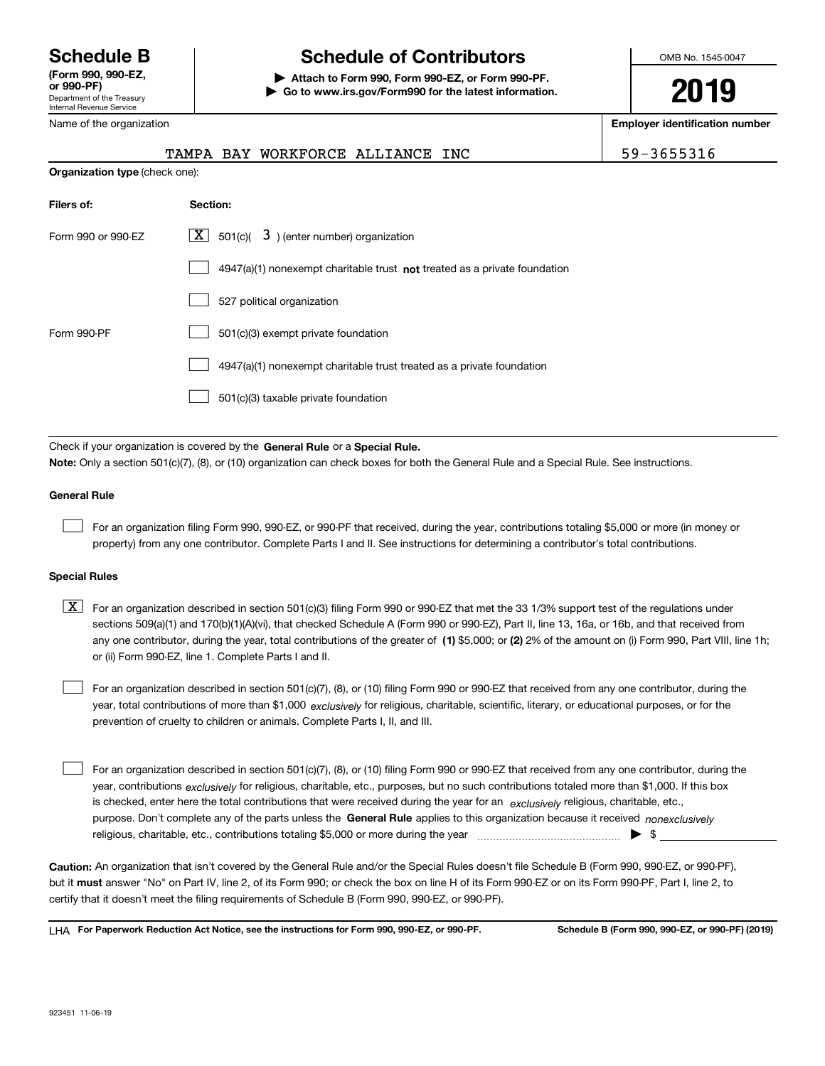# Schedule B

**(Form 990, 990-EZ, or 990-PF)**
Department of the Treasury
Internal Revenue Service

# Schedule of Contributors

▶ **Attach to Form 990, Form 990-EZ, or Form 990-PF.**
▶ **Go to www.irs.gov/Form990 for the latest information.**

OMB No. 1545-0047

**2019**

| Name of the organization | Employer identification number |
|---|---|
| TAMPA BAY WORKFORCE ALLIANCE INC | 59-3655316 |

**Organization type** (check one):

| Filers of: | Section: |
|---|---|
| Form 990 or 990-EZ | [X] 501(c)( 3 ) (enter number) organization |
| | [ ] 4947(a)(1) nonexempt charitable trust **not** treated as a private foundation |
| | [ ] 527 political organization |
| Form 990-PF | [ ] 501(c)(3) exempt private foundation |
| | [ ] 4947(a)(1) nonexempt charitable trust treated as a private foundation |
| | [ ] 501(c)(3) taxable private foundation |

Check if your organization is covered by the **General Rule** or a **Special Rule.**

**Note:** Only a section 501(c)(7), (8), or (10) organization can check boxes for both the General Rule and a Special Rule. See instructions.

**General Rule**

[ ] For an organization filing Form 990, 990-EZ, or 990-PF that received, during the year, contributions totaling $5,000 or more (in money or property) from any one contributor. Complete Parts I and II. See instructions for determining a contributor's total contributions.

**Special Rules**

[X] For an organization described in section 501(c)(3) filing Form 990 or 990-EZ that met the 33 1/3% support test of the regulations under sections 509(a)(1) and 170(b)(1)(A)(vi), that checked Schedule A (Form 990 or 990-EZ), Part II, line 13, 16a, or 16b, and that received from any one contributor, during the year, total contributions of the greater of **(1)** $5,000; or **(2)** 2% of the amount on (i) Form 990, Part VIII, line 1h; or (ii) Form 990-EZ, line 1. Complete Parts I and II.

[ ] For an organization described in section 501(c)(7), (8), or (10) filing Form 990 or 990-EZ that received from any one contributor, during the year, total contributions of more than $1,000 *exclusively* for religious, charitable, scientific, literary, or educational purposes, or for the prevention of cruelty to children or animals. Complete Parts I, II, and III.

[ ] For an organization described in section 501(c)(7), (8), or (10) filing Form 990 or 990-EZ that received from any one contributor, during the year, contributions *exclusively* for religious, charitable, etc., purposes, but no such contributions totaled more than $1,000. If this box is checked, enter here the total contributions that were received during the year for an *exclusively* religious, charitable, etc., purpose. Don't complete any of the parts unless the **General Rule** applies to this organization because it received *nonexclusively* religious, charitable, etc., contributions totaling $5,000 or more during the year ▶ $ ____________

**Caution:** An organization that isn't covered by the General Rule and/or the Special Rules doesn't file Schedule B (Form 990, 990-EZ, or 990-PF), but it **must** answer "No" on Part IV, line 2, of its Form 990; or check the box on line H of its Form 990-EZ or on its Form 990-PF, Part I, line 2, to certify that it doesn't meet the filing requirements of Schedule B (Form 990, 990-EZ, or 990-PF).

LHA **For Paperwork Reduction Act Notice, see the instructions for Form 990, 990-EZ, or 990-PF.** **Schedule B (Form 990, 990-EZ, or 990-PF) (2019)**

923451 11-06-19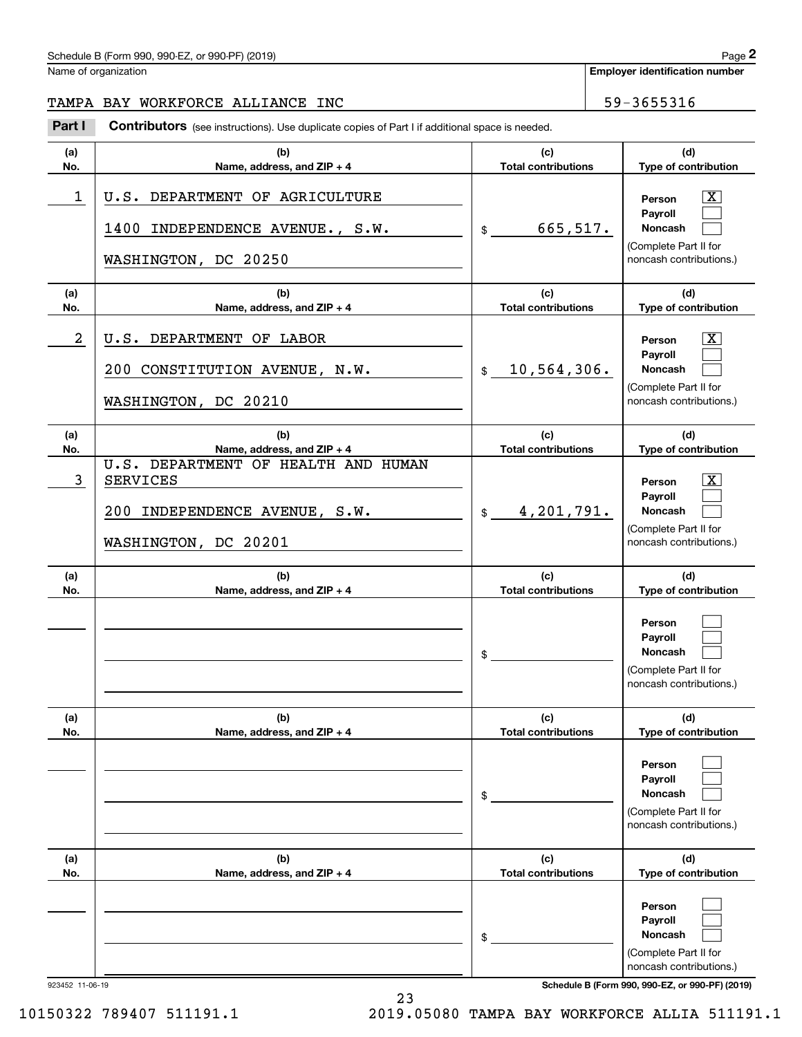Name of organization

**Employer identification number**

TAMPA BAY WORKFORCE ALLIANCE INC

59-3655316

**Part I** **Contributors** (see instructions). Use duplicate copies of Part I if additional space is needed.

| (a) No. | (b) Name, address, and ZIP + 4 | (c) Total contributions | (d) Type of contribution |
|---|---|---|---|
| 1 | U.S. DEPARTMENT OF AGRICULTURE<br>1400 INDEPENDENCE AVENUE., S.W.<br>WASHINGTON, DC 20250 | $ 665,517. | Person [X]<br>Payroll [ ]<br>Noncash [ ]<br>(Complete Part II for noncash contributions.) |
| 2 | U.S. DEPARTMENT OF LABOR<br>200 CONSTITUTION AVENUE, N.W.<br>WASHINGTON, DC 20210 | $ 10,564,306. | Person [X]<br>Payroll [ ]<br>Noncash [ ]<br>(Complete Part II for noncash contributions.) |
| 3 | U.S. DEPARTMENT OF HEALTH AND HUMAN SERVICES<br>200 INDEPENDENCE AVENUE, S.W.<br>WASHINGTON, DC 20201 | $ 4,201,791. | Person [X]<br>Payroll [ ]<br>Noncash [ ]<br>(Complete Part II for noncash contributions.) |
| | | $ | Person [ ]<br>Payroll [ ]<br>Noncash [ ]<br>(Complete Part II for noncash contributions.) |
| | | $ | Person [ ]<br>Payroll [ ]<br>Noncash [ ]<br>(Complete Part II for noncash contributions.) |
| | | $ | Person [ ]<br>Payroll [ ]<br>Noncash [ ]<br>(Complete Part II for noncash contributions.) |

923452 11-06-19

10150322 789407 511191.1 2019.05080 TAMPA BAY WORKFORCE ALLIA 511191.1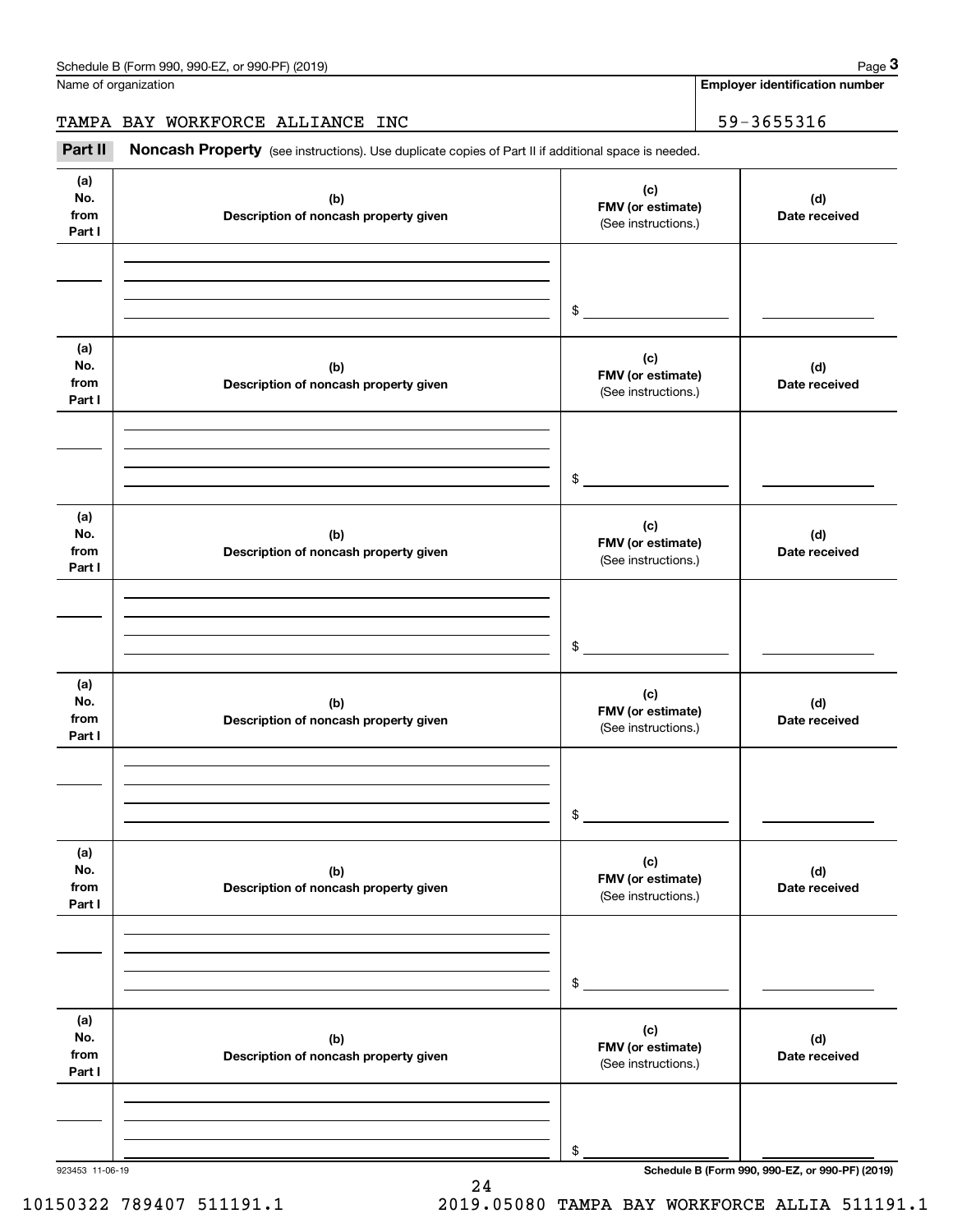Schedule B (Form 990, 990-EZ, or 990-PF) (2019)

Name of organization: TAMPA BAY WORKFORCE ALLIANCE INC

Employer identification number: 59-3655316

**Part II** **Noncash Property** (see instructions). Use duplicate copies of Part II if additional space is needed.

| (a) No. from Part I | (b) Description of noncash property given | (c) FMV (or estimate) (See instructions.) | (d) Date received |
|---|---|---|---|
| | | $ | |

| (a) No. from Part I | (b) Description of noncash property given | (c) FMV (or estimate) (See instructions.) | (d) Date received |
|---|---|---|---|
| | | $ | |

| (a) No. from Part I | (b) Description of noncash property given | (c) FMV (or estimate) (See instructions.) | (d) Date received |
|---|---|---|---|
| | | $ | |

| (a) No. from Part I | (b) Description of noncash property given | (c) FMV (or estimate) (See instructions.) | (d) Date received |
|---|---|---|---|
| | | $ | |

| (a) No. from Part I | (b) Description of noncash property given | (c) FMV (or estimate) (See instructions.) | (d) Date received |
|---|---|---|---|
| | | $ | |

| (a) No. from Part I | (b) Description of noncash property given | (c) FMV (or estimate) (See instructions.) | (d) Date received |
|---|---|---|---|
| | | $ | |

923453 11-06-19

Schedule B (Form 990, 990-EZ, or 990-PF) (2019)

10150322 789407 511191.1 2019.05080 TAMPA BAY WORKFORCE ALLIA 511191.1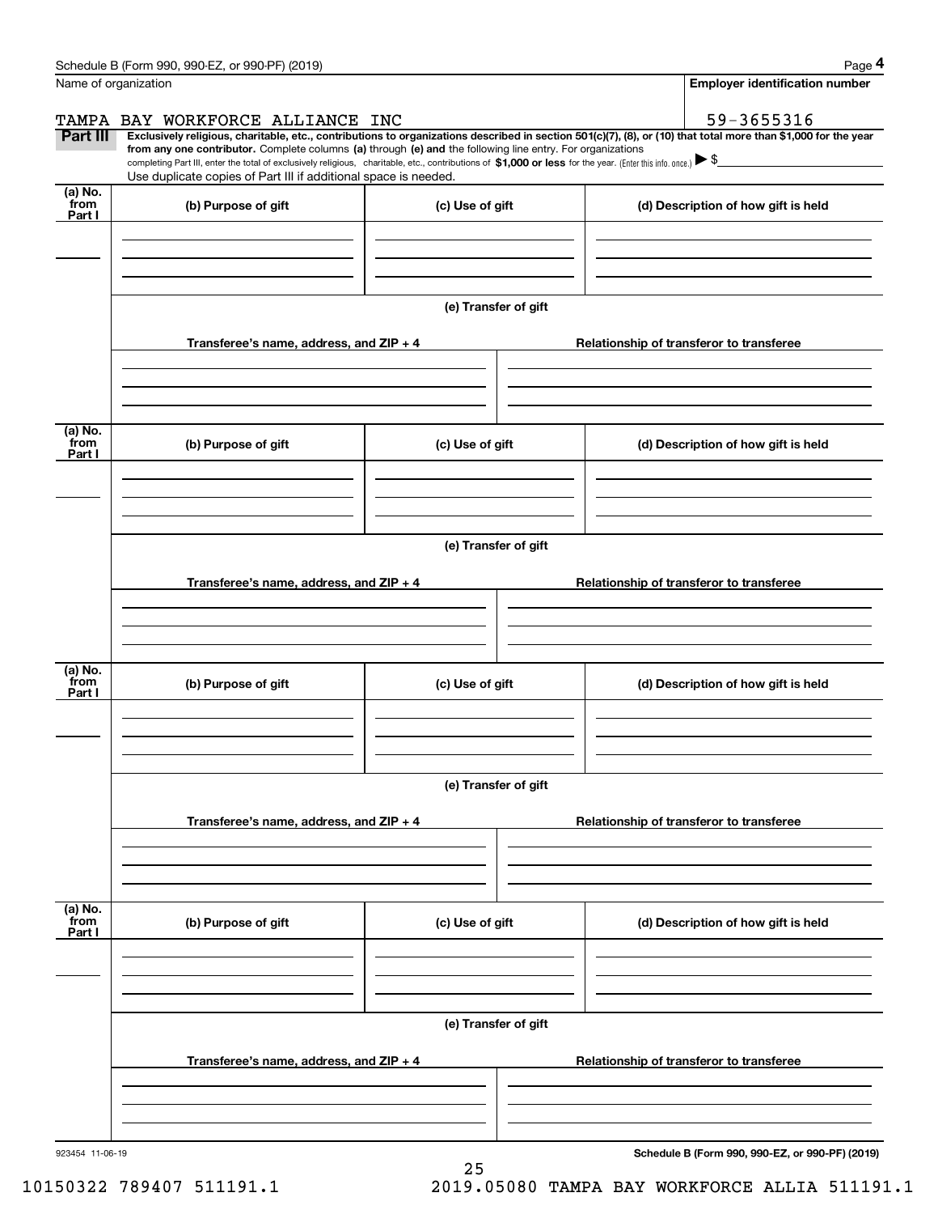Schedule B (Form 990, 990-EZ, or 990-PF) (2019) Page **4**

Name of organization: TAMPA BAY WORKFORCE ALLIANCE INC

**Employer identification number**: 59-3655316

**Part III** **Exclusively religious, charitable, etc., contributions to organizations described in section 501(c)(7), (8), or (10) that total more than $1,000 for the year from any one contributor.** Complete columns **(a)** through **(e) and** the following line entry. For organizations completing Part III, enter the total of exclusively religious, charitable, etc., contributions of **$1,000 or less** for the year. (Enter this info. once.) ▶ $

Use duplicate copies of Part III if additional space is needed.

| (a) No. from Part I | (b) Purpose of gift | (c) Use of gift | (d) Description of how gift is held |
|---|---|---|---|
| | | | |

**(e) Transfer of gift**

| Transferee's name, address, and ZIP + 4 | Relationship of transferor to transferee |
|---|---|
| | |

| (a) No. from Part I | (b) Purpose of gift | (c) Use of gift | (d) Description of how gift is held |
|---|---|---|---|
| | | | |

**(e) Transfer of gift**

| Transferee's name, address, and ZIP + 4 | Relationship of transferor to transferee |
|---|---|
| | |

| (a) No. from Part I | (b) Purpose of gift | (c) Use of gift | (d) Description of how gift is held |
|---|---|---|---|
| | | | |

**(e) Transfer of gift**

| Transferee's name, address, and ZIP + 4 | Relationship of transferor to transferee |
|---|---|
| | |

| (a) No. from Part I | (b) Purpose of gift | (c) Use of gift | (d) Description of how gift is held |
|---|---|---|---|
| | | | |

**(e) Transfer of gift**

| Transferee's name, address, and ZIP + 4 | Relationship of transferor to transferee |
|---|---|
| | |

923454 11-06-19 **Schedule B (Form 990, 990-EZ, or 990-PF) (2019)**

10150322 789407 511191.1 2019.05080 TAMPA BAY WORKFORCE ALLIA 511191.1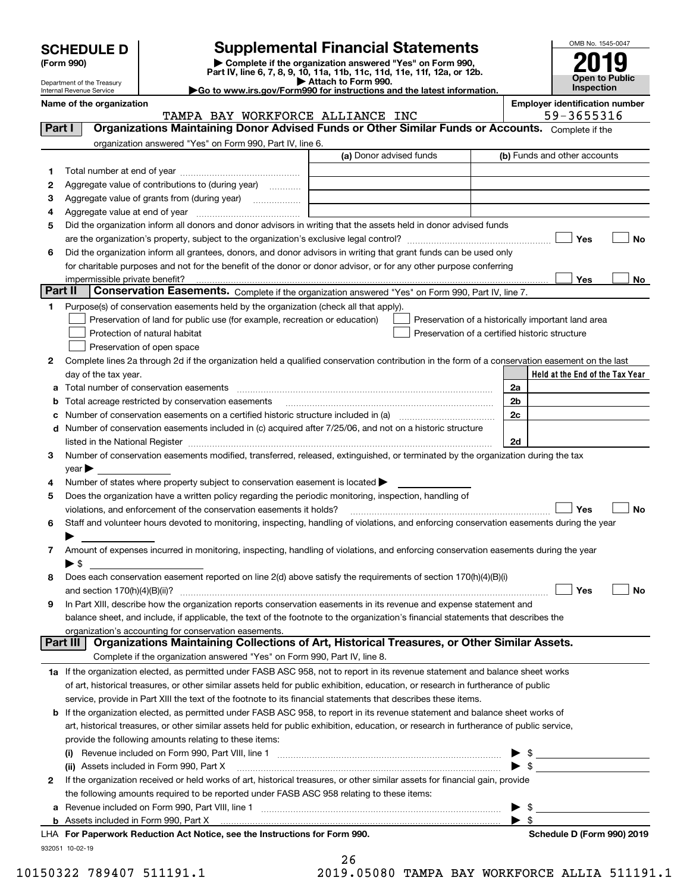# SCHEDULE D (Form 990)

Department of the Treasury
Internal Revenue Service

## Supplemental Financial Statements

▶ Complete if the organization answered "Yes" on Form 990, Part IV, line 6, 7, 8, 9, 10, 11a, 11b, 11c, 11d, 11e, 11f, 12a, or 12b.
▶ Attach to Form 990.
▶Go to www.irs.gov/Form990 for instructions and the latest information.

OMB No. 1545-0047
**2019**
**Open to Public Inspection**

**Name of the organization**: TAMPA BAY WORKFORCE ALLIANCE INC
**Employer identification number**: 59-3655316

### Part I — Organizations Maintaining Donor Advised Funds or Other Similar Funds or Accounts. Complete if the organization answered "Yes" on Form 990, Part IV, line 6.

| | | (a) Donor advised funds | (b) Funds and other accounts |
|---|---|---|---|
| 1 | Total number at end of year | | |
| 2 | Aggregate value of contributions to (during year) | | |
| 3 | Aggregate value of grants from (during year) | | |
| 4 | Aggregate value at end of year | | |

5 Did the organization inform all donors and donor advisors in writing that the assets held in donor advised funds are the organization's property, subject to the organization's exclusive legal control? ☐ Yes ☐ No

6 Did the organization inform all grantees, donors, and donor advisors in writing that grant funds can be used only for charitable purposes and not for the benefit of the donor or donor advisor, or for any other purpose conferring impermissible private benefit? ☐ Yes ☐ No

### Part II — Conservation Easements. Complete if the organization answered "Yes" on Form 990, Part IV, line 7.

1 Purpose(s) of conservation easements held by the organization (check all that apply).
- ☐ Preservation of land for public use (for example, recreation or education)
- ☐ Protection of natural habitat
- ☐ Preservation of open space
- ☐ Preservation of a historically important land area
- ☐ Preservation of a certified historic structure

2 Complete lines 2a through 2d if the organization held a qualified conservation contribution in the form of a conservation easement on the last day of the tax year.

| | | | Held at the End of the Tax Year |
|---|---|---|---|
| a | Total number of conservation easements | 2a | |
| b | Total acreage restricted by conservation easements | 2b | |
| c | Number of conservation easements on a certified historic structure included in (a) | 2c | |
| d | Number of conservation easements included in (c) acquired after 7/25/06, and not on a historic structure listed in the National Register | 2d | |

3 Number of conservation easements modified, transferred, released, extinguished, or terminated by the organization during the tax year ▶

4 Number of states where property subject to conservation easement is located ▶

5 Does the organization have a written policy regarding the periodic monitoring, inspection, handling of violations, and enforcement of the conservation easements it holds? ☐ Yes ☐ No

6 Staff and volunteer hours devoted to monitoring, inspecting, handling of violations, and enforcing conservation easements during the year ▶

7 Amount of expenses incurred in monitoring, inspecting, handling of violations, and enforcing conservation easements during the year ▶ $

8 Does each conservation easement reported on line 2(d) above satisfy the requirements of section 170(h)(4)(B)(i) and section 170(h)(4)(B)(ii)? ☐ Yes ☐ No

9 In Part XIII, describe how the organization reports conservation easements in its revenue and expense statement and balance sheet, and include, if applicable, the text of the footnote to the organization's financial statements that describes the organization's accounting for conservation easements.

### Part III — Organizations Maintaining Collections of Art, Historical Treasures, or Other Similar Assets. Complete if the organization answered "Yes" on Form 990, Part IV, line 8.

1a If the organization elected, as permitted under FASB ASC 958, not to report in its revenue statement and balance sheet works of art, historical treasures, or other similar assets held for public exhibition, education, or research in furtherance of public service, provide in Part XIII the text of the footnote to its financial statements that describes these items.

b If the organization elected, as permitted under FASB ASC 958, to report in its revenue statement and balance sheet works of art, historical treasures, or other similar assets held for public exhibition, education, or research in furtherance of public service, provide the following amounts relating to these items:

(i) Revenue included on Form 990, Part VIII, line 1 ▶ $

(ii) Assets included in Form 990, Part X ▶ $

2 If the organization received or held works of art, historical treasures, or other similar assets for financial gain, provide the following amounts required to be reported under FASB ASC 958 relating to these items:

a Revenue included on Form 990, Part VIII, line 1 ▶ $

b Assets included in Form 990, Part X ▶ $

LHA **For Paperwork Reduction Act Notice, see the Instructions for Form 990.** **Schedule D (Form 990) 2019**

932051 10-02-19

10150322 789407 511191.1 2019.05080 TAMPA BAY WORKFORCE ALLIA 511191.1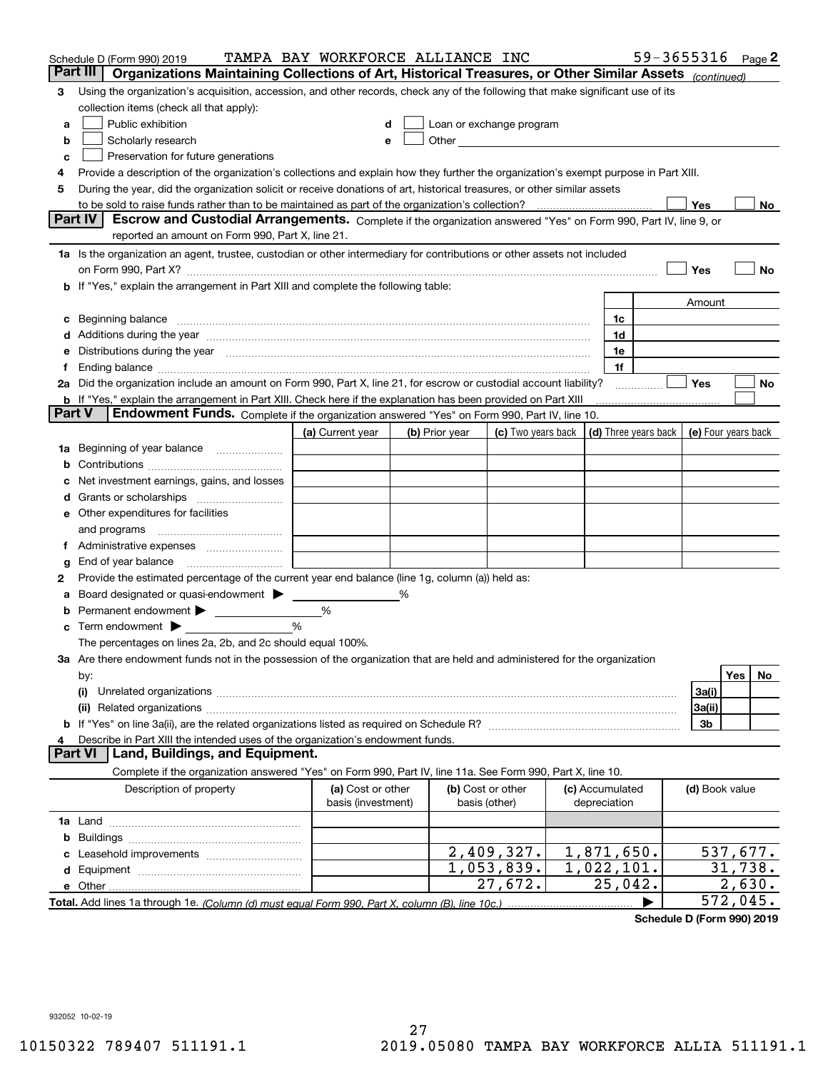Schedule D (Form 990) 2019 TAMPA BAY WORKFORCE ALLIANCE INC 59-3655316 Page 2

## Part III Organizations Maintaining Collections of Art, Historical Treasures, or Other Similar Assets *(continued)*

3 Using the organization's acquisition, accession, and other records, check any of the following that make significant use of its collection items (check all that apply):

- a ☐ Public exhibition
- b ☐ Scholarly research
- c ☐ Preservation for future generations
- d ☐ Loan or exchange program
- e ☐ Other

4 Provide a description of the organization's collections and explain how they further the organization's exempt purpose in Part XIII.

5 During the year, did the organization solicit or receive donations of art, historical treasures, or other similar assets to be sold to raise funds rather than to be maintained as part of the organization's collection? ☐ Yes ☐ No

## Part IV Escrow and Custodial Arrangements.

Complete if the organization answered "Yes" on Form 990, Part IV, line 9, or reported an amount on Form 990, Part X, line 21.

1a Is the organization an agent, trustee, custodian or other intermediary for contributions or other assets not included on Form 990, Part X? ☐ Yes ☐ No

b If "Yes," explain the arrangement in Part XIII and complete the following table:

| | | Amount |
|---|---|---|
| c Beginning balance | 1c | |
| d Additions during the year | 1d | |
| e Distributions during the year | 1e | |
| f Ending balance | 1f | |

2a Did the organization include an amount on Form 990, Part X, line 21, for escrow or custodial account liability? ☐ Yes ☐ No

b If "Yes," explain the arrangement in Part XIII. Check here if the explanation has been provided on Part XIII ☐

## Part V Endowment Funds.

Complete if the organization answered "Yes" on Form 990, Part IV, line 10.

| | (a) Current year | (b) Prior year | (c) Two years back | (d) Three years back | (e) Four years back |
|---|---|---|---|---|---|
| 1a Beginning of year balance | | | | | |
| b Contributions | | | | | |
| c Net investment earnings, gains, and losses | | | | | |
| d Grants or scholarships | | | | | |
| e Other expenditures for facilities and programs | | | | | |
| f Administrative expenses | | | | | |
| g End of year balance | | | | | |

2 Provide the estimated percentage of the current year end balance (line 1g, column (a)) held as:

- a Board designated or quasi-endowment ▶ %
- b Permanent endowment ▶ %
- c Term endowment ▶ %

The percentages on lines 2a, 2b, and 2c should equal 100%.

3a Are there endowment funds not in the possession of the organization that are held and administered for the organization by:

| | | Yes | No |
|---|---|---|---|
| (i) Unrelated organizations | 3a(i) | | |
| (ii) Related organizations | 3a(ii) | | |
| b If "Yes" on line 3a(ii), are the related organizations listed as required on Schedule R? | 3b | | |

4 Describe in Part XIII the intended uses of the organization's endowment funds.

## Part VI Land, Buildings, and Equipment.

Complete if the organization answered "Yes" on Form 990, Part IV, line 11a. See Form 990, Part X, line 10.

| Description of property | (a) Cost or other basis (investment) | (b) Cost or other basis (other) | (c) Accumulated depreciation | (d) Book value |
|---|---|---|---|---|
| 1a Land | | | | |
| b Buildings | | | | |
| c Leasehold improvements | | 2,409,327. | 1,871,650. | 537,677. |
| d Equipment | | 1,053,839. | 1,022,101. | 31,738. |
| e Other | | 27,672. | 25,042. | 2,630. |
| **Total.** Add lines 1a through 1e. *(Column (d) must equal Form 990, Part X, column (B), line 10c.)* | | | ▶ | 572,045. |

**Schedule D (Form 990) 2019**

932052 10-02-19

10150322 789407 511191.1 2019.05080 TAMPA BAY WORKFORCE ALLIA 511191.1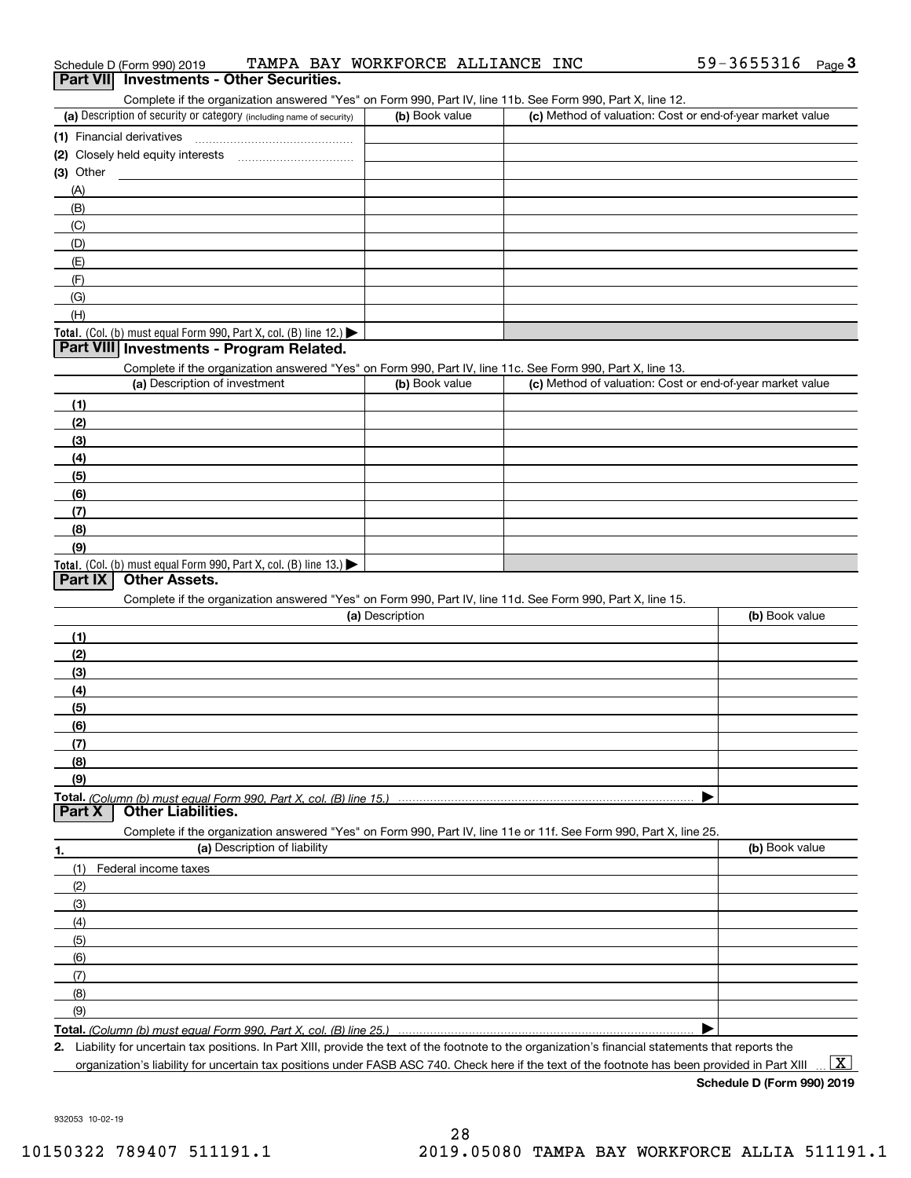Schedule D (Form 990) 2019 TAMPA BAY WORKFORCE ALLIANCE INC 59-3655316 Page 3

## Part VII Investments - Other Securities.

Complete if the organization answered "Yes" on Form 990, Part IV, line 11b. See Form 990, Part X, line 12.

| (a) Description of security or category (including name of security) | (b) Book value | (c) Method of valuation: Cost or end-of-year market value |
|---|---|---|
| (1) Financial derivatives | | |
| (2) Closely held equity interests | | |
| (3) Other | | |
| (A) | | |
| (B) | | |
| (C) | | |
| (D) | | |
| (E) | | |
| (F) | | |
| (G) | | |
| (H) | | |
| **Total.** (Col. (b) must equal Form 990, Part X, col. (B) line 12.) ▶ | | |

## Part VIII Investments - Program Related.

Complete if the organization answered "Yes" on Form 990, Part IV, line 11c. See Form 990, Part X, line 13.

| (a) Description of investment | (b) Book value | (c) Method of valuation: Cost or end-of-year market value |
|---|---|---|
| (1) | | |
| (2) | | |
| (3) | | |
| (4) | | |
| (5) | | |
| (6) | | |
| (7) | | |
| (8) | | |
| (9) | | |
| **Total.** (Col. (b) must equal Form 990, Part X, col. (B) line 13.) ▶ | | |

## Part IX Other Assets.

Complete if the organization answered "Yes" on Form 990, Part IV, line 11d. See Form 990, Part X, line 15.

| (a) Description | (b) Book value |
|---|---|
| (1) | |
| (2) | |
| (3) | |
| (4) | |
| (5) | |
| (6) | |
| (7) | |
| (8) | |
| (9) | |
| **Total.** *(Column (b) must equal Form 990, Part X, col. (B) line 15.)* ▶ | |

## Part X Other Liabilities.

Complete if the organization answered "Yes" on Form 990, Part IV, line 11e or 11f. See Form 990, Part X, line 25.

| 1. (a) Description of liability | (b) Book value |
|---|---|
| (1) Federal income taxes | |
| (2) | |
| (3) | |
| (4) | |
| (5) | |
| (6) | |
| (7) | |
| (8) | |
| (9) | |
| **Total.** *(Column (b) must equal Form 990, Part X, col. (B) line 25.)* ▶ | |

**2.** Liability for uncertain tax positions. In Part XIII, provide the text of the footnote to the organization's financial statements that reports the organization's liability for uncertain tax positions under FASB ASC 740. Check here if the text of the footnote has been provided in Part XIII ... [X]

**Schedule D (Form 990) 2019**

932053 10-02-19

10150322 789407 511191.1 2019.05080 TAMPA BAY WORKFORCE ALLIA 511191.1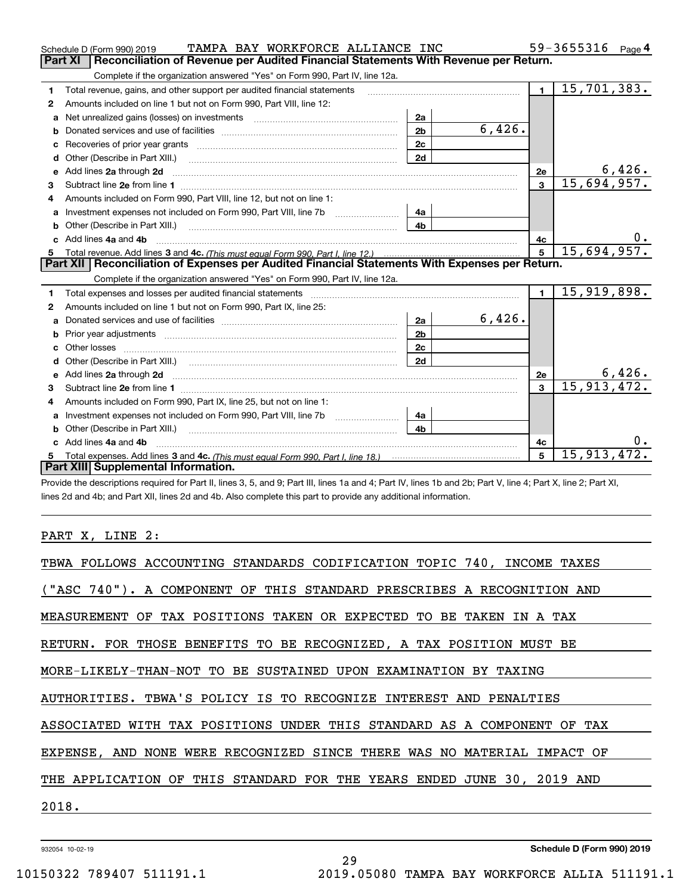Schedule D (Form 990) 2019 TAMPA BAY WORKFORCE ALLIANCE INC 59-3655316 Page 4

## Part XI Reconciliation of Revenue per Audited Financial Statements With Revenue per Return.

Complete if the organization answered "Yes" on Form 990, Part IV, line 12a.

| | | | | | |
|---|---|---|---|---|---|
| 1 | Total revenue, gains, and other support per audited financial statements | | | 1 | 15,701,383. |
| 2 | Amounts included on line 1 but not on Form 990, Part VIII, line 12: | | | | |
| a | Net unrealized gains (losses) on investments | 2a | | | |
| b | Donated services and use of facilities | 2b | 6,426. | | |
| c | Recoveries of prior year grants | 2c | | | |
| d | Other (Describe in Part XIII.) | 2d | | | |
| e | Add lines 2a through 2d | | | 2e | 6,426. |
| 3 | Subtract line 2e from line 1 | | | 3 | 15,694,957. |
| 4 | Amounts included on Form 990, Part VIII, line 12, but not on line 1: | | | | |
| a | Investment expenses not included on Form 990, Part VIII, line 7b | 4a | | | |
| b | Other (Describe in Part XIII.) | 4b | | | |
| c | Add lines 4a and 4b | | | 4c | 0. |
| 5 | Total revenue. Add lines 3 and 4c. *(This must equal Form 990, Part I, line 12.)* | | | 5 | 15,694,957. |

## Part XII Reconciliation of Expenses per Audited Financial Statements With Expenses per Return.

Complete if the organization answered "Yes" on Form 990, Part IV, line 12a.

| | | | | | |
|---|---|---|---|---|---|
| 1 | Total expenses and losses per audited financial statements | | | 1 | 15,919,898. |
| 2 | Amounts included on line 1 but not on Form 990, Part IX, line 25: | | | | |
| a | Donated services and use of facilities | 2a | 6,426. | | |
| b | Prior year adjustments | 2b | | | |
| c | Other losses | 2c | | | |
| d | Other (Describe in Part XIII.) | 2d | | | |
| e | Add lines 2a through 2d | | | 2e | 6,426. |
| 3 | Subtract line 2e from line 1 | | | 3 | 15,913,472. |
| 4 | Amounts included on Form 990, Part IX, line 25, but not on line 1: | | | | |
| a | Investment expenses not included on Form 990, Part VIII, line 7b | 4a | | | |
| b | Other (Describe in Part XIII.) | 4b | | | |
| c | Add lines 4a and 4b | | | 4c | 0. |
| 5 | Total expenses. Add lines 3 and 4c. *(This must equal Form 990, Part I, line 18.)* | | | 5 | 15,913,472. |

## Part XIII Supplemental Information.

Provide the descriptions required for Part II, lines 3, 5, and 9; Part III, lines 1a and 4; Part IV, lines 1b and 2b; Part V, line 4; Part X, line 2; Part XI, lines 2d and 4b; and Part XII, lines 2d and 4b. Also complete this part to provide any additional information.

PART X, LINE 2:

TBWA FOLLOWS ACCOUNTING STANDARDS CODIFICATION TOPIC 740, INCOME TAXES ("ASC 740"). A COMPONENT OF THIS STANDARD PRESCRIBES A RECOGNITION AND MEASUREMENT OF TAX POSITIONS TAKEN OR EXPECTED TO BE TAKEN IN A TAX RETURN. FOR THOSE BENEFITS TO BE RECOGNIZED, A TAX POSITION MUST BE MORE-LIKELY-THAN-NOT TO BE SUSTAINED UPON EXAMINATION BY TAXING AUTHORITIES. TBWA'S POLICY IS TO RECOGNIZE INTEREST AND PENALTIES ASSOCIATED WITH TAX POSITIONS UNDER THIS STANDARD AS A COMPONENT OF TAX EXPENSE, AND NONE WERE RECOGNIZED SINCE THERE WAS NO MATERIAL IMPACT OF THE APPLICATION OF THIS STANDARD FOR THE YEARS ENDED JUNE 30, 2019 AND 2018.

932054 10-02-19 **Schedule D (Form 990) 2019**

10150322 789407 511191.1 2019.05080 TAMPA BAY WORKFORCE ALLIA 511191.1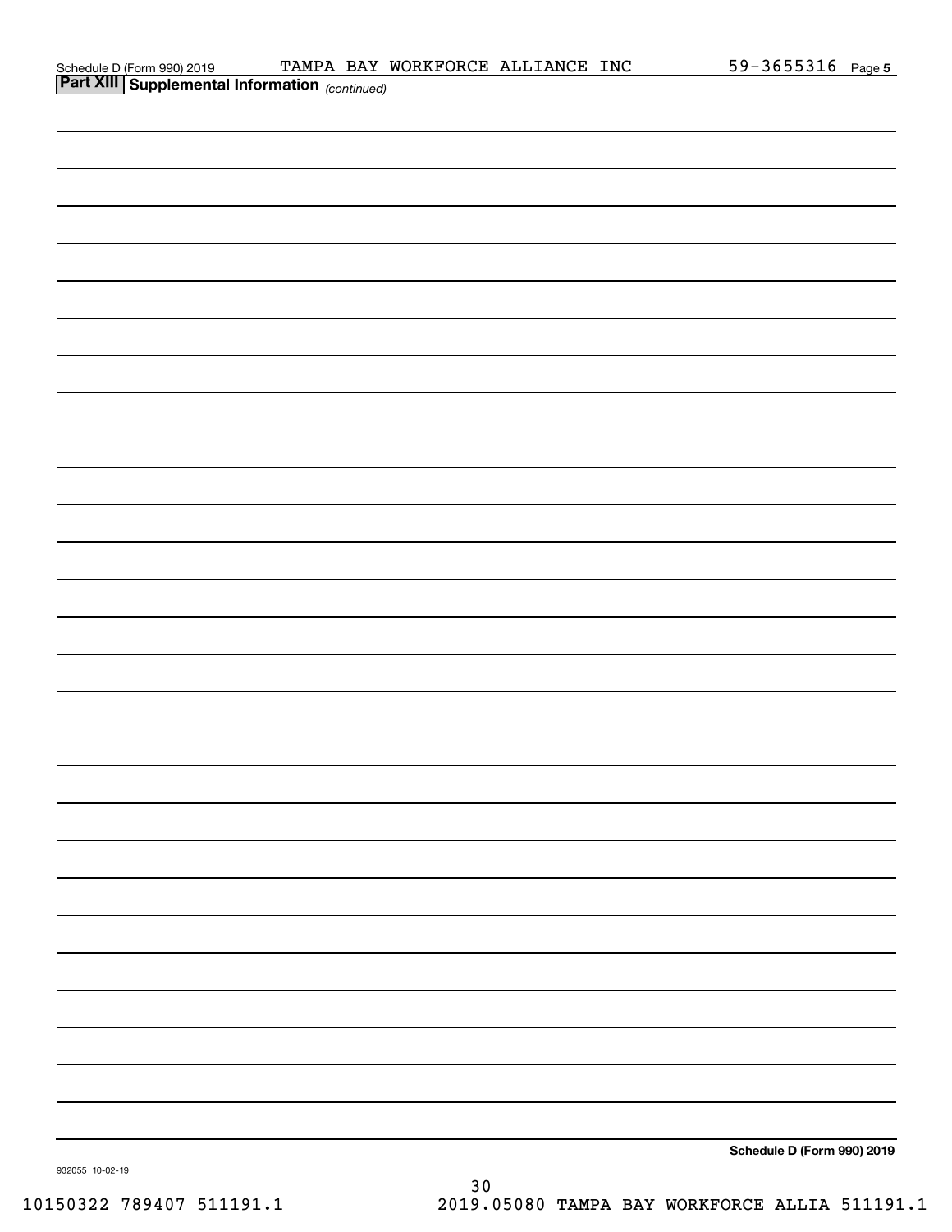Schedule D (Form 990) 2019 TAMPA BAY WORKFORCE ALLIANCE INC 59-3655316 Page 5

**Part XIII Supplemental Information** *(continued)*

Schedule D (Form 990) 2019

932055 10-02-19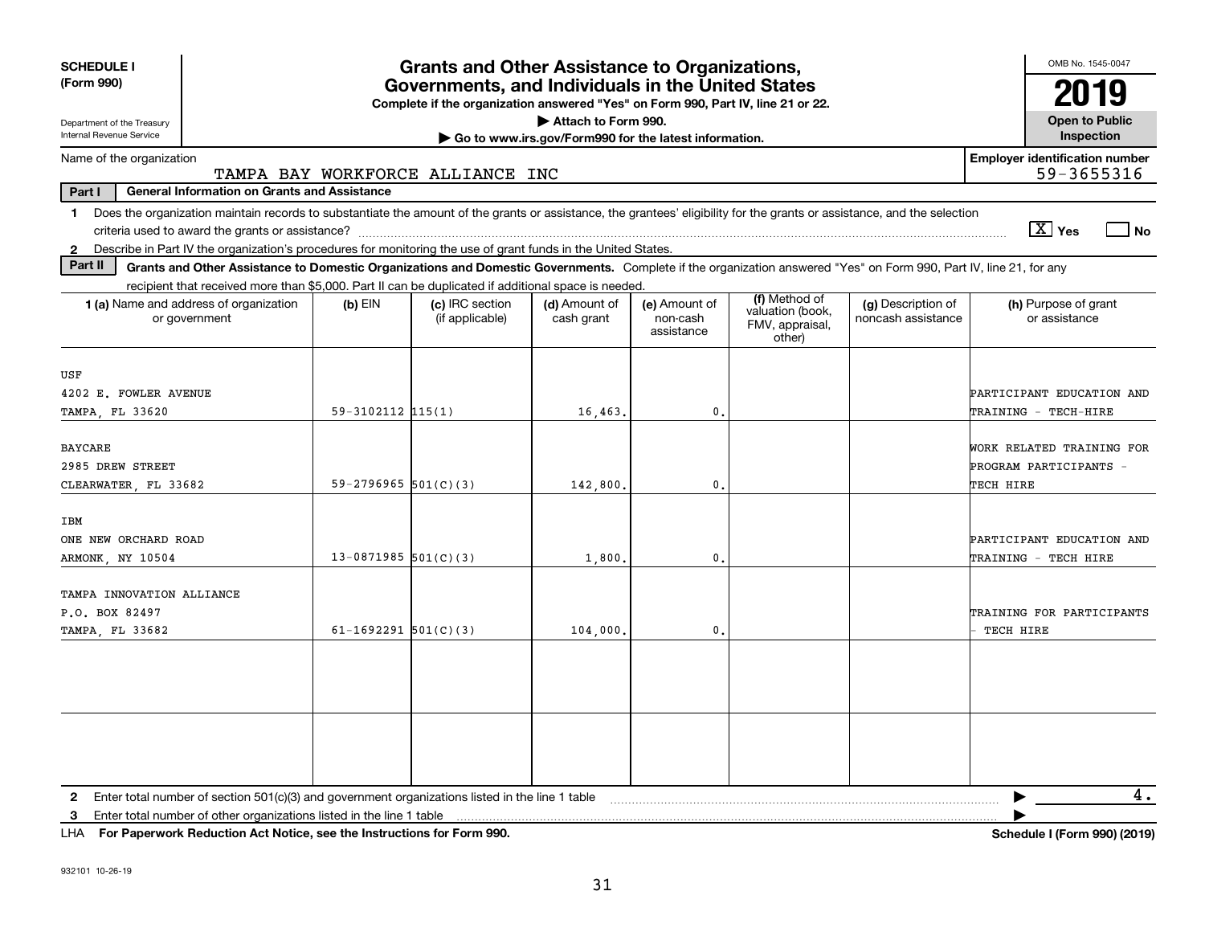**SCHEDULE I (Form 990)**

Department of the Treasury
Internal Revenue Service

# Grants and Other Assistance to Organizations, Governments, and Individuals in the United States

**Complete if the organization answered "Yes" on Form 990, Part IV, line 21 or 22.**

**▶ Attach to Form 990.**

**▶ Go to www.irs.gov/Form990 for the latest information.**

OMB No. 1545-0047

**2019**

**Open to Public Inspection**

Name of the organization: TAMPA BAY WORKFORCE ALLIANCE INC

**Employer identification number:** 59-3655316

**Part I — General Information on Grants and Assistance**

1 Does the organization maintain records to substantiate the amount of the grants or assistance, the grantees' eligibility for the grants or assistance, and the selection criteria used to award the grants or assistance? [X] Yes [ ] No

2 Describe in Part IV the organization's procedures for monitoring the use of grant funds in the United States.

**Part II — Grants and Other Assistance to Domestic Organizations and Domestic Governments.** Complete if the organization answered "Yes" on Form 990, Part IV, line 21, for any recipient that received more than $5,000. Part II can be duplicated if additional space is needed.

| 1 (a) Name and address of organization or government | (b) EIN | (c) IRC section (if applicable) | (d) Amount of cash grant | (e) Amount of non-cash assistance | (f) Method of valuation (book, FMV, appraisal, other) | (g) Description of noncash assistance | (h) Purpose of grant or assistance |
|---|---|---|---|---|---|---|---|
| USF<br>4202 E. FOWLER AVENUE<br>TAMPA, FL 33620 | 59-3102112 | 115(1) | 16,463. | 0. | | | PARTICIPANT EDUCATION AND TRAINING - TECH-HIRE |
| BAYCARE<br>2985 DREW STREET<br>CLEARWATER, FL 33682 | 59-2796965 | 501(C)(3) | 142,800. | 0. | | | WORK RELATED TRAINING FOR PROGRAM PARTICIPANTS - TECH HIRE |
| IBM<br>ONE NEW ORCHARD ROAD<br>ARMONK, NY 10504 | 13-0871985 | 501(C)(3) | 1,800. | 0. | | | PARTICIPANT EDUCATION AND TRAINING - TECH HIRE |
| TAMPA INNOVATION ALLIANCE<br>P.O. BOX 82497<br>TAMPA, FL 33682 | 61-1692291 | 501(C)(3) | 104,000. | 0. | | | TRAINING FOR PARTICIPANTS - TECH HIRE |
| | | | | | | | |
| | | | | | | | |

2 Enter total number of section 501(c)(3) and government organizations listed in the line 1 table ▶ 4.

3 Enter total number of other organizations listed in the line 1 table ▶

LHA **For Paperwork Reduction Act Notice, see the Instructions for Form 990.** **Schedule I (Form 990) (2019)**

932101 10-26-19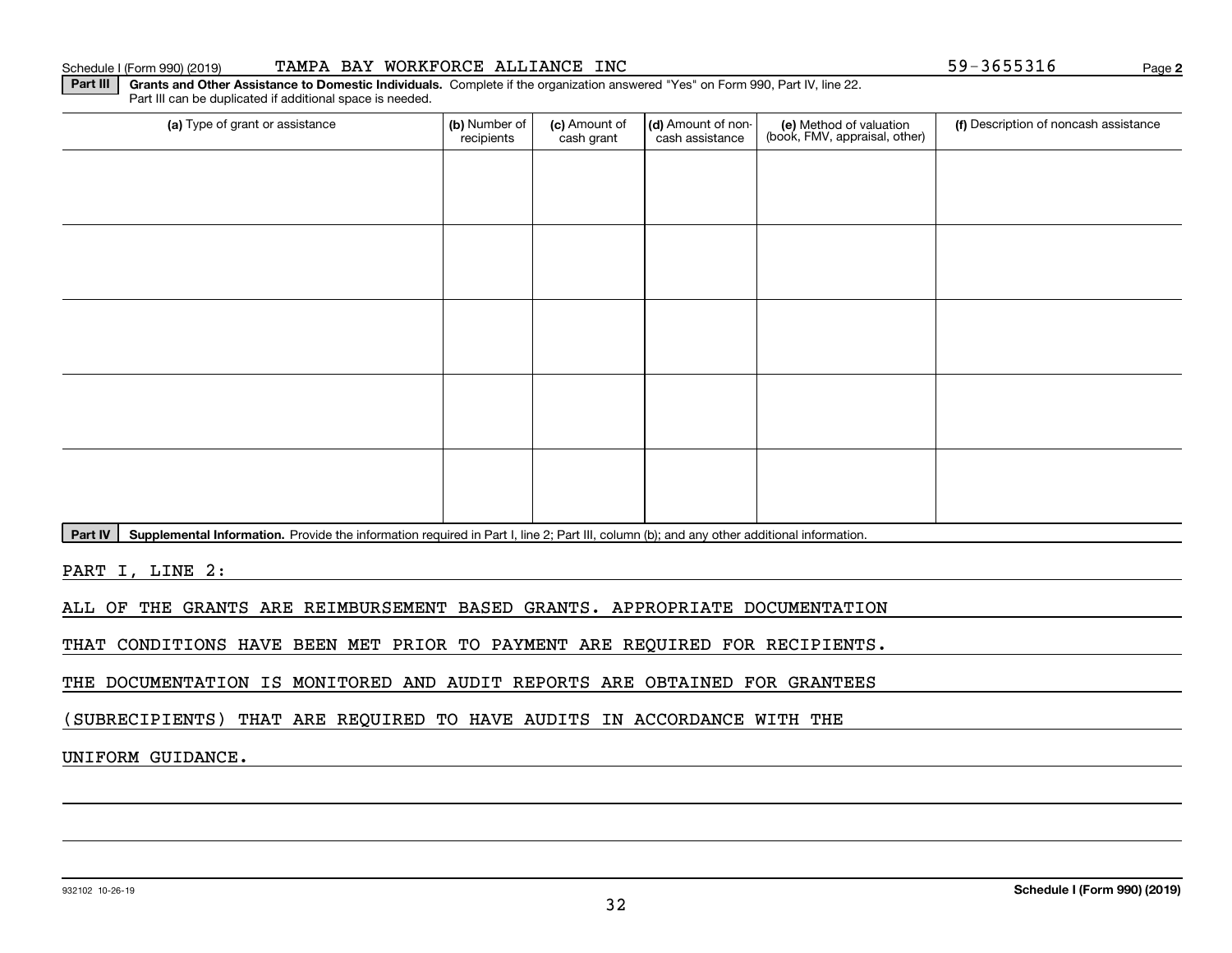Schedule I (Form 990) (2019) TAMPA BAY WORKFORCE ALLIANCE INC 59-3655316 Page **2**

**Part III** **Grants and Other Assistance to Domestic Individuals.** Complete if the organization answered "Yes" on Form 990, Part IV, line 22. Part III can be duplicated if additional space is needed.

| (a) Type of grant or assistance | (b) Number of recipients | (c) Amount of cash grant | (d) Amount of non-cash assistance | (e) Method of valuation (book, FMV, appraisal, other) | (f) Description of noncash assistance |
|---|---|---|---|---|---|
| | | | | | |
| | | | | | |
| | | | | | |
| | | | | | |
| | | | | | |

**Part IV** **Supplemental Information.** Provide the information required in Part I, line 2; Part III, column (b); and any other additional information.

PART I, LINE 2:

ALL OF THE GRANTS ARE REIMBURSEMENT BASED GRANTS. APPROPRIATE DOCUMENTATION THAT CONDITIONS HAVE BEEN MET PRIOR TO PAYMENT ARE REQUIRED FOR RECIPIENTS. THE DOCUMENTATION IS MONITORED AND AUDIT REPORTS ARE OBTAINED FOR GRANTEES (SUBRECIPIENTS) THAT ARE REQUIRED TO HAVE AUDITS IN ACCORDANCE WITH THE UNIFORM GUIDANCE.

932102 10-26-19 **Schedule I (Form 990) (2019)**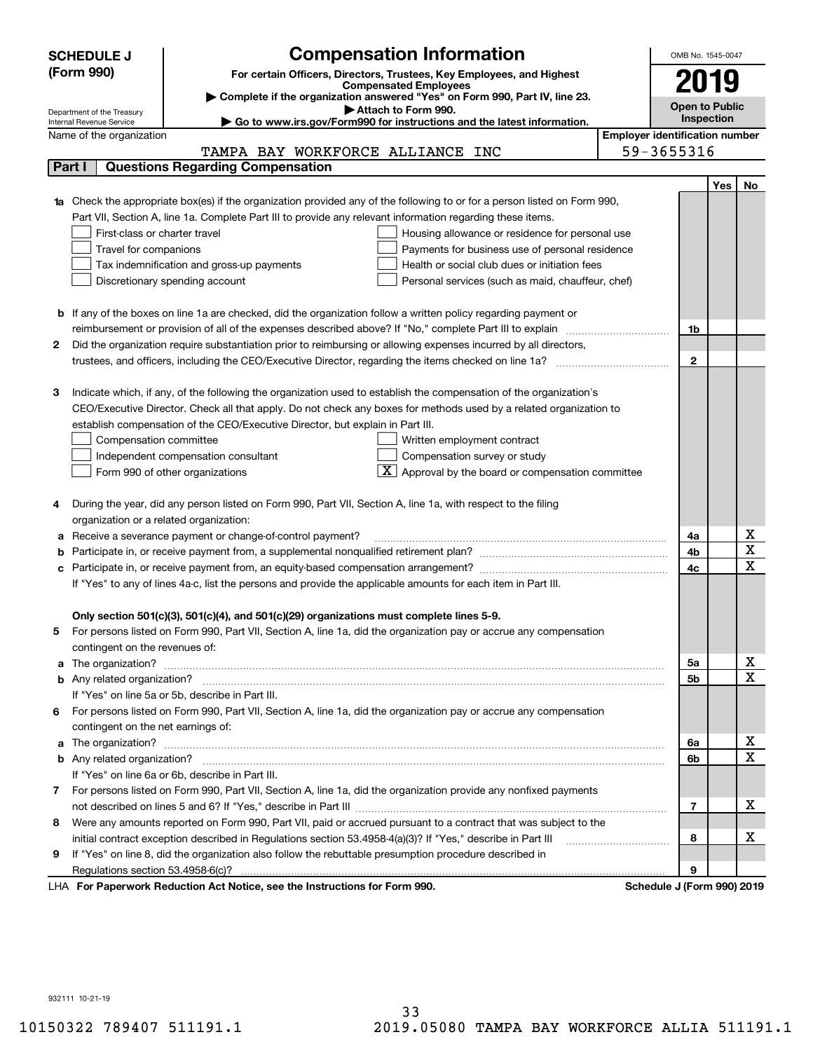**SCHEDULE J (Form 990)**

Department of the Treasury
Internal Revenue Service

# Compensation Information

**For certain Officers, Directors, Trustees, Key Employees, and Highest Compensated Employees**

▶ **Complete if the organization answered "Yes" on Form 990, Part IV, line 23.**

▶ **Attach to Form 990.**

▶ **Go to www.irs.gov/Form990 for instructions and the latest information.**

OMB No. 1545-0047

**2019**

**Open to Public Inspection**

Name of the organization: TAMPA BAY WORKFORCE ALLIANCE INC

**Employer identification number:** 59-3655316

## Part I — Questions Regarding Compensation

| | | | Yes | No |
|---|---|---|---|---|
| **1a** | Check the appropriate box(es) if the organization provided any of the following to or for a person listed on Form 990, Part VII, Section A, line 1a. Complete Part III to provide any relevant information regarding these items.<br>☐ First-class or charter travel ☐ Housing allowance or residence for personal use<br>☐ Travel for companions ☐ Payments for business use of personal residence<br>☐ Tax indemnification and gross-up payments ☐ Health or social club dues or initiation fees<br>☐ Discretionary spending account ☐ Personal services (such as maid, chauffeur, chef) | | | |
| **b** | If any of the boxes on line 1a are checked, did the organization follow a written policy regarding payment or reimbursement or provision of all of the expenses described above? If "No," complete Part III to explain | 1b | | |
| **2** | Did the organization require substantiation prior to reimbursing or allowing expenses incurred by all directors, trustees, and officers, including the CEO/Executive Director, regarding the items checked on line 1a? | 2 | | |
| **3** | Indicate which, if any, of the following the organization used to establish the compensation of the organization's CEO/Executive Director. Check all that apply. Do not check any boxes for methods used by a related organization to establish compensation of the CEO/Executive Director, but explain in Part III.<br>☐ Compensation committee ☐ Written employment contract<br>☐ Independent compensation consultant ☐ Compensation survey or study<br>☐ Form 990 of other organizations ☒ Approval by the board or compensation committee | | | |
| **4** | During the year, did any person listed on Form 990, Part VII, Section A, line 1a, with respect to the filing organization or a related organization: | | | |
| **a** | Receive a severance payment or change-of-control payment? | 4a | | X |
| **b** | Participate in, or receive payment from, a supplemental nonqualified retirement plan? | 4b | | X |
| **c** | Participate in, or receive payment from, an equity-based compensation arrangement? | 4c | | X |
| | If "Yes" to any of lines 4a-c, list the persons and provide the applicable amounts for each item in Part III. | | | |
| | **Only section 501(c)(3), 501(c)(4), and 501(c)(29) organizations must complete lines 5-9.** | | | |
| **5** | For persons listed on Form 990, Part VII, Section A, line 1a, did the organization pay or accrue any compensation contingent on the revenues of: | | | |
| **a** | The organization? | 5a | | X |
| **b** | Any related organization? | 5b | | X |
| | If "Yes" on line 5a or 5b, describe in Part III. | | | |
| **6** | For persons listed on Form 990, Part VII, Section A, line 1a, did the organization pay or accrue any compensation contingent on the net earnings of: | | | |
| **a** | The organization? | 6a | | X |
| **b** | Any related organization? | 6b | | X |
| | If "Yes" on line 6a or 6b, describe in Part III. | | | |
| **7** | For persons listed on Form 990, Part VII, Section A, line 1a, did the organization provide any nonfixed payments not described on lines 5 and 6? If "Yes," describe in Part III | 7 | | X |
| **8** | Were any amounts reported on Form 990, Part VII, paid or accrued pursuant to a contract that was subject to the initial contract exception described in Regulations section 53.4958-4(a)(3)? If "Yes," describe in Part III | 8 | | X |
| **9** | If "Yes" on line 8, did the organization also follow the rebuttable presumption procedure described in Regulations section 53.4958-6(c)? | 9 | | |

LHA **For Paperwork Reduction Act Notice, see the Instructions for Form 990.** **Schedule J (Form 990) 2019**

932111 10-21-19

10150322 789407 511191.1 2019.05080 TAMPA BAY WORKFORCE ALLIA 511191.1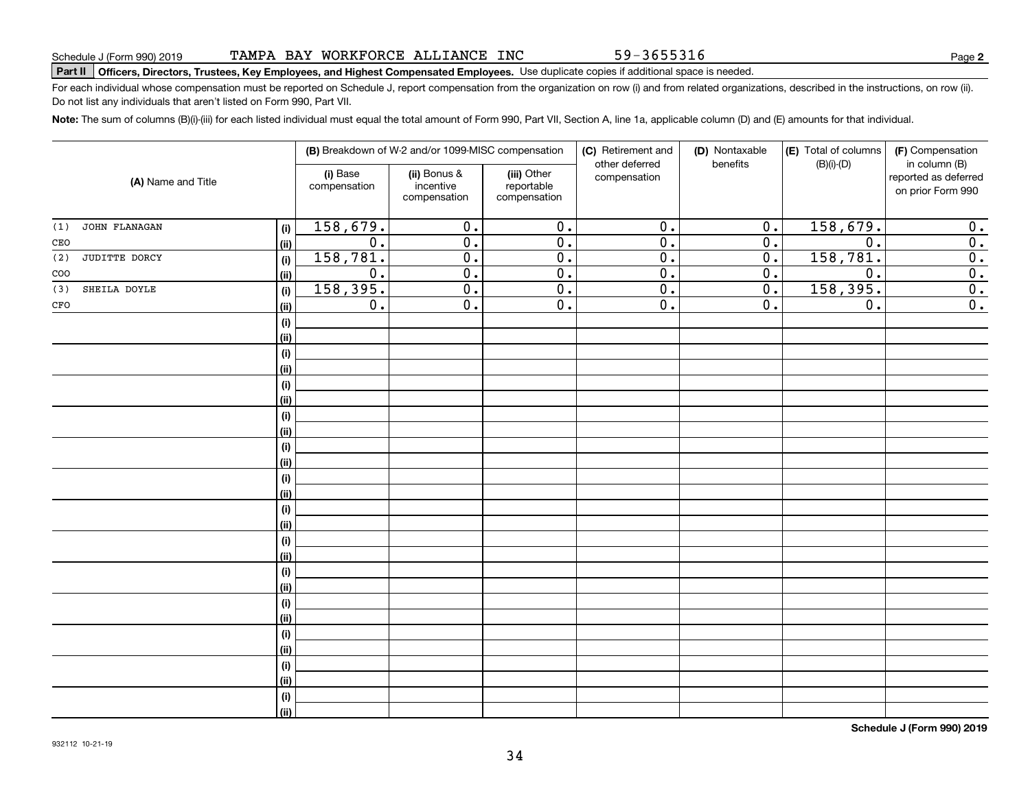Schedule J (Form 990) 2019 TAMPA BAY WORKFORCE ALLIANCE INC 59-3655316 Page **2**

**Part II Officers, Directors, Trustees, Key Employees, and Highest Compensated Employees.** Use duplicate copies if additional space is needed.

For each individual whose compensation must be reported on Schedule J, report compensation from the organization on row (i) and from related organizations, described in the instructions, on row (ii). Do not list any individuals that aren't listed on Form 990, Part VII.

**Note:** The sum of columns (B)(i)-(iii) for each listed individual must equal the total amount of Form 990, Part VII, Section A, line 1a, applicable column (D) and (E) amounts for that individual.

| (A) Name and Title | | (B) Breakdown of W-2 and/or 1099-MISC compensation | | | (C) Retirement and other deferred compensation | (D) Nontaxable benefits | (E) Total of columns (B)(i)-(D) | (F) Compensation in column (B) reported as deferred on prior Form 990 |
|---|---|---|---|---|---|---|---|---|
| | | (i) Base compensation | (ii) Bonus & incentive compensation | (iii) Other reportable compensation | | | | |
| (1) JOHN FLANAGAN | (i) | 158,679. | 0. | 0. | 0. | 0. | 158,679. | 0. |
| CEO | (ii) | 0. | 0. | 0. | 0. | 0. | 0. | 0. |
| (2) JUDITTE DORCY | (i) | 158,781. | 0. | 0. | 0. | 0. | 158,781. | 0. |
| COO | (ii) | 0. | 0. | 0. | 0. | 0. | 0. | 0. |
| (3) SHEILA DOYLE | (i) | 158,395. | 0. | 0. | 0. | 0. | 158,395. | 0. |
| CFO | (ii) | 0. | 0. | 0. | 0. | 0. | 0. | 0. |
| | (i) | | | | | | | |
| | (ii) | | | | | | | |
| | (i) | | | | | | | |
| | (ii) | | | | | | | |
| | (i) | | | | | | | |
| | (ii) | | | | | | | |
| | (i) | | | | | | | |
| | (ii) | | | | | | | |
| | (i) | | | | | | | |
| | (ii) | | | | | | | |
| | (i) | | | | | | | |
| | (ii) | | | | | | | |
| | (i) | | | | | | | |
| | (ii) | | | | | | | |
| | (i) | | | | | | | |
| | (ii) | | | | | | | |
| | (i) | | | | | | | |
| | (ii) | | | | | | | |
| | (i) | | | | | | | |
| | (ii) | | | | | | | |
| | (i) | | | | | | | |
| | (ii) | | | | | | | |
| | (i) | | | | | | | |
| | (ii) | | | | | | | |
| | (i) | | | | | | | |
| | (ii) | | | | | | | |

**Schedule J (Form 990) 2019**

932112 10-21-19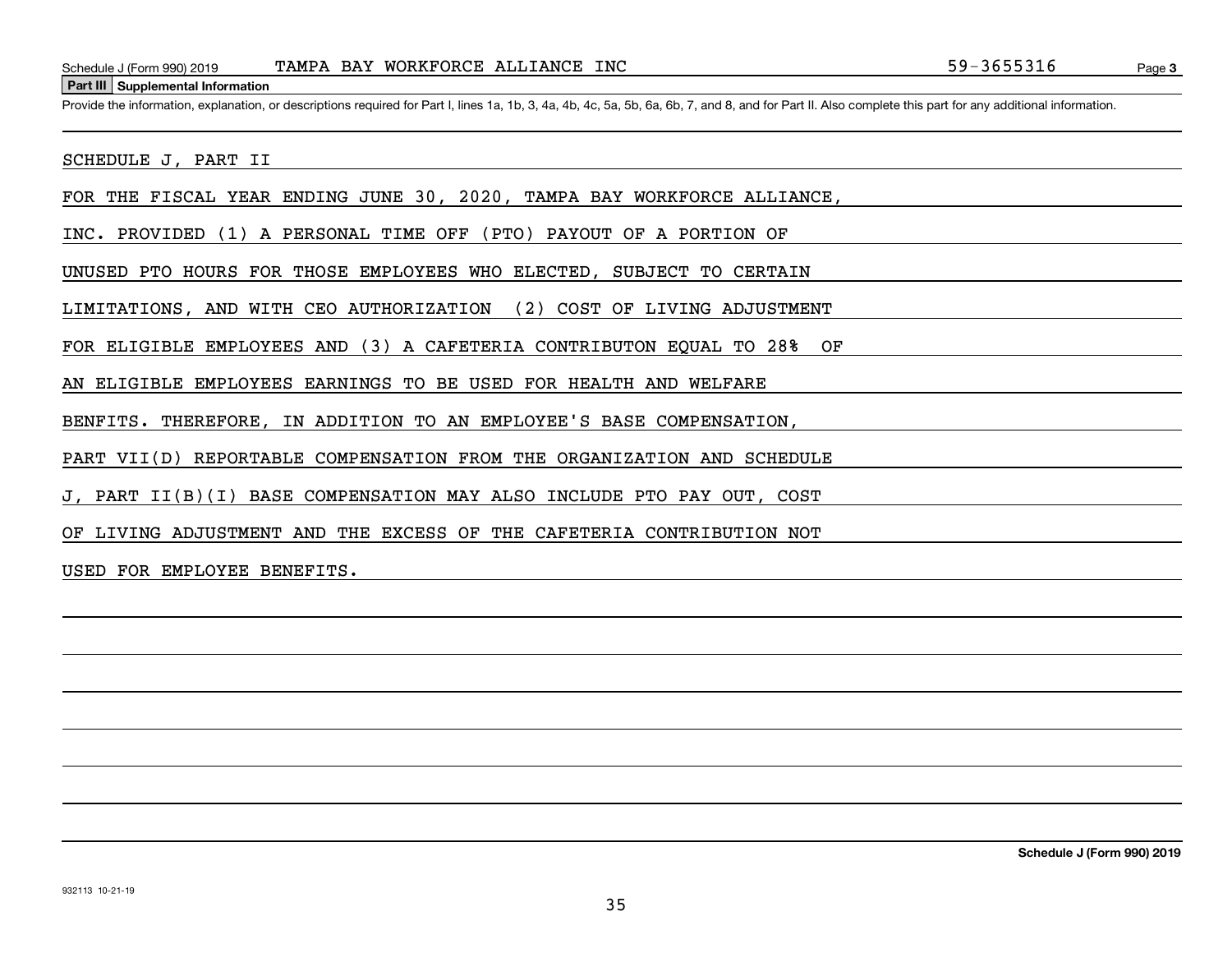Schedule J (Form 990) 2019 TAMPA BAY WORKFORCE ALLIANCE INC 59-3655316 Page **3**

**Part III Supplemental Information**

Provide the information, explanation, or descriptions required for Part I, lines 1a, 1b, 3, 4a, 4b, 4c, 5a, 5b, 6a, 6b, 7, and 8, and for Part II. Also complete this part for any additional information.

SCHEDULE J, PART II

FOR THE FISCAL YEAR ENDING JUNE 30, 2020, TAMPA BAY WORKFORCE ALLIANCE, INC. PROVIDED (1) A PERSONAL TIME OFF (PTO) PAYOUT OF A PORTION OF UNUSED PTO HOURS FOR THOSE EMPLOYEES WHO ELECTED, SUBJECT TO CERTAIN LIMITATIONS, AND WITH CEO AUTHORIZATION (2) COST OF LIVING ADJUSTMENT FOR ELIGIBLE EMPLOYEES AND (3) A CAFETERIA CONTRIBUTON EQUAL TO 28% OF AN ELIGIBLE EMPLOYEES EARNINGS TO BE USED FOR HEALTH AND WELFARE BENFITS. THEREFORE, IN ADDITION TO AN EMPLOYEE'S BASE COMPENSATION, PART VII(D) REPORTABLE COMPENSATION FROM THE ORGANIZATION AND SCHEDULE J, PART II(B)(I) BASE COMPENSATION MAY ALSO INCLUDE PTO PAY OUT, COST OF LIVING ADJUSTMENT AND THE EXCESS OF THE CAFETERIA CONTRIBUTION NOT USED FOR EMPLOYEE BENEFITS.

**Schedule J (Form 990) 2019**

932113 10-21-19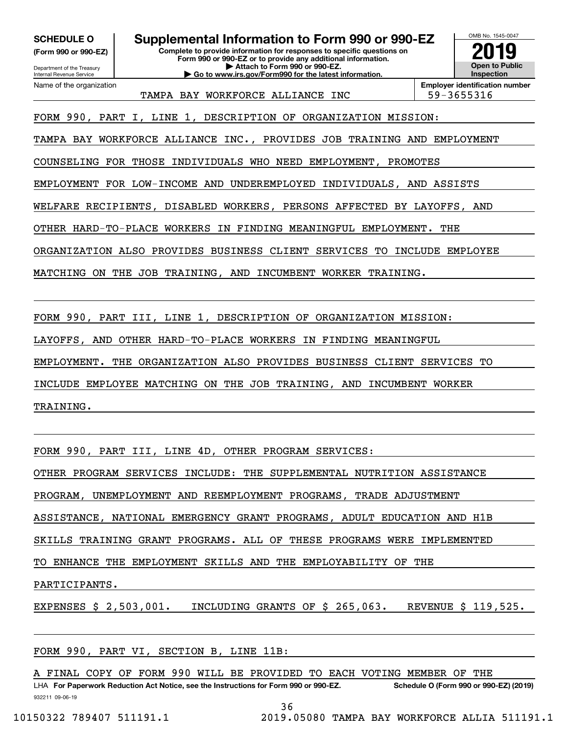**SCHEDULE O** (Form 990 or 990-EZ)

Department of the Treasury
Internal Revenue Service

# Supplemental Information to Form 990 or 990-EZ

**Complete to provide information for responses to specific questions on Form 990 or 990-EZ or to provide any additional information.**
**▶ Attach to Form 990 or 990-EZ.**
**▶ Go to www.irs.gov/Form990 for the latest information.**

OMB No. 1545-0047

**2019**

**Open to Public Inspection**

Name of the organization: TAMPA BAY WORKFORCE ALLIANCE INC

**Employer identification number**: 59-3655316

FORM 990, PART I, LINE 1, DESCRIPTION OF ORGANIZATION MISSION:

TAMPA BAY WORKFORCE ALLIANCE INC., PROVIDES JOB TRAINING AND EMPLOYMENT COUNSELING FOR THOSE INDIVIDUALS WHO NEED EMPLOYMENT, PROMOTES EMPLOYMENT FOR LOW-INCOME AND UNDEREMPLOYED INDIVIDUALS, AND ASSISTS WELFARE RECIPIENTS, DISABLED WORKERS, PERSONS AFFECTED BY LAYOFFS, AND OTHER HARD-TO-PLACE WORKERS IN FINDING MEANINGFUL EMPLOYMENT. THE ORGANIZATION ALSO PROVIDES BUSINESS CLIENT SERVICES TO INCLUDE EMPLOYEE MATCHING ON THE JOB TRAINING, AND INCUMBENT WORKER TRAINING.

FORM 990, PART III, LINE 1, DESCRIPTION OF ORGANIZATION MISSION:

LAYOFFS, AND OTHER HARD-TO-PLACE WORKERS IN FINDING MEANINGFUL EMPLOYMENT. THE ORGANIZATION ALSO PROVIDES BUSINESS CLIENT SERVICES TO INCLUDE EMPLOYEE MATCHING ON THE JOB TRAINING, AND INCUMBENT WORKER TRAINING.

FORM 990, PART III, LINE 4D, OTHER PROGRAM SERVICES:

OTHER PROGRAM SERVICES INCLUDE: THE SUPPLEMENTAL NUTRITION ASSISTANCE PROGRAM, UNEMPLOYMENT AND REEMPLOYMENT PROGRAMS, TRADE ADJUSTMENT ASSISTANCE, NATIONAL EMERGENCY GRANT PROGRAMS, ADULT EDUCATION AND H1B SKILLS TRAINING GRANT PROGRAMS. ALL OF THESE PROGRAMS WERE IMPLEMENTED TO ENHANCE THE EMPLOYMENT SKILLS AND THE EMPLOYABILITY OF THE PARTICIPANTS.

EXPENSES $ 2,503,001. INCLUDING GRANTS OF $ 265,063. REVENUE $ 119,525.

FORM 990, PART VI, SECTION B, LINE 11B:

A FINAL COPY OF FORM 990 WILL BE PROVIDED TO EACH VOTING MEMBER OF THE

LHA **For Paperwork Reduction Act Notice, see the Instructions for Form 990 or 990-EZ.** **Schedule O (Form 990 or 990-EZ) (2019)**

932211 09-06-19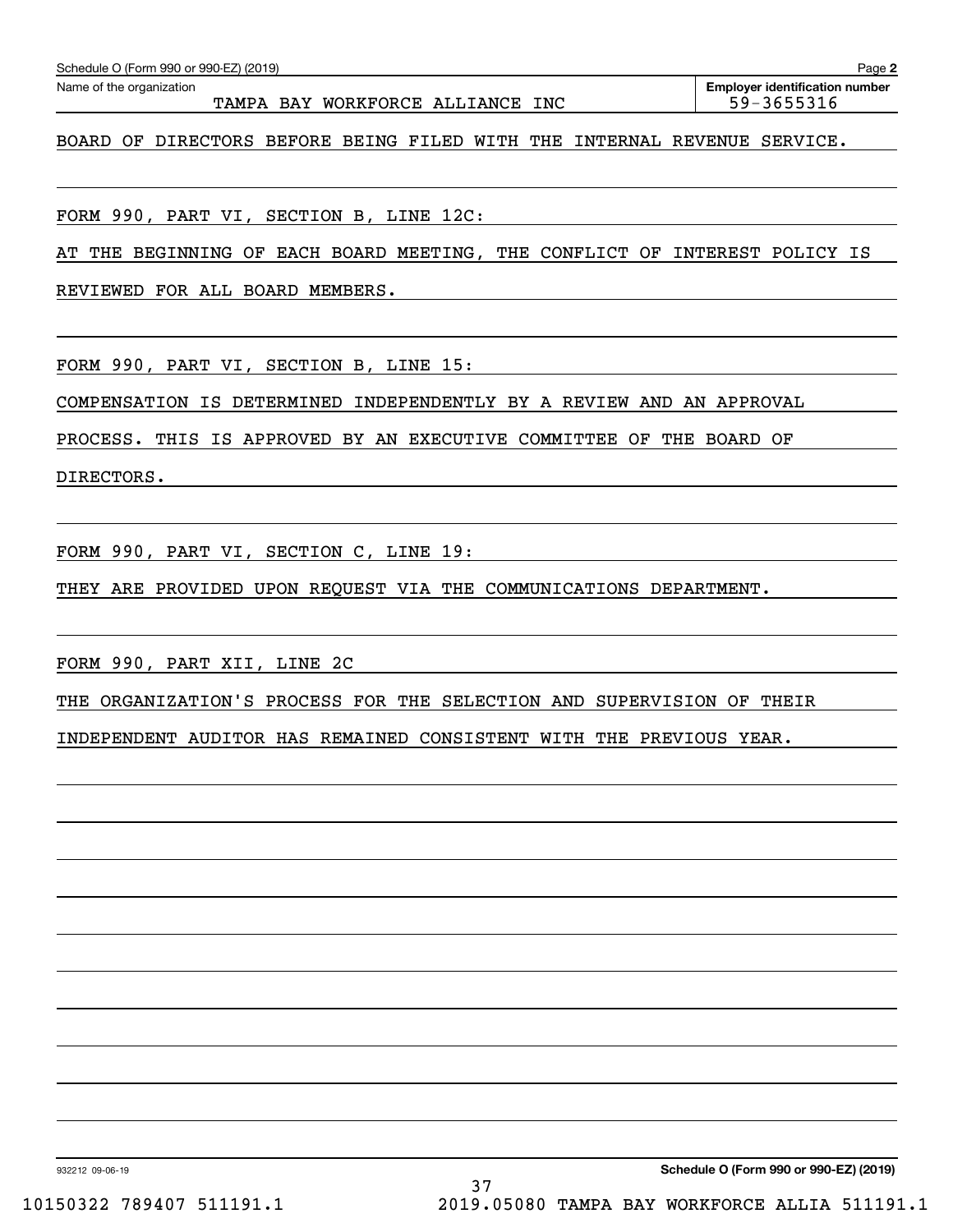Schedule O (Form 990 or 990-EZ) (2019)

Name of the organization: TAMPA BAY WORKFORCE ALLIANCE INC

Employer identification number: 59-3655316

BOARD OF DIRECTORS BEFORE BEING FILED WITH THE INTERNAL REVENUE SERVICE.

FORM 990, PART VI, SECTION B, LINE 12C:

AT THE BEGINNING OF EACH BOARD MEETING, THE CONFLICT OF INTEREST POLICY IS REVIEWED FOR ALL BOARD MEMBERS.

FORM 990, PART VI, SECTION B, LINE 15:

COMPENSATION IS DETERMINED INDEPENDENTLY BY A REVIEW AND AN APPROVAL PROCESS. THIS IS APPROVED BY AN EXECUTIVE COMMITTEE OF THE BOARD OF DIRECTORS.

FORM 990, PART VI, SECTION C, LINE 19:

THEY ARE PROVIDED UPON REQUEST VIA THE COMMUNICATIONS DEPARTMENT.

FORM 990, PART XII, LINE 2C

THE ORGANIZATION'S PROCESS FOR THE SELECTION AND SUPERVISION OF THEIR INDEPENDENT AUDITOR HAS REMAINED CONSISTENT WITH THE PREVIOUS YEAR.

932212 09-06-19

Schedule O (Form 990 or 990-EZ) (2019)

10150322 789407 511191.1 2019.05080 TAMPA BAY WORKFORCE ALLIA 511191.1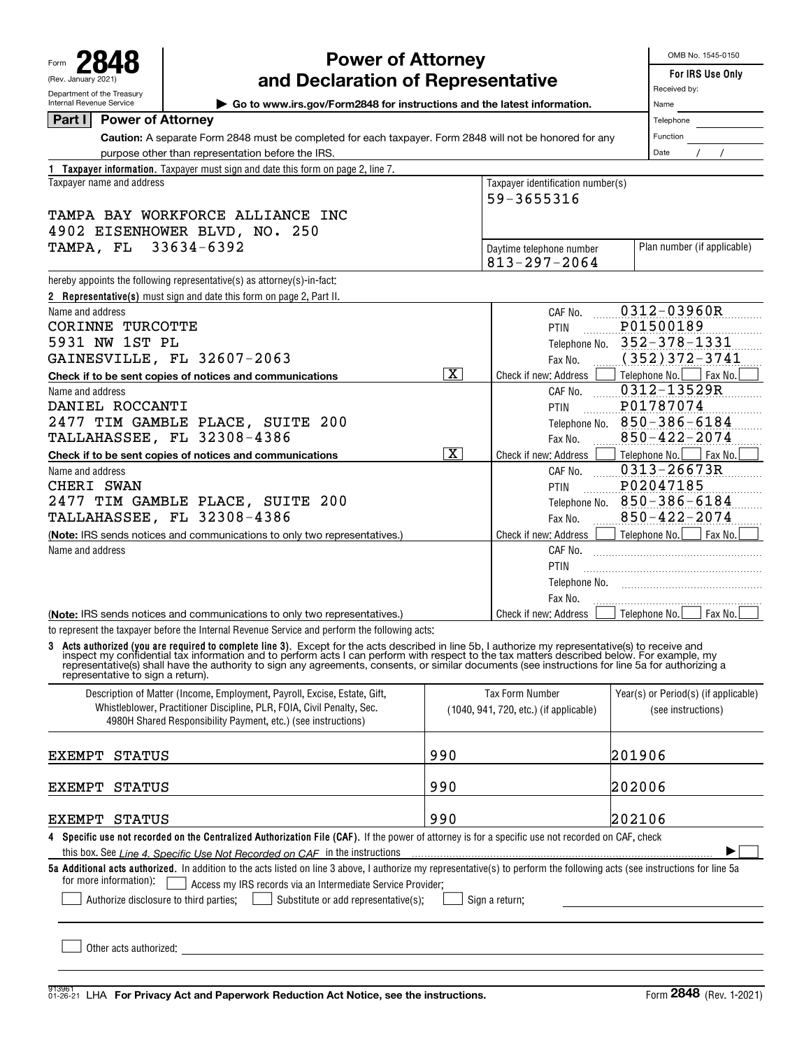Form **2848** (Rev. January 2021) Department of the Treasury Internal Revenue Service

# Power of Attorney and Declaration of Representative

▶ Go to www.irs.gov/Form2848 for instructions and the latest information.

OMB No. 1545-0150

**For IRS Use Only**
Received by:
Name
Telephone
Function
Date / /

## Part I Power of Attorney

**Caution:** A separate Form 2848 must be completed for each taxpayer. Form 2848 will not be honored for any purpose other than representation before the IRS.

**1 Taxpayer information.** Taxpayer must sign and date this form on page 2, line 7.

| Taxpayer name and address | Taxpayer identification number(s) | |
|---|---|---|
| TAMPA BAY WORKFORCE ALLIANCE INC<br>4902 EISENHOWER BLVD, NO. 250<br>TAMPA, FL 33634-6392 | 59-3655316 | |
| | Daytime telephone number<br>813-297-2064 | Plan number (if applicable) |

hereby appoints the following representative(s) as attorney(s)-in-fact:

**2 Representative(s)** must sign and date this form on page 2, Part II.

| Name and address | |
|---|---|
| CORINNE TURCOTTE<br>5931 NW 1ST PL<br>GAINESVILLE, FL 32607-2063<br>**Check if to be sent copies of notices and communications** [X] | CAF No. 0312-03960R<br>PTIN P01500189<br>Telephone No. 352-378-1331<br>Fax No. (352)372-3741<br>Check if new: Address [ ] Telephone No. [ ] Fax No. [ ] |
| DANIEL ROCCANTI<br>2477 TIM GAMBLE PLACE, SUITE 200<br>TALLAHASSEE, FL 32308-4386<br>**Check if to be sent copies of notices and communications** [X] | CAF No. 0312-13529R<br>PTIN P01787074<br>Telephone No. 850-386-6184<br>Fax No. 850-422-2074<br>Check if new: Address [ ] Telephone No. [ ] Fax No. [ ] |
| CHERI SWAN<br>2477 TIM GAMBLE PLACE, SUITE 200<br>TALLAHASSEE, FL 32308-4386<br>(**Note:** IRS sends notices and communications to only two representatives.) | CAF No. 0313-26673R<br>PTIN P02047185<br>Telephone No. 850-386-6184<br>Fax No. 850-422-2074<br>Check if new: Address [ ] Telephone No. [ ] Fax No. [ ] |
| Name and address<br>(**Note:** IRS sends notices and communications to only two representatives.) | CAF No.<br>PTIN<br>Telephone No.<br>Fax No.<br>Check if new: Address [ ] Telephone No. [ ] Fax No. [ ] |

to represent the taxpayer before the Internal Revenue Service and perform the following acts:

**3 Acts authorized (you are required to complete line 3).** Except for the acts described in line 5b, I authorize my representative(s) to receive and inspect my confidential tax information and to perform acts I can perform with respect to the tax matters described below. For example, my representative(s) shall have the authority to sign any agreements, consents, or similar documents (see instructions for line 5a for authorizing a representative to sign a return).

| Description of Matter (Income, Employment, Payroll, Excise, Estate, Gift, Whistleblower, Practitioner Discipline, PLR, FOIA, Civil Penalty, Sec. 4980H Shared Responsibility Payment, etc.) (see instructions) | Tax Form Number (1040, 941, 720, etc.) (if applicable) | Year(s) or Period(s) (if applicable) (see instructions) |
|---|---|---|
| EXEMPT STATUS | 990 | 201906 |
| EXEMPT STATUS | 990 | 202006 |
| EXEMPT STATUS | 990 | 202106 |

**4 Specific use not recorded on the Centralized Authorization File (CAF).** If the power of attorney is for a specific use not recorded on CAF, check this box. See *Line 4. Specific Use Not Recorded on CAF* in the instructions ▶ [ ]

**5a Additional acts authorized.** In addition to the acts listed on line 3 above, I authorize my representative(s) to perform the following acts (see instructions for line 5a for more information): [ ] Access my IRS records via an Intermediate Service Provider;

[ ] Authorize disclosure to third parties; [ ] Substitute or add representative(s); [ ] Sign a return;

[ ] Other acts authorized:

913961 01-26-21 LHA **For Privacy Act and Paperwork Reduction Act Notice, see the instructions.** Form **2848** (Rev. 1-2021)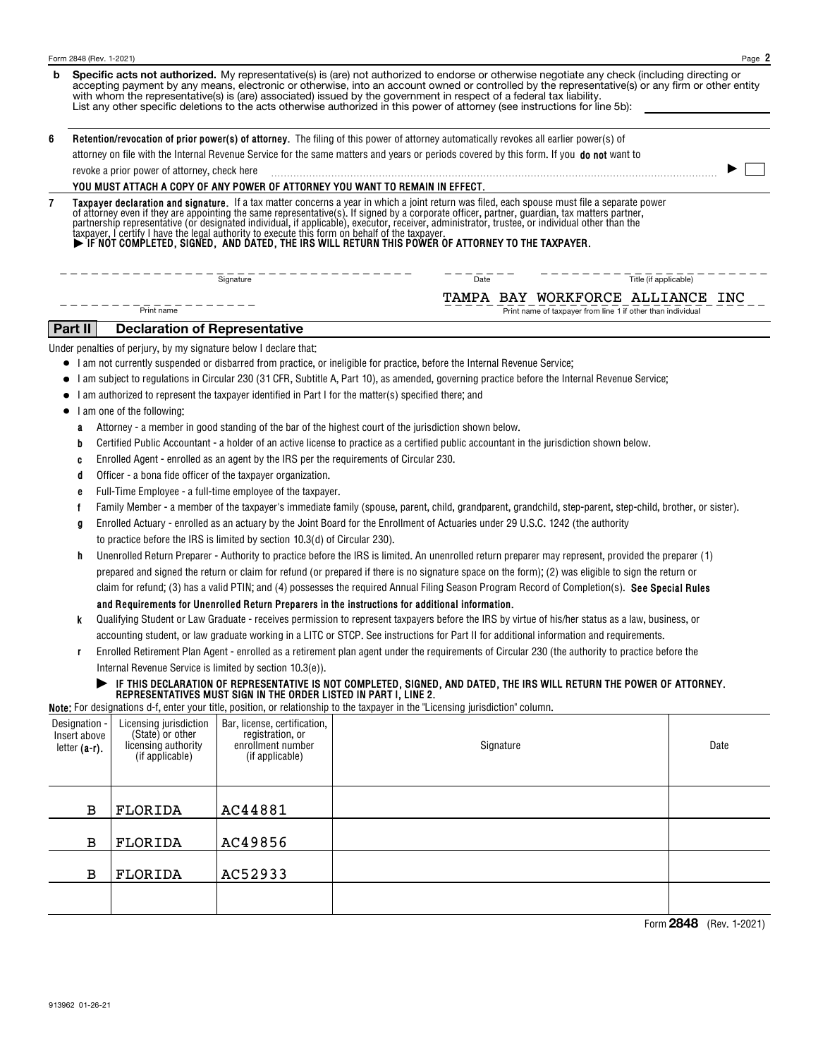**b** **Specific acts not authorized.** My representative(s) is (are) not authorized to endorse or otherwise negotiate any check (including directing or accepting payment by any means, electronic or otherwise, into an account owned or controlled by the representative(s) or any firm or other entity with whom the representative(s) is (are) associated) issued by the government in respect of a federal tax liability.
List any other specific deletions to the acts otherwise authorized in this power of attorney (see instructions for line 5b): ____________

**6** **Retention/revocation of prior power(s) of attorney.** The filing of this power of attorney automatically revokes all earlier power(s) of attorney on file with the Internal Revenue Service for the same matters and years or periods covered by this form. If you **do not** want to revoke a prior power of attorney, check here ........ ▶ ☐

**YOU MUST ATTACH A COPY OF ANY POWER OF ATTORNEY YOU WANT TO REMAIN IN EFFECT.**

**7** **Taxpayer declaration and signature.** If a tax matter concerns a year in which a joint return was filed, each spouse must file a separate power of attorney even if they are appointing the same representative(s). If signed by a corporate officer, partner, guardian, tax matters partner, partnership representative (or designated individual, if applicable), executor, receiver, administrator, trustee, or individual other than the taxpayer, I certify I have the legal authority to execute this form on behalf of the taxpayer.
▶ **IF NOT COMPLETED, SIGNED, AND DATED, THE IRS WILL RETURN THIS POWER OF ATTORNEY TO THE TAXPAYER.**

| Signature | Date | Title (if applicable) |
|---|---|---|
| | | |

| Print name | Print name of taxpayer from line 1 if other than individual |
|---|---|
| | TAMPA BAY WORKFORCE ALLIANCE INC |

## Part II Declaration of Representative

Under penalties of perjury, by my signature below I declare that:

- I am not currently suspended or disbarred from practice, or ineligible for practice, before the Internal Revenue Service;
- I am subject to regulations in Circular 230 (31 CFR, Subtitle A, Part 10), as amended, governing practice before the Internal Revenue Service;
- I am authorized to represent the taxpayer identified in Part I for the matter(s) specified there; and
- I am one of the following:
  - **a** Attorney - a member in good standing of the bar of the highest court of the jurisdiction shown below.
  - **b** Certified Public Accountant - a holder of an active license to practice as a certified public accountant in the jurisdiction shown below.
  - **c** Enrolled Agent - enrolled as an agent by the IRS per the requirements of Circular 230.
  - **d** Officer - a bona fide officer of the taxpayer organization.
  - **e** Full-Time Employee - a full-time employee of the taxpayer.
  - **f** Family Member - a member of the taxpayer's immediate family (spouse, parent, child, grandparent, grandchild, step-parent, step-child, brother, or sister).
  - **g** Enrolled Actuary - enrolled as an actuary by the Joint Board for the Enrollment of Actuaries under 29 U.S.C. 1242 (the authority to practice before the IRS is limited by section 10.3(d) of Circular 230).
  - **h** Unenrolled Return Preparer - Authority to practice before the IRS is limited. An unenrolled return preparer may represent, provided the preparer (1) prepared and signed the return or claim for refund (or prepared if there is no signature space on the form); (2) was eligible to sign the return or claim for refund; (3) has a valid PTIN; and (4) possesses the required Annual Filing Season Program Record of Completion(s). **See Special Rules and Requirements for Unenrolled Return Preparers in the instructions for additional information.**
  - **k** Qualifying Student or Law Graduate - receives permission to represent taxpayers before the IRS by virtue of his/her status as a law, business, or accounting student, or law graduate working in a LITC or STCP. See instructions for Part II for additional information and requirements.
  - **r** Enrolled Retirement Plan Agent - enrolled as a retirement plan agent under the requirements of Circular 230 (the authority to practice before the Internal Revenue Service is limited by section 10.3(e)).

▶ **IF THIS DECLARATION OF REPRESENTATIVE IS NOT COMPLETED, SIGNED, AND DATED, THE IRS WILL RETURN THE POWER OF ATTORNEY. REPRESENTATIVES MUST SIGN IN THE ORDER LISTED IN PART I, LINE 2.**

**Note:** For designations d-f, enter your title, position, or relationship to the taxpayer in the "Licensing jurisdiction" column.

| Designation - Insert above letter (a-r). | Licensing jurisdiction (State) or other licensing authority (if applicable) | Bar, license, certification, registration, or enrollment number (if applicable) | Signature | Date |
|---|---|---|---|---|
| B | FLORIDA | AC44881 | | |
| B | FLORIDA | AC49856 | | |
| B | FLORIDA | AC52933 | | |
| | | | | |

913962 01-26-21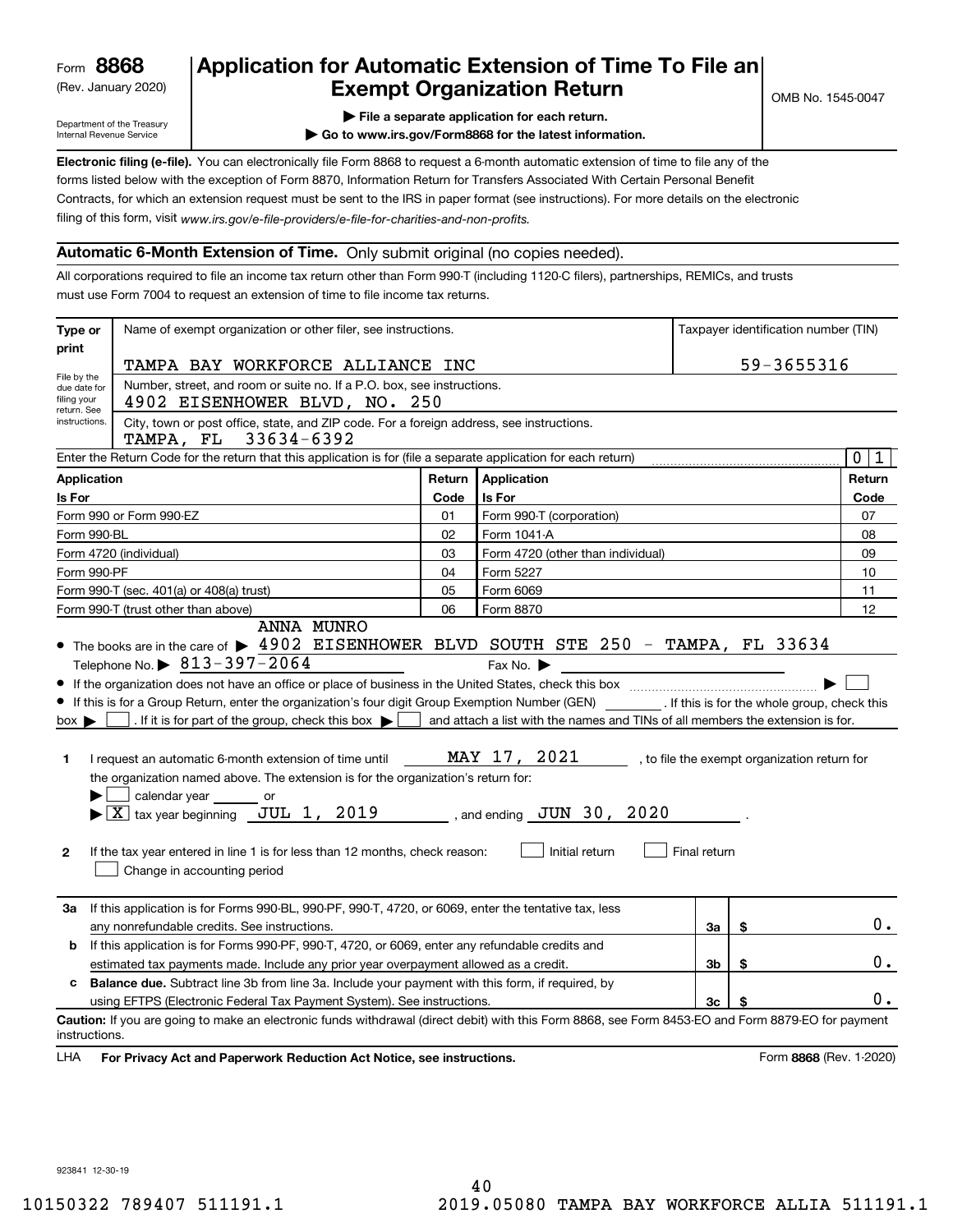Form **8868**
(Rev. January 2020)

Department of the Treasury
Internal Revenue Service

# Application for Automatic Extension of Time To File an Exempt Organization Return

OMB No. 1545-0047

▶ File a separate application for each return.

▶ Go to www.irs.gov/Form8868 for the latest information.

**Electronic filing (e-file).** You can electronically file Form 8868 to request a 6-month automatic extension of time to file any of the forms listed below with the exception of Form 8870, Information Return for Transfers Associated With Certain Personal Benefit Contracts, for which an extension request must be sent to the IRS in paper format (see instructions). For more details on the electronic filing of this form, visit *www.irs.gov/e-file-providers/e-file-for-charities-and-non-profits.*

## Automatic 6-Month Extension of Time. Only submit original (no copies needed).

All corporations required to file an income tax return other than Form 990-T (including 1120-C filers), partnerships, REMICs, and trusts must use Form 7004 to request an extension of time to file income tax returns.

| | | |
|---|---|---|
| **Type or print** | Name of exempt organization or other filer, see instructions. TAMPA BAY WORKFORCE ALLIANCE INC | Taxpayer identification number (TIN) 59-3655316 |
| File by the due date for filing your return. See instructions. | Number, street, and room or suite no. If a P.O. box, see instructions. 4902 EISENHOWER BLVD, NO. 250 | |
| | City, town or post office, state, and ZIP code. For a foreign address, see instructions. TAMPA, FL 33634-6392 | |

Enter the Return Code for the return that this application is for (file a separate application for each return) .......... 0 1

| Application Is For | Return Code | Application Is For | Return Code |
|---|---|---|---|
| Form 990 or Form 990-EZ | 01 | Form 990-T (corporation) | 07 |
| Form 990-BL | 02 | Form 1041-A | 08 |
| Form 4720 (individual) | 03 | Form 4720 (other than individual) | 09 |
| Form 990-PF | 04 | Form 5227 | 10 |
| Form 990-T (sec. 401(a) or 408(a) trust) | 05 | Form 6069 | 11 |
| Form 990-T (trust other than above) | 06 | Form 8870 | 12 |

- The books are in the care of ▶ ANNA MUNRO 4902 EISENHOWER BLVD SOUTH STE 250 - TAMPA, FL 33634
  Telephone No. ▶ 813-397-2064 Fax No. ▶
- If the organization does not have an office or place of business in the United States, check this box .......... ▶ ☐
- If this is for a Group Return, enter the organization's four digit Group Exemption Number (GEN) ________. If this is for the whole group, check this box ▶ ☐. If it is for part of the group, check this box ▶ ☐ and attach a list with the names and TINs of all members the extension is for.

**1** I request an automatic 6-month extension of time until MAY 17, 2021, to file the exempt organization return for the organization named above. The extension is for the organization's return for:
▶ ☐ calendar year ______ or
▶ ☒ tax year beginning JUL 1, 2019, and ending JUN 30, 2020.

**2** If the tax year entered in line 1 is for less than 12 months, check reason: ☐ Initial return ☐ Final return
☐ Change in accounting period

| | | | |
|---|---|---|---|
| **3a** | If this application is for Forms 990-BL, 990-PF, 990-T, 4720, or 6069, enter the tentative tax, less any nonrefundable credits. See instructions. | 3a | $ 0. |
| **b** | If this application is for Forms 990-PF, 990-T, 4720, or 6069, enter any refundable credits and estimated tax payments made. Include any prior year overpayment allowed as a credit. | 3b | $ 0. |
| **c** | **Balance due.** Subtract line 3b from line 3a. Include your payment with this form, if required, by using EFTPS (Electronic Federal Tax Payment System). See instructions. | 3c | $ 0. |

**Caution:** If you are going to make an electronic funds withdrawal (direct debit) with this Form 8868, see Form 8453-EO and Form 8879-EO for payment instructions.

LHA **For Privacy Act and Paperwork Reduction Act Notice, see instructions.** Form **8868** (Rev. 1-2020)

923841 12-30-19

10150322 789407 511191.1 2019.05080 TAMPA BAY WORKFORCE ALLIA 511191.1